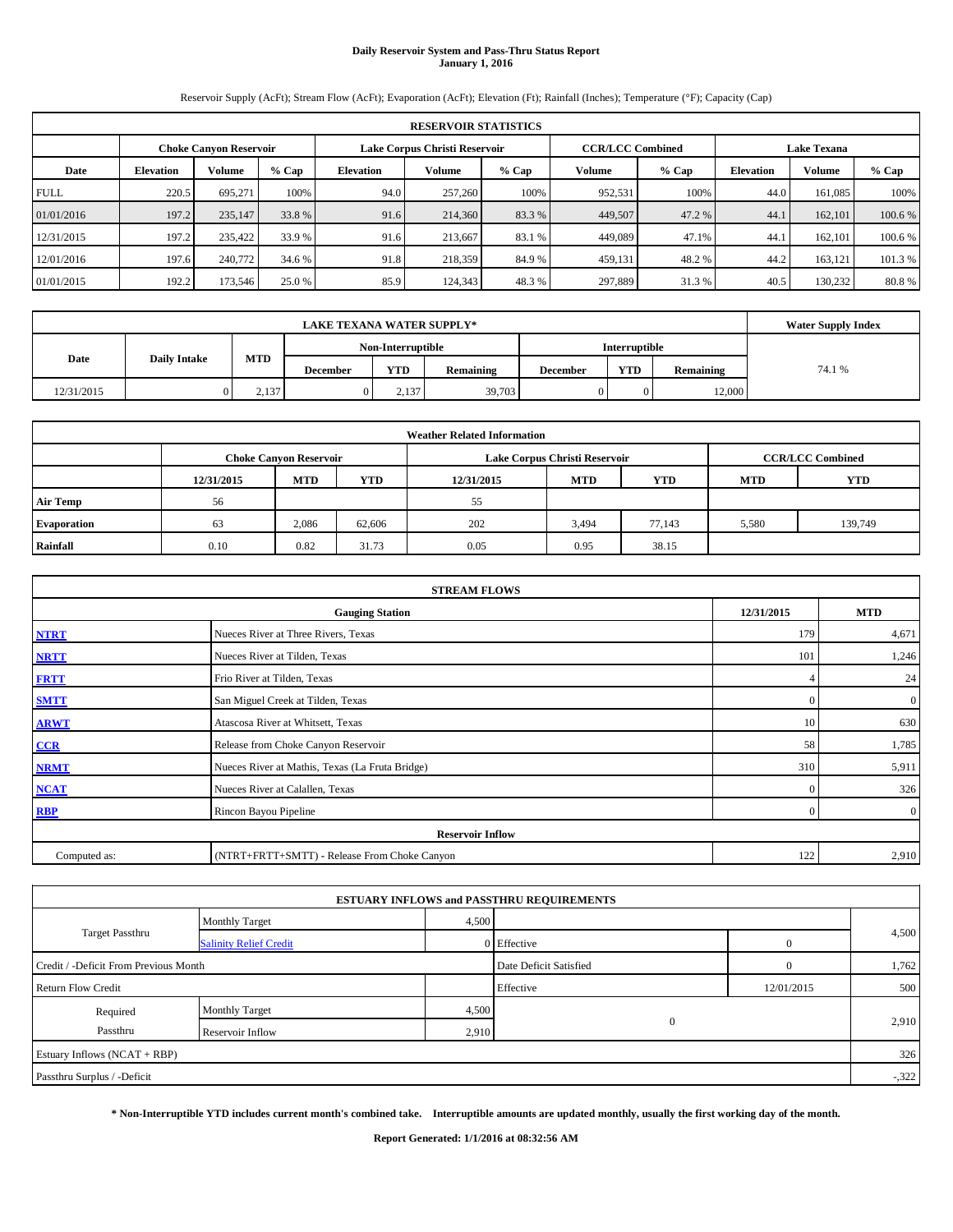# Daily Reservoir System and Pass-Thru Status Report
**January 1, 2016**

Reservoir Supply (AcFt); Stream Flow (AcFt); Evaporation (AcFt); Elevation (Ft); Rainfall (Inches); Temperature (°F); Capacity (Cap)

| RESERVOIR STATISTICS | | | | | | | | | | | |
|---|---|---|---|---|---|---|---|---|---|---|---|
| | Choke Canyon Reservoir | | | Lake Corpus Christi Reservoir | | | CCR/LCC Combined | | Lake Texana | | |
| Date | Elevation | Volume | % Cap | Elevation | Volume | % Cap | Volume | % Cap | Elevation | Volume | % Cap |
| FULL | 220.5 | 695,271 | 100% | 94.0 | 257,260 | 100% | 952,531 | 100% | 44.0 | 161,085 | 100% |
| 01/01/2016 | 197.2 | 235,147 | 33.8 % | 91.6 | 214,360 | 83.3 % | 449,507 | 47.2 % | 44.1 | 162,101 | 100.6 % |
| 12/31/2015 | 197.2 | 235,422 | 33.9 % | 91.6 | 213,667 | 83.1 % | 449,089 | 47.1% | 44.1 | 162,101 | 100.6 % |
| 12/01/2016 | 197.6 | 240,772 | 34.6 % | 91.8 | 218,359 | 84.9 % | 459,131 | 48.2 % | 44.2 | 163,121 | 101.3 % |
| 01/01/2015 | 192.2 | 173,546 | 25.0 % | 85.9 | 124,343 | 48.3 % | 297,889 | 31.3 % | 40.5 | 130,232 | 80.8 % |

| LAKE TEXANA WATER SUPPLY* | | | | | | | | | Water Supply Index |
|---|---|---|---|---|---|---|---|---|---|
| Date | Daily Intake | MTD | Non-Interruptible | | | Interruptible | | | |
| | | | December | YTD | Remaining | December | YTD | Remaining | |
| 12/31/2015 | 0 | 2,137 | 0 | 2,137 | 39,703 | 0 | 0 | 12,000 | 74.1 % |

| Weather Related Information | | | | | | | | |
|---|---|---|---|---|---|---|---|---|
| | Choke Canyon Reservoir | | | Lake Corpus Christi Reservoir | | | CCR/LCC Combined | |
| | 12/31/2015 | MTD | YTD | 12/31/2015 | MTD | YTD | MTD | YTD |
| Air Temp | 56 | | | 55 | | | | |
| Evaporation | 63 | 2,086 | 62,606 | 202 | 3,494 | 77,143 | 5,580 | 139,749 |
| Rainfall | 0.10 | 0.82 | 31.73 | 0.05 | 0.95 | 38.15 | | |

| STREAM FLOWS | | | |
|---|---|---|---|
| | Gauging Station | 12/31/2015 | MTD |
| NTRT | Nueces River at Three Rivers, Texas | 179 | 4,671 |
| NRTT | Nueces River at Tilden, Texas | 101 | 1,246 |
| FRTT | Frio River at Tilden, Texas | 4 | 24 |
| SMTT | San Miguel Creek at Tilden, Texas | 0 | 0 |
| ARWT | Atascosa River at Whitsett, Texas | 10 | 630 |
| CCR | Release from Choke Canyon Reservoir | 58 | 1,785 |
| NRMT | Nueces River at Mathis, Texas (La Fruta Bridge) | 310 | 5,911 |
| NCAT | Nueces River at Calallen, Texas | 0 | 326 |
| RBP | Rincon Bayou Pipeline | 0 | 0 |
| **Reservoir Inflow** | | | |
| Computed as: | (NTRT+FRTT+SMTT) - Release From Choke Canyon | 122 | 2,910 |

| ESTUARY INFLOWS and PASSTHRU REQUIREMENTS | | | | | |
|---|---|---|---|---|---|
| Target Passthru | Monthly Target | 4,500 | | | 4,500 |
| | Salinity Relief Credit | 0 | Effective | 0 | |
| Credit / -Deficit From Previous Month | | | Date Deficit Satisfied | 0 | 1,762 |
| Return Flow Credit | | | Effective | 12/01/2015 | 500 |
| Required Passthru | Monthly Target | 4,500 | 0 | | 2,910 |
| | Reservoir Inflow | 2,910 | | | |
| Estuary Inflows (NCAT + RBP) | | | | | 326 |
| Passthru Surplus / -Deficit | | | | | -,322 |

**\* Non-Interruptible YTD includes current month's combined take. Interruptible amounts are updated monthly, usually the first working day of the month.**

**Report Generated: 1/1/2016 at 08:32:56 AM**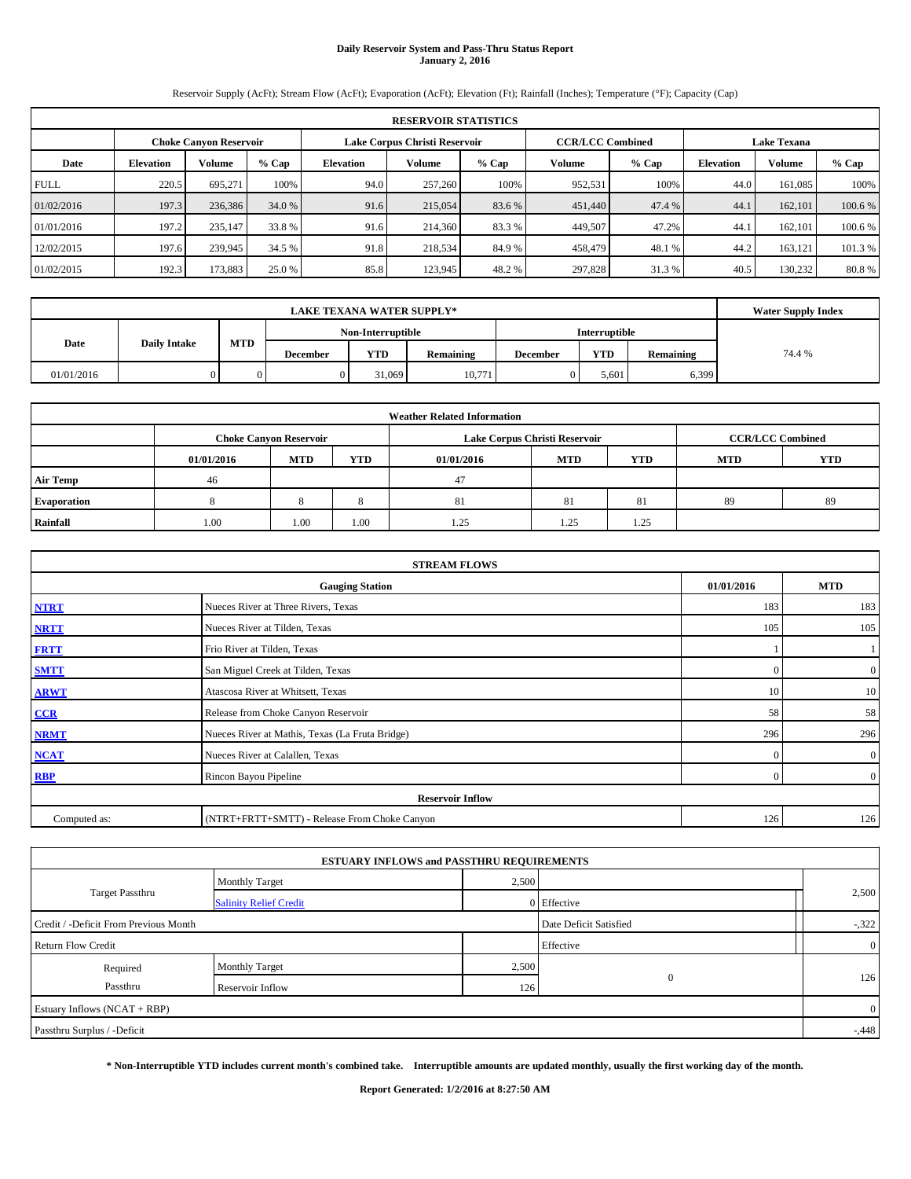# Daily Reservoir System and Pass-Thru Status Report
## January 2, 2016

Reservoir Supply (AcFt); Stream Flow (AcFt); Evaporation (AcFt); Elevation (Ft); Rainfall (Inches); Temperature (°F); Capacity (Cap)

| RESERVOIR STATISTICS | | | | | | | | | | | |
|---|---|---|---|---|---|---|---|---|---|---|---|
| | Choke Canyon Reservoir | | | Lake Corpus Christi Reservoir | | | CCR/LCC Combined | | Lake Texana | | |
| Date | Elevation | Volume | % Cap | Elevation | Volume | % Cap | Volume | % Cap | Elevation | Volume | % Cap |
| FULL | 220.5 | 695,271 | 100% | 94.0 | 257,260 | 100% | 952,531 | 100% | 44.0 | 161,085 | 100% |
| 01/02/2016 | 197.3 | 236,386 | 34.0 % | 91.6 | 215,054 | 83.6 % | 451,440 | 47.4 % | 44.1 | 162,101 | 100.6 % |
| 01/01/2016 | 197.2 | 235,147 | 33.8 % | 91.6 | 214,360 | 83.3 % | 449,507 | 47.2% | 44.1 | 162,101 | 100.6 % |
| 12/02/2015 | 197.6 | 239,945 | 34.5 % | 91.8 | 218,534 | 84.9 % | 458,479 | 48.1 % | 44.2 | 163,121 | 101.3 % |
| 01/02/2015 | 192.3 | 173,883 | 25.0 % | 85.8 | 123,945 | 48.2 % | 297,828 | 31.3 % | 40.5 | 130,232 | 80.8 % |

| LAKE TEXANA WATER SUPPLY* | | | | | | | | | Water Supply Index |
|---|---|---|---|---|---|---|---|---|---|
| Date | Daily Intake | MTD | Non-Interruptible | | | Interruptible | | | |
| | | | December | YTD | Remaining | December | YTD | Remaining | |
| 01/01/2016 | 0 | 0 | 0 | 31,069 | 10,771 | 0 | 5,601 | 6,399 | 74.4 % |

| Weather Related Information | | | | | | | | |
|---|---|---|---|---|---|---|---|---|
| | Choke Canyon Reservoir | | | Lake Corpus Christi Reservoir | | | CCR/LCC Combined | |
| | 01/01/2016 | MTD | YTD | 01/01/2016 | MTD | YTD | MTD | YTD |
| Air Temp | 46 | | | 47 | | | | |
| Evaporation | 8 | 8 | 8 | 81 | 81 | 81 | 89 | 89 |
| Rainfall | 1.00 | 1.00 | 1.00 | 1.25 | 1.25 | 1.25 | | |

| STREAM FLOWS | | | |
|---|---|---|---|
| | Gauging Station | 01/01/2016 | MTD |
| NTRT | Nueces River at Three Rivers, Texas | 183 | 183 |
| NRTT | Nueces River at Tilden, Texas | 105 | 105 |
| FRTT | Frio River at Tilden, Texas | 1 | 1 |
| SMTT | San Miguel Creek at Tilden, Texas | 0 | 0 |
| ARWT | Atascosa River at Whitsett, Texas | 10 | 10 |
| CCR | Release from Choke Canyon Reservoir | 58 | 58 |
| NRMT | Nueces River at Mathis, Texas (La Fruta Bridge) | 296 | 296 |
| NCAT | Nueces River at Calallen, Texas | 0 | 0 |
| RBP | Rincon Bayou Pipeline | 0 | 0 |
| Reservoir Inflow | | | |
| Computed as: | (NTRT+FRTT+SMTT) - Release From Choke Canyon | 126 | 126 |

| ESTUARY INFLOWS and PASSTHRU REQUIREMENTS | | | | |
|---|---|---|---|---|
| Target Passthru | Monthly Target | 2,500 | | 2,500 |
| | Salinity Relief Credit | 0 | Effective | |
| Credit / -Deficit From Previous Month | | | Date Deficit Satisfied | -,322 |
| Return Flow Credit | | | Effective | 0 |
| Required Passthru | Monthly Target | 2,500 | 0 | 126 |
| | Reservoir Inflow | 126 | | |
| Estuary Inflows (NCAT + RBP) | | | | 0 |
| Passthru Surplus / -Deficit | | | | -,448 |

**\* Non-Interruptible YTD includes current month's combined take. Interruptible amounts are updated monthly, usually the first working day of the month.**

**Report Generated: 1/2/2016 at 8:27:50 AM**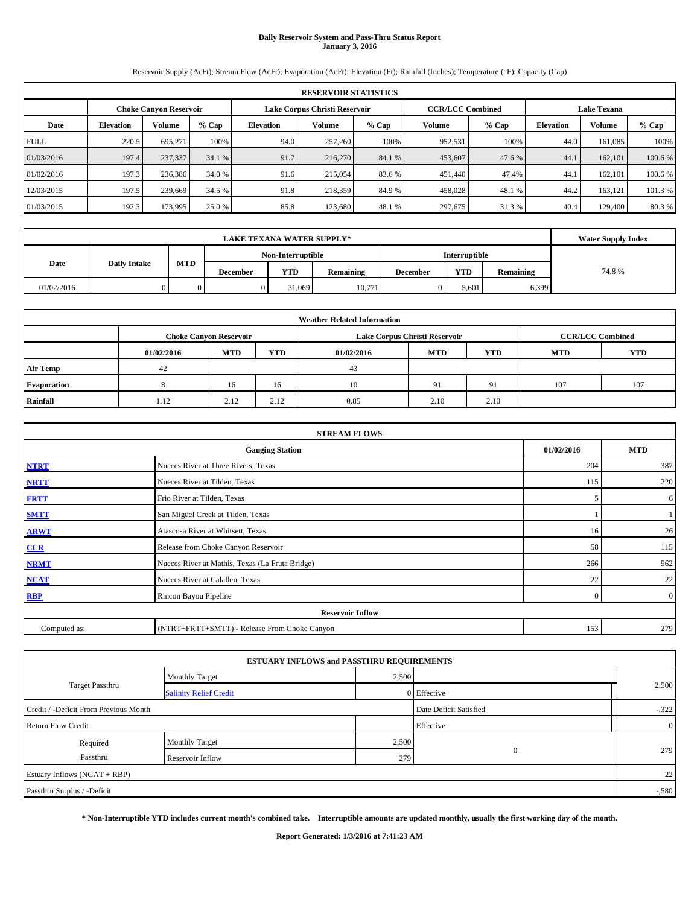# Daily Reservoir System and Pass-Thru Status Report
**January 3, 2016**

Reservoir Supply (AcFt); Stream Flow (AcFt); Evaporation (AcFt); Elevation (Ft); Rainfall (Inches); Temperature (°F); Capacity (Cap)

| RESERVOIR STATISTICS | | | | | | | | | | | |
|---|---|---|---|---|---|---|---|---|---|---|---|
| | Choke Canyon Reservoir | | | Lake Corpus Christi Reservoir | | | CCR/LCC Combined | | Lake Texana | | |
| Date | Elevation | Volume | % Cap | Elevation | Volume | % Cap | Volume | % Cap | Elevation | Volume | % Cap |
| FULL | 220.5 | 695,271 | 100% | 94.0 | 257,260 | 100% | 952,531 | 100% | 44.0 | 161,085 | 100% |
| 01/03/2016 | 197.4 | 237,337 | 34.1 % | 91.7 | 216,270 | 84.1 % | 453,607 | 47.6 % | 44.1 | 162,101 | 100.6 % |
| 01/02/2016 | 197.3 | 236,386 | 34.0 % | 91.6 | 215,054 | 83.6 % | 451,440 | 47.4% | 44.1 | 162,101 | 100.6 % |
| 12/03/2015 | 197.5 | 239,669 | 34.5 % | 91.8 | 218,359 | 84.9 % | 458,028 | 48.1 % | 44.2 | 163,121 | 101.3 % |
| 01/03/2015 | 192.3 | 173,995 | 25.0 % | 85.8 | 123,680 | 48.1 % | 297,675 | 31.3 % | 40.4 | 129,400 | 80.3 % |

| LAKE TEXANA WATER SUPPLY* | | | | | | | | | Water Supply Index |
|---|---|---|---|---|---|---|---|---|---|
| Date | Daily Intake | MTD | Non-Interruptible | | | Interruptible | | | |
| | | | December | YTD | Remaining | December | YTD | Remaining | |
| 01/02/2016 | 0 | 0 | 0 | 31,069 | 10,771 | 0 | 5,601 | 6,399 | 74.8 % |

| Weather Related Information | | | | | | | | |
|---|---|---|---|---|---|---|---|---|
| | Choke Canyon Reservoir | | | Lake Corpus Christi Reservoir | | | CCR/LCC Combined | |
| | 01/02/2016 | MTD | YTD | 01/02/2016 | MTD | YTD | MTD | YTD |
| Air Temp | 42 | | | 43 | | | | |
| Evaporation | 8 | 16 | 16 | 10 | 91 | 91 | 107 | 107 |
| Rainfall | 1.12 | 2.12 | 2.12 | 0.85 | 2.10 | 2.10 | | |

| STREAM FLOWS | | | |
|---|---|---|---|
| | Gauging Station | 01/02/2016 | MTD |
| NTRT | Nueces River at Three Rivers, Texas | 204 | 387 |
| NRTT | Nueces River at Tilden, Texas | 115 | 220 |
| FRTT | Frio River at Tilden, Texas | 5 | 6 |
| SMTT | San Miguel Creek at Tilden, Texas | 1 | 1 |
| ARWT | Atascosa River at Whitsett, Texas | 16 | 26 |
| CCR | Release from Choke Canyon Reservoir | 58 | 115 |
| NRMT | Nueces River at Mathis, Texas (La Fruta Bridge) | 266 | 562 |
| NCAT | Nueces River at Calallen, Texas | 22 | 22 |
| RBP | Rincon Bayou Pipeline | 0 | 0 |
| Reservoir Inflow | | | |
| Computed as: | (NTRT+FRTT+SMTT) - Release From Choke Canyon | 153 | 279 |

| ESTUARY INFLOWS and PASSTHRU REQUIREMENTS | | | | |
|---|---|---|---|---|
| Target Passthru | Monthly Target | 2,500 | | 2,500 |
| | Salinity Relief Credit | 0 | Effective | |
| Credit / -Deficit From Previous Month | | | Date Deficit Satisfied | -,322 |
| Return Flow Credit | | | Effective | 0 |
| Required Passthru | Monthly Target | 2,500 | 0 | 279 |
| | Reservoir Inflow | 279 | | |
| Estuary Inflows (NCAT + RBP) | | | | 22 |
| Passthru Surplus / -Deficit | | | | -,580 |

**\* Non-Interruptible YTD includes current month's combined take. Interruptible amounts are updated monthly, usually the first working day of the month.**

**Report Generated: 1/3/2016 at 7:41:23 AM**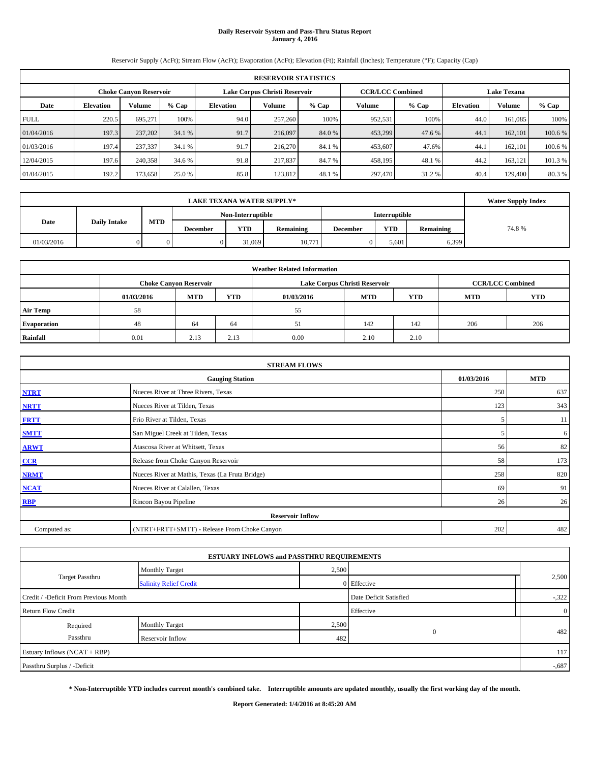# Daily Reservoir System and Pass-Thru Status Report
## January 4, 2016

Reservoir Supply (AcFt); Stream Flow (AcFt); Evaporation (AcFt); Elevation (Ft); Rainfall (Inches); Temperature (°F); Capacity (Cap)

| RESERVOIR STATISTICS | | | | | | | | | | | |
|---|---|---|---|---|---|---|---|---|---|---|---|
| | Choke Canyon Reservoir | | | Lake Corpus Christi Reservoir | | | CCR/LCC Combined | | Lake Texana | | |
| Date | Elevation | Volume | % Cap | Elevation | Volume | % Cap | Volume | % Cap | Elevation | Volume | % Cap |
| FULL | 220.5 | 695,271 | 100% | 94.0 | 257,260 | 100% | 952,531 | 100% | 44.0 | 161,085 | 100% |
| 01/04/2016 | 197.3 | 237,202 | 34.1 % | 91.7 | 216,097 | 84.0 % | 453,299 | 47.6 % | 44.1 | 162,101 | 100.6 % |
| 01/03/2016 | 197.4 | 237,337 | 34.1 % | 91.7 | 216,270 | 84.1 % | 453,607 | 47.6% | 44.1 | 162,101 | 100.6 % |
| 12/04/2015 | 197.6 | 240,358 | 34.6 % | 91.8 | 217,837 | 84.7 % | 458,195 | 48.1 % | 44.2 | 163,121 | 101.3 % |
| 01/04/2015 | 192.2 | 173,658 | 25.0 % | 85.8 | 123,812 | 48.1 % | 297,470 | 31.2 % | 40.4 | 129,400 | 80.3 % |

| LAKE TEXANA WATER SUPPLY* | | | | | | | | | Water Supply Index |
|---|---|---|---|---|---|---|---|---|---|
| Date | Daily Intake | MTD | Non-Interruptible | | | Interruptible | | | 74.8 % |
| | | | December | YTD | Remaining | December | YTD | Remaining | |
| 01/03/2016 | 0 | 0 | 0 | 31,069 | 10,771 | 0 | 5,601 | 6,399 | |

| Weather Related Information | | | | | | | | |
|---|---|---|---|---|---|---|---|---|
| | Choke Canyon Reservoir | | | Lake Corpus Christi Reservoir | | | CCR/LCC Combined | |
| | 01/03/2016 | MTD | YTD | 01/03/2016 | MTD | YTD | MTD | YTD |
| Air Temp | 58 | | | 55 | | | | |
| Evaporation | 48 | 64 | 64 | 51 | 142 | 142 | 206 | 206 |
| Rainfall | 0.01 | 2.13 | 2.13 | 0.00 | 2.10 | 2.10 | | |

| STREAM FLOWS | | | |
|---|---|---|---|
| | Gauging Station | 01/03/2016 | MTD |
| NTRT | Nueces River at Three Rivers, Texas | 250 | 637 |
| NRTT | Nueces River at Tilden, Texas | 123 | 343 |
| FRTT | Frio River at Tilden, Texas | 5 | 11 |
| SMTT | San Miguel Creek at Tilden, Texas | 5 | 6 |
| ARWT | Atascosa River at Whitsett, Texas | 56 | 82 |
| CCR | Release from Choke Canyon Reservoir | 58 | 173 |
| NRMT | Nueces River at Mathis, Texas (La Fruta Bridge) | 258 | 820 |
| NCAT | Nueces River at Calallen, Texas | 69 | 91 |
| RBP | Rincon Bayou Pipeline | 26 | 26 |
| **Reservoir Inflow** | | | |
| Computed as: | (NTRT+FRTT+SMTT) - Release From Choke Canyon | 202 | 482 |

| ESTUARY INFLOWS and PASSTHRU REQUIREMENTS | | | | |
|---|---|---|---|---|
| Target Passthru | Monthly Target | 2,500 | | 2,500 |
| | Salinity Relief Credit | 0 | Effective | |
| Credit / -Deficit From Previous Month | | | Date Deficit Satisfied | -,322 |
| Return Flow Credit | | | Effective | 0 |
| Required Passthru | Monthly Target | 2,500 | 0 | 482 |
| | Reservoir Inflow | 482 | | |
| Estuary Inflows (NCAT + RBP) | | | | 117 |
| Passthru Surplus / -Deficit | | | | -,687 |

**\* Non-Interruptible YTD includes current month's combined take. Interruptible amounts are updated monthly, usually the first working day of the month.**

**Report Generated: 1/4/2016 at 8:45:20 AM**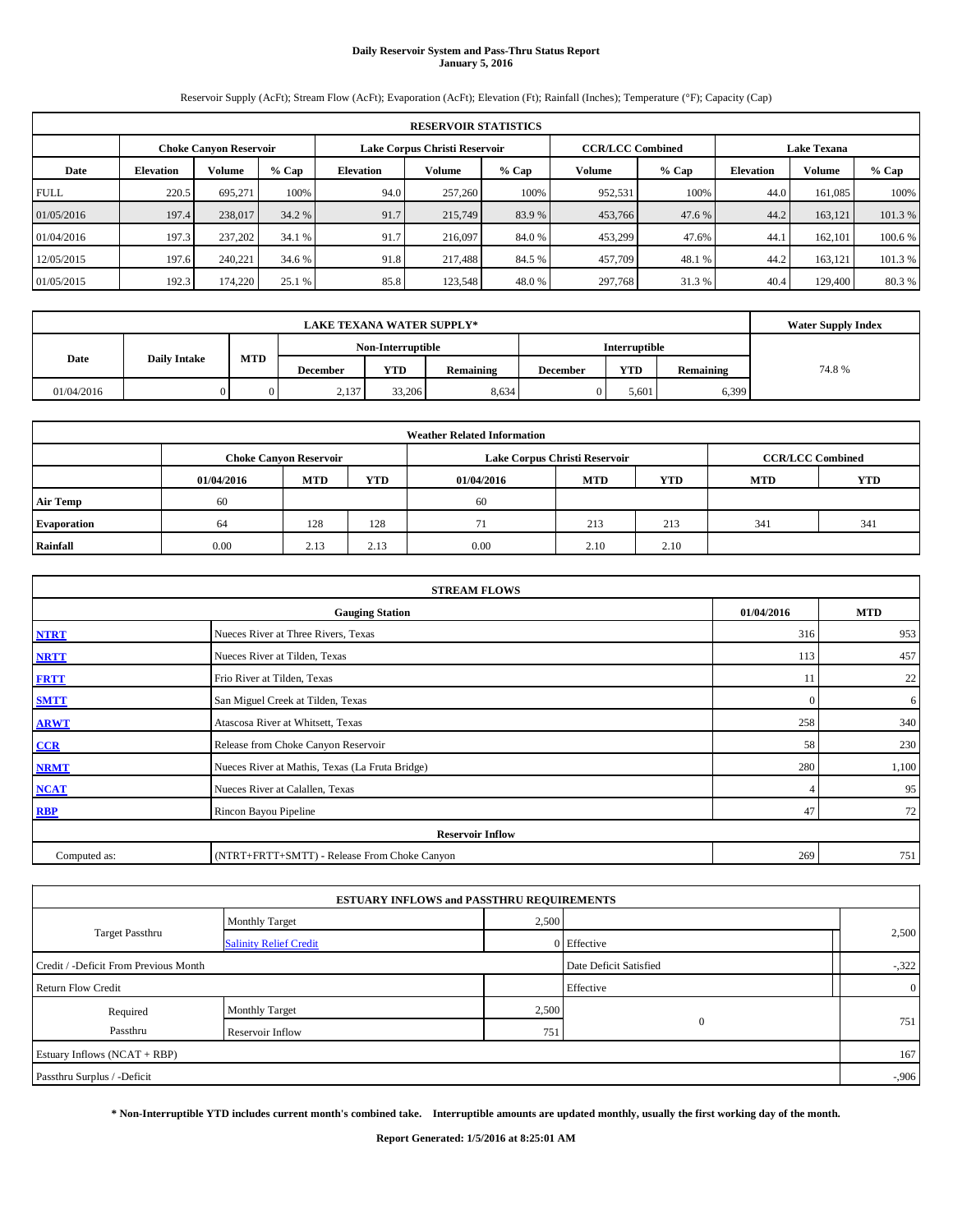# Daily Reservoir System and Pass-Thru Status Report
**January 5, 2016**

Reservoir Supply (AcFt); Stream Flow (AcFt); Evaporation (AcFt); Elevation (Ft); Rainfall (Inches); Temperature (°F); Capacity (Cap)

| RESERVOIR STATISTICS | | | | | | | | | | | |
|---|---|---|---|---|---|---|---|---|---|---|---|
| | Choke Canyon Reservoir | | | Lake Corpus Christi Reservoir | | | CCR/LCC Combined | | Lake Texana | | |
| Date | Elevation | Volume | % Cap | Elevation | Volume | % Cap | Volume | % Cap | Elevation | Volume | % Cap |
| FULL | 220.5 | 695,271 | 100% | 94.0 | 257,260 | 100% | 952,531 | 100% | 44.0 | 161,085 | 100% |
| 01/05/2016 | 197.4 | 238,017 | 34.2 % | 91.7 | 215,749 | 83.9 % | 453,766 | 47.6 % | 44.2 | 163,121 | 101.3 % |
| 01/04/2016 | 197.3 | 237,202 | 34.1 % | 91.7 | 216,097 | 84.0 % | 453,299 | 47.6% | 44.1 | 162,101 | 100.6 % |
| 12/05/2015 | 197.6 | 240,221 | 34.6 % | 91.8 | 217,488 | 84.5 % | 457,709 | 48.1 % | 44.2 | 163,121 | 101.3 % |
| 01/05/2015 | 192.3 | 174,220 | 25.1 % | 85.8 | 123,548 | 48.0 % | 297,768 | 31.3 % | 40.4 | 129,400 | 80.3 % |

| LAKE TEXANA WATER SUPPLY* | | | | | | | | | Water Supply Index |
|---|---|---|---|---|---|---|---|---|---|
| Date | Daily Intake | MTD | Non-Interruptible | | | Interruptible | | | |
| | | | December | YTD | Remaining | December | YTD | Remaining | |
| 01/04/2016 | 0 | 0 | 2,137 | 33,206 | 8,634 | 0 | 5,601 | 6,399 | 74.8 % |

| Weather Related Information | | | | | | | | |
|---|---|---|---|---|---|---|---|---|
| | Choke Canyon Reservoir | | | Lake Corpus Christi Reservoir | | | CCR/LCC Combined | |
| | 01/04/2016 | MTD | YTD | 01/04/2016 | MTD | YTD | MTD | YTD |
| Air Temp | 60 | | | 60 | | | | |
| Evaporation | 64 | 128 | 128 | 71 | 213 | 213 | 341 | 341 |
| Rainfall | 0.00 | 2.13 | 2.13 | 0.00 | 2.10 | 2.10 | | |

| STREAM FLOWS | | | |
|---|---|---|---|
| | Gauging Station | 01/04/2016 | MTD |
| NTRT | Nueces River at Three Rivers, Texas | 316 | 953 |
| NRTT | Nueces River at Tilden, Texas | 113 | 457 |
| FRTT | Frio River at Tilden, Texas | 11 | 22 |
| SMTT | San Miguel Creek at Tilden, Texas | 0 | 6 |
| ARWT | Atascosa River at Whitsett, Texas | 258 | 340 |
| CCR | Release from Choke Canyon Reservoir | 58 | 230 |
| NRMT | Nueces River at Mathis, Texas (La Fruta Bridge) | 280 | 1,100 |
| NCAT | Nueces River at Calallen, Texas | 4 | 95 |
| RBP | Rincon Bayou Pipeline | 47 | 72 |
| **Reservoir Inflow** | | | |
| Computed as: | (NTRT+FRTT+SMTT) - Release From Choke Canyon | 269 | 751 |

| ESTUARY INFLOWS and PASSTHRU REQUIREMENTS | | | | |
|---|---|---|---|---|
| Target Passthru | Monthly Target | 2,500 | | 2,500 |
| | Salinity Relief Credit | 0 | Effective | |
| Credit / -Deficit From Previous Month | | | Date Deficit Satisfied | -322 |
| Return Flow Credit | | | Effective | 0 |
| Required Passthru | Monthly Target | 2,500 | 0 | 751 |
| | Reservoir Inflow | 751 | | |
| Estuary Inflows (NCAT + RBP) | | | | 167 |
| Passthru Surplus / -Deficit | | | | -906 |

**\* Non-Interruptible YTD includes current month's combined take. Interruptible amounts are updated monthly, usually the first working day of the month.**

**Report Generated: 1/5/2016 at 8:25:01 AM**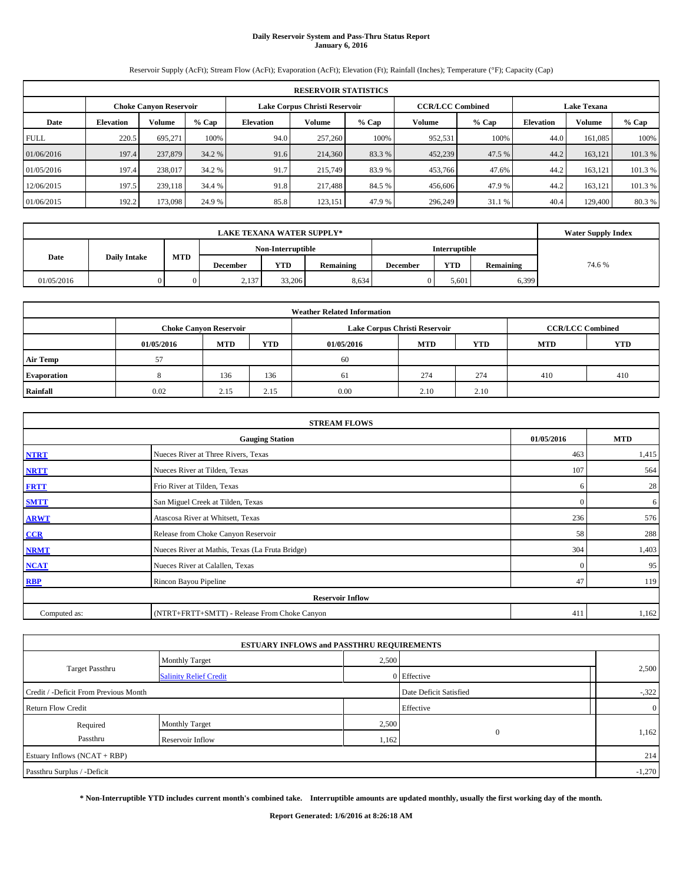# Daily Reservoir System and Pass-Thru Status Report
**January 6, 2016**

Reservoir Supply (AcFt); Stream Flow (AcFt); Evaporation (AcFt); Elevation (Ft); Rainfall (Inches); Temperature (°F); Capacity (Cap)

| RESERVOIR STATISTICS | | | | | | | | | | | |
|---|---|---|---|---|---|---|---|---|---|---|---|
| | Choke Canyon Reservoir | | | Lake Corpus Christi Reservoir | | | CCR/LCC Combined | | Lake Texana | | |
| Date | Elevation | Volume | % Cap | Elevation | Volume | % Cap | Volume | % Cap | Elevation | Volume | % Cap |
| FULL | 220.5 | 695,271 | 100% | 94.0 | 257,260 | 100% | 952,531 | 100% | 44.0 | 161,085 | 100% |
| 01/06/2016 | 197.4 | 237,879 | 34.2 % | 91.6 | 214,360 | 83.3 % | 452,239 | 47.5 % | 44.2 | 163,121 | 101.3 % |
| 01/05/2016 | 197.4 | 238,017 | 34.2 % | 91.7 | 215,749 | 83.9 % | 453,766 | 47.6% | 44.2 | 163,121 | 101.3 % |
| 12/06/2015 | 197.5 | 239,118 | 34.4 % | 91.8 | 217,488 | 84.5 % | 456,606 | 47.9 % | 44.2 | 163,121 | 101.3 % |
| 01/06/2015 | 192.2 | 173,098 | 24.9 % | 85.8 | 123,151 | 47.9 % | 296,249 | 31.1 % | 40.4 | 129,400 | 80.3 % |

| LAKE TEXANA WATER SUPPLY* | | | | | | | | | Water Supply Index |
|---|---|---|---|---|---|---|---|---|---|
| Date | Daily Intake | MTD | Non-Interruptible | | | Interruptible | | | |
| | | | December | YTD | Remaining | December | YTD | Remaining | |
| 01/05/2016 | 0 | 0 | 2,137 | 33,206 | 8,634 | 0 | 5,601 | 6,399 | 74.6 % |

| Weather Related Information | | | | | | | | |
|---|---|---|---|---|---|---|---|---|
| | Choke Canyon Reservoir | | | Lake Corpus Christi Reservoir | | | CCR/LCC Combined | |
| | 01/05/2016 | MTD | YTD | 01/05/2016 | MTD | YTD | MTD | YTD |
| Air Temp | 57 | | | 60 | | | | |
| Evaporation | 8 | 136 | 136 | 61 | 274 | 274 | 410 | 410 |
| Rainfall | 0.02 | 2.15 | 2.15 | 0.00 | 2.10 | 2.10 | | |

| STREAM FLOWS | | | |
|---|---|---|---|
| | Gauging Station | 01/05/2016 | MTD |
| NTRT | Nueces River at Three Rivers, Texas | 463 | 1,415 |
| NRTT | Nueces River at Tilden, Texas | 107 | 564 |
| FRTT | Frio River at Tilden, Texas | 6 | 28 |
| SMTT | San Miguel Creek at Tilden, Texas | 0 | 6 |
| ARWT | Atascosa River at Whitsett, Texas | 236 | 576 |
| CCR | Release from Choke Canyon Reservoir | 58 | 288 |
| NRMT | Nueces River at Mathis, Texas (La Fruta Bridge) | 304 | 1,403 |
| NCAT | Nueces River at Calallen, Texas | 0 | 95 |
| RBP | Rincon Bayou Pipeline | 47 | 119 |
| Reservoir Inflow | | | |
| Computed as: | (NTRT+FRTT+SMTT) - Release From Choke Canyon | 411 | 1,162 |

| ESTUARY INFLOWS and PASSTHRU REQUIREMENTS | | | | |
|---|---|---|---|---|
| Target Passthru | Monthly Target | 2,500 | | 2,500 |
| | Salinity Relief Credit | 0 | Effective | |
| Credit / -Deficit From Previous Month | | | Date Deficit Satisfied | -,322 |
| Return Flow Credit | | | Effective | 0 |
| Required Passthru | Monthly Target | 2,500 | 0 | 1,162 |
| | Reservoir Inflow | 1,162 | | |
| Estuary Inflows (NCAT + RBP) | | | | 214 |
| Passthru Surplus / -Deficit | | | | -1,270 |

**\* Non-Interruptible YTD includes current month's combined take. Interruptible amounts are updated monthly, usually the first working day of the month.**

**Report Generated: 1/6/2016 at 8:26:18 AM**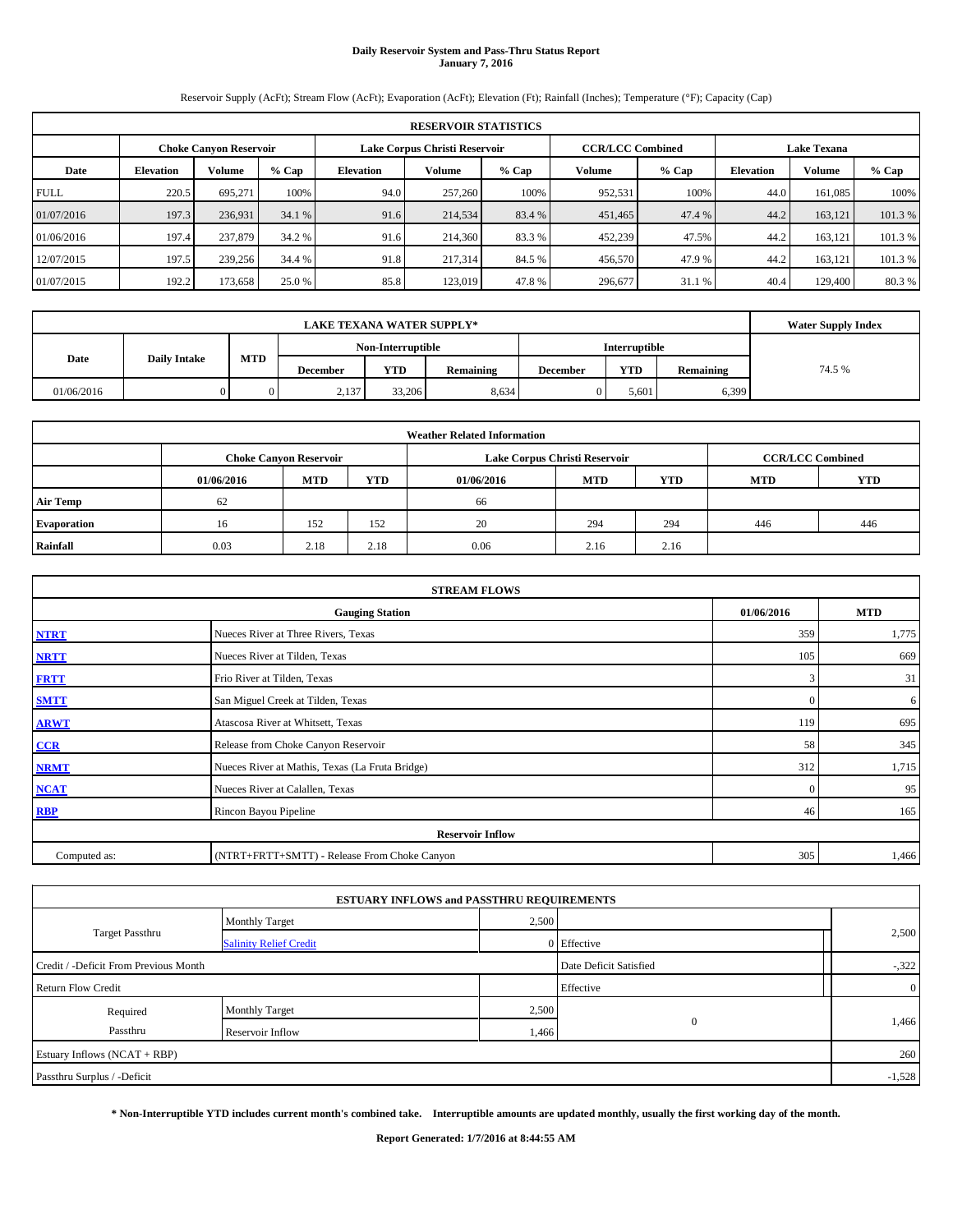# Daily Reservoir System and Pass-Thru Status Report
## January 7, 2016

Reservoir Supply (AcFt); Stream Flow (AcFt); Evaporation (AcFt); Elevation (Ft); Rainfall (Inches); Temperature (°F); Capacity (Cap)

| RESERVOIR STATISTICS | | | | | | | | | | | |
|---|---|---|---|---|---|---|---|---|---|---|---|
| | Choke Canyon Reservoir | | | Lake Corpus Christi Reservoir | | | CCR/LCC Combined | | Lake Texana | | |
| Date | Elevation | Volume | % Cap | Elevation | Volume | % Cap | Volume | % Cap | Elevation | Volume | % Cap |
| FULL | 220.5 | 695,271 | 100% | 94.0 | 257,260 | 100% | 952,531 | 100% | 44.0 | 161,085 | 100% |
| 01/07/2016 | 197.3 | 236,931 | 34.1 % | 91.6 | 214,534 | 83.4 % | 451,465 | 47.4 % | 44.2 | 163,121 | 101.3 % |
| 01/06/2016 | 197.4 | 237,879 | 34.2 % | 91.6 | 214,360 | 83.3 % | 452,239 | 47.5% | 44.2 | 163,121 | 101.3 % |
| 12/07/2015 | 197.5 | 239,256 | 34.4 % | 91.8 | 217,314 | 84.5 % | 456,570 | 47.9 % | 44.2 | 163,121 | 101.3 % |
| 01/07/2015 | 192.2 | 173,658 | 25.0 % | 85.8 | 123,019 | 47.8 % | 296,677 | 31.1 % | 40.4 | 129,400 | 80.3 % |

| LAKE TEXANA WATER SUPPLY* | | | | | | | | | Water Supply Index |
|---|---|---|---|---|---|---|---|---|---|
| Date | Daily Intake | MTD | Non-Interruptible | | | Interruptible | | | |
| | | | December | YTD | Remaining | December | YTD | Remaining | |
| 01/06/2016 | 0 | 0 | 2,137 | 33,206 | 8,634 | 0 | 5,601 | 6,399 | 74.5 % |

| Weather Related Information | | | | | | | | |
|---|---|---|---|---|---|---|---|---|
| | Choke Canyon Reservoir | | | Lake Corpus Christi Reservoir | | | CCR/LCC Combined | |
| | 01/06/2016 | MTD | YTD | 01/06/2016 | MTD | YTD | MTD | YTD |
| Air Temp | 62 | | | 66 | | | | |
| Evaporation | 16 | 152 | 152 | 20 | 294 | 294 | 446 | 446 |
| Rainfall | 0.03 | 2.18 | 2.18 | 0.06 | 2.16 | 2.16 | | |

| STREAM FLOWS | | | |
|---|---|---|---|
| | Gauging Station | 01/06/2016 | MTD |
| NTRT | Nueces River at Three Rivers, Texas | 359 | 1,775 |
| NRTT | Nueces River at Tilden, Texas | 105 | 669 |
| FRTT | Frio River at Tilden, Texas | 3 | 31 |
| SMTT | San Miguel Creek at Tilden, Texas | 0 | 6 |
| ARWT | Atascosa River at Whitsett, Texas | 119 | 695 |
| CCR | Release from Choke Canyon Reservoir | 58 | 345 |
| NRMT | Nueces River at Mathis, Texas (La Fruta Bridge) | 312 | 1,715 |
| NCAT | Nueces River at Calallen, Texas | 0 | 95 |
| RBP | Rincon Bayou Pipeline | 46 | 165 |
| Reservoir Inflow | | | |
| Computed as: | (NTRT+FRTT+SMTT) - Release From Choke Canyon | 305 | 1,466 |

| ESTUARY INFLOWS and PASSTHRU REQUIREMENTS | | | | |
|---|---|---|---|---|
| Target Passthru | Monthly Target | 2,500 | | 2,500 |
| | Salinity Relief Credit | 0 | Effective | |
| Credit / -Deficit From Previous Month | | | Date Deficit Satisfied | -,322 |
| Return Flow Credit | | | Effective | 0 |
| Required Passthru | Monthly Target | 2,500 | 0 | 1,466 |
| | Reservoir Inflow | 1,466 | | |
| Estuary Inflows (NCAT + RBP) | | | | 260 |
| Passthru Surplus / -Deficit | | | | -1,528 |

**\* Non-Interruptible YTD includes current month's combined take. Interruptible amounts are updated monthly, usually the first working day of the month.**

**Report Generated: 1/7/2016 at 8:44:55 AM**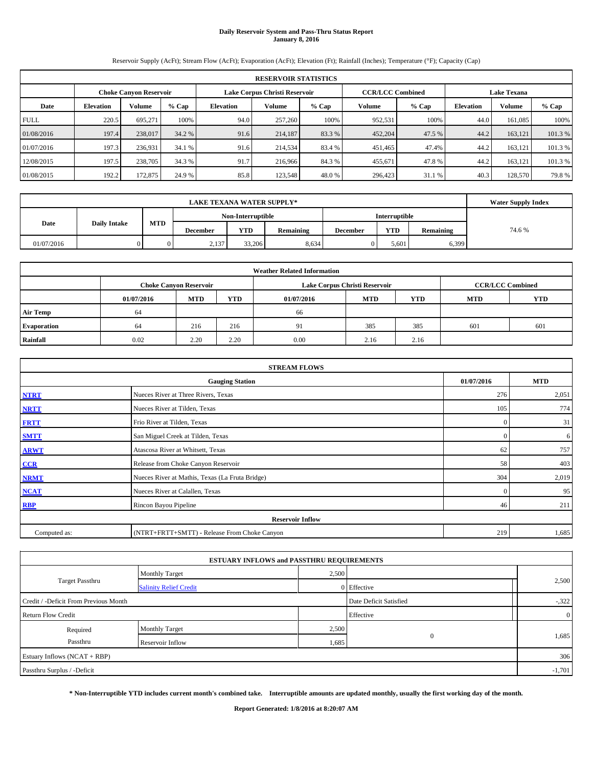# Daily Reservoir System and Pass-Thru Status Report
**January 8, 2016**

Reservoir Supply (AcFt); Stream Flow (AcFt); Evaporation (AcFt); Elevation (Ft); Rainfall (Inches); Temperature (°F); Capacity (Cap)

| RESERVOIR STATISTICS | | | | | | | | | | | |
|---|---|---|---|---|---|---|---|---|---|---|---|
| | Choke Canyon Reservoir | | | Lake Corpus Christi Reservoir | | | CCR/LCC Combined | | Lake Texana | | |
| Date | Elevation | Volume | % Cap | Elevation | Volume | % Cap | Volume | % Cap | Elevation | Volume | % Cap |
| FULL | 220.5 | 695,271 | 100% | 94.0 | 257,260 | 100% | 952,531 | 100% | 44.0 | 161,085 | 100% |
| 01/08/2016 | 197.4 | 238,017 | 34.2 % | 91.6 | 214,187 | 83.3 % | 452,204 | 47.5 % | 44.2 | 163,121 | 101.3 % |
| 01/07/2016 | 197.3 | 236,931 | 34.1 % | 91.6 | 214,534 | 83.4 % | 451,465 | 47.4% | 44.2 | 163,121 | 101.3 % |
| 12/08/2015 | 197.5 | 238,705 | 34.3 % | 91.7 | 216,966 | 84.3 % | 455,671 | 47.8 % | 44.2 | 163,121 | 101.3 % |
| 01/08/2015 | 192.2 | 172,875 | 24.9 % | 85.8 | 123,548 | 48.0 % | 296,423 | 31.1 % | 40.3 | 128,570 | 79.8 % |

| LAKE TEXANA WATER SUPPLY* | | | | | | | | | Water Supply Index |
|---|---|---|---|---|---|---|---|---|---|
| Date | Daily Intake | MTD | Non-Interruptible | | | Interruptible | | | |
| | | | December | YTD | Remaining | December | YTD | Remaining | |
| 01/07/2016 | 0 | 0 | 2,137 | 33,206 | 8,634 | 0 | 5,601 | 6,399 | 74.6 % |

| Weather Related Information | | | | | | | |
|---|---|---|---|---|---|---|---|
| | Choke Canyon Reservoir | | | Lake Corpus Christi Reservoir | | | CCR/LCC Combined | |
| | 01/07/2016 | MTD | YTD | 01/07/2016 | MTD | YTD | MTD | YTD |
| Air Temp | 64 | | | 66 | | | | |
| Evaporation | 64 | 216 | 216 | 91 | 385 | 385 | 601 | 601 |
| Rainfall | 0.02 | 2.20 | 2.20 | 0.00 | 2.16 | 2.16 | | |

| STREAM FLOWS | | | |
|---|---|---|---|
| | Gauging Station | 01/07/2016 | MTD |
| NTRT | Nueces River at Three Rivers, Texas | 276 | 2,051 |
| NRTT | Nueces River at Tilden, Texas | 105 | 774 |
| FRTT | Frio River at Tilden, Texas | 0 | 31 |
| SMTT | San Miguel Creek at Tilden, Texas | 0 | 6 |
| ARWT | Atascosa River at Whitsett, Texas | 62 | 757 |
| CCR | Release from Choke Canyon Reservoir | 58 | 403 |
| NRMT | Nueces River at Mathis, Texas (La Fruta Bridge) | 304 | 2,019 |
| NCAT | Nueces River at Calallen, Texas | 0 | 95 |
| RBP | Rincon Bayou Pipeline | 46 | 211 |
| Reservoir Inflow | | | |
| Computed as: | (NTRT+FRTT+SMTT) - Release From Choke Canyon | 219 | 1,685 |

| ESTUARY INFLOWS and PASSTHRU REQUIREMENTS | | | | |
|---|---|---|---|---|
| Target Passthru | Monthly Target | 2,500 | | 2,500 |
| | Salinity Relief Credit | 0 | Effective | |
| Credit / -Deficit From Previous Month | | | Date Deficit Satisfied | -,322 |
| Return Flow Credit | | | Effective | 0 |
| Required Passthru | Monthly Target | 2,500 | 0 | 1,685 |
| | Reservoir Inflow | 1,685 | | |
| Estuary Inflows (NCAT + RBP) | | | | 306 |
| Passthru Surplus / -Deficit | | | | -1,701 |

**\* Non-Interruptible YTD includes current month's combined take. Interruptible amounts are updated monthly, usually the first working day of the month.**

**Report Generated: 1/8/2016 at 8:20:07 AM**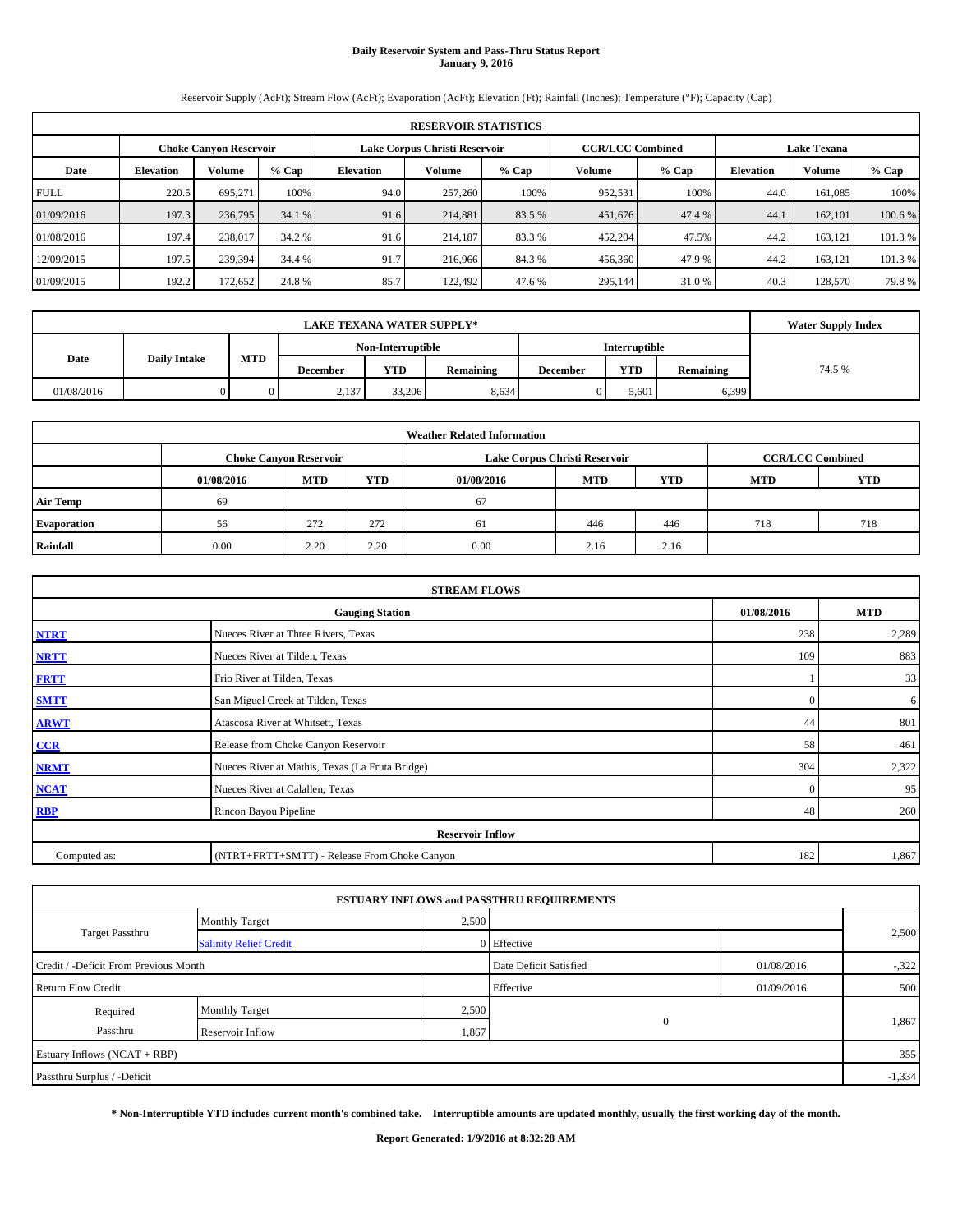# Daily Reservoir System and Pass-Thru Status Report
## January 9, 2016

Reservoir Supply (AcFt); Stream Flow (AcFt); Evaporation (AcFt); Elevation (Ft); Rainfall (Inches); Temperature (°F); Capacity (Cap)

| RESERVOIR STATISTICS | | | | | | | | | | | |
|---|---|---|---|---|---|---|---|---|---|---|---|
| | Choke Canyon Reservoir | | | Lake Corpus Christi Reservoir | | | CCR/LCC Combined | | Lake Texana | | |
| Date | Elevation | Volume | % Cap | Elevation | Volume | % Cap | Volume | % Cap | Elevation | Volume | % Cap |
| FULL | 220.5 | 695,271 | 100% | 94.0 | 257,260 | 100% | 952,531 | 100% | 44.0 | 161,085 | 100% |
| 01/09/2016 | 197.3 | 236,795 | 34.1 % | 91.6 | 214,881 | 83.5 % | 451,676 | 47.4 % | 44.1 | 162,101 | 100.6 % |
| 01/08/2016 | 197.4 | 238,017 | 34.2 % | 91.6 | 214,187 | 83.3 % | 452,204 | 47.5% | 44.2 | 163,121 | 101.3 % |
| 12/09/2015 | 197.5 | 239,394 | 34.4 % | 91.7 | 216,966 | 84.3 % | 456,360 | 47.9 % | 44.2 | 163,121 | 101.3 % |
| 01/09/2015 | 192.2 | 172,652 | 24.8 % | 85.7 | 122,492 | 47.6 % | 295,144 | 31.0 % | 40.3 | 128,570 | 79.8 % |

| LAKE TEXANA WATER SUPPLY* | | | | | | | | | Water Supply Index |
|---|---|---|---|---|---|---|---|---|---|
| Date | Daily Intake | MTD | Non-Interruptible | | | Interruptible | | | |
| | | | December | YTD | Remaining | December | YTD | Remaining | |
| 01/08/2016 | 0 | 0 | 2,137 | 33,206 | 8,634 | 0 | 5,601 | 6,399 | 74.5 % |

| Weather Related Information | | | | | | | | |
|---|---|---|---|---|---|---|---|---|
| | Choke Canyon Reservoir | | | Lake Corpus Christi Reservoir | | | CCR/LCC Combined | |
| | 01/08/2016 | MTD | YTD | 01/08/2016 | MTD | YTD | MTD | YTD |
| Air Temp | 69 | | | 67 | | | | |
| Evaporation | 56 | 272 | 272 | 61 | 446 | 446 | 718 | 718 |
| Rainfall | 0.00 | 2.20 | 2.20 | 0.00 | 2.16 | 2.16 | | |

| STREAM FLOWS | | | |
|---|---|---|---|
| | Gauging Station | 01/08/2016 | MTD |
| NTRT | Nueces River at Three Rivers, Texas | 238 | 2,289 |
| NRTT | Nueces River at Tilden, Texas | 109 | 883 |
| FRTT | Frio River at Tilden, Texas | 1 | 33 |
| SMTT | San Miguel Creek at Tilden, Texas | 0 | 6 |
| ARWT | Atascosa River at Whitsett, Texas | 44 | 801 |
| CCR | Release from Choke Canyon Reservoir | 58 | 461 |
| NRMT | Nueces River at Mathis, Texas (La Fruta Bridge) | 304 | 2,322 |
| NCAT | Nueces River at Calallen, Texas | 0 | 95 |
| RBP | Rincon Bayou Pipeline | 48 | 260 |
| Reservoir Inflow | | | |
| Computed as: | (NTRT+FRTT+SMTT) - Release From Choke Canyon | 182 | 1,867 |

| ESTUARY INFLOWS and PASSTHRU REQUIREMENTS | | | | | |
|---|---|---|---|---|---|
| Target Passthru | Monthly Target | 2,500 | | | 2,500 |
| | Salinity Relief Credit | 0 | Effective | | |
| Credit / -Deficit From Previous Month | | | Date Deficit Satisfied | 01/08/2016 | -,322 |
| Return Flow Credit | | | Effective | 01/09/2016 | 500 |
| Required Passthru | Monthly Target | 2,500 | 0 | | 1,867 |
| | Reservoir Inflow | 1,867 | | | |
| Estuary Inflows (NCAT + RBP) | | | | | 355 |
| Passthru Surplus / -Deficit | | | | | -1,334 |

**\* Non-Interruptible YTD includes current month's combined take. Interruptible amounts are updated monthly, usually the first working day of the month.**

**Report Generated: 1/9/2016 at 8:32:28 AM**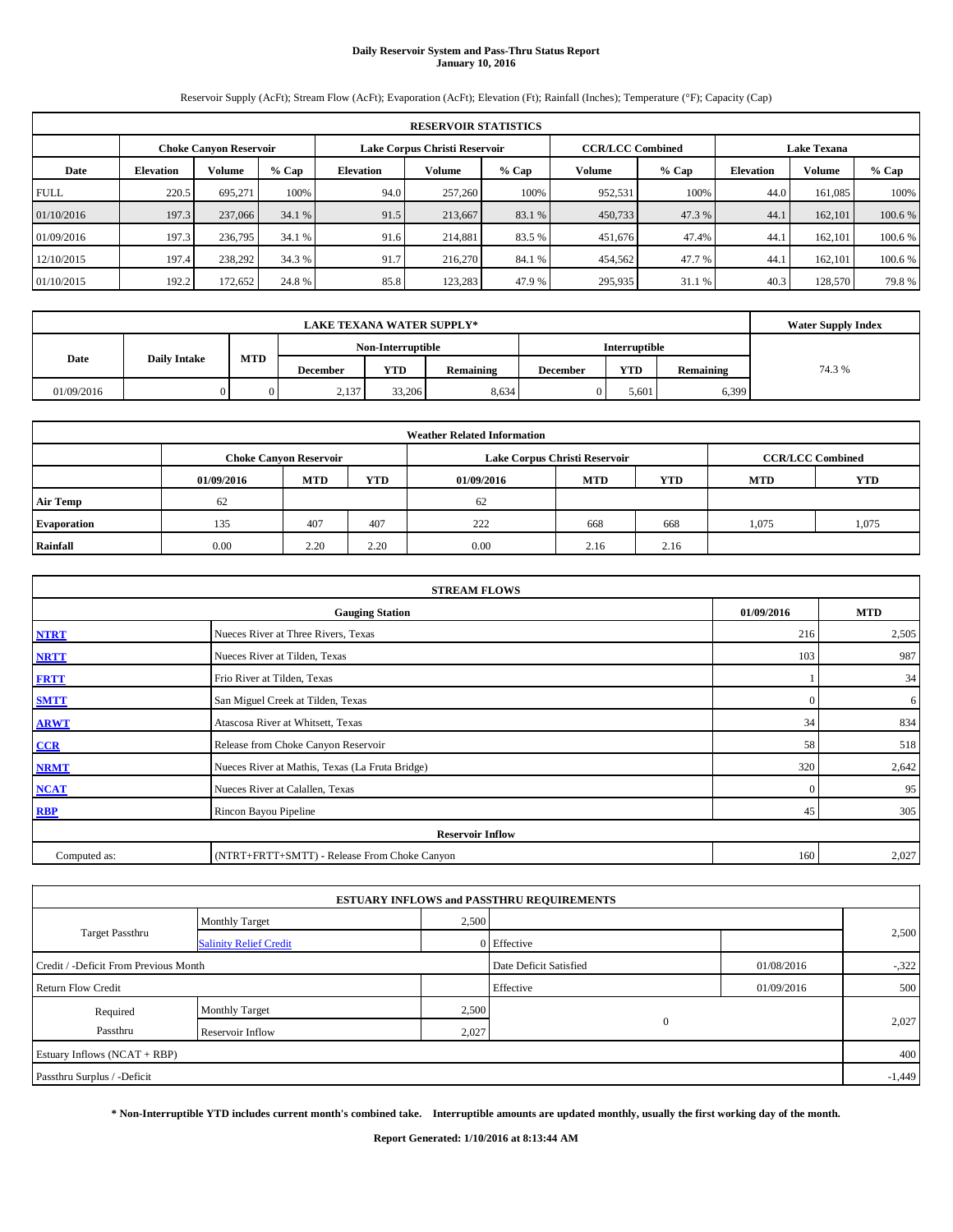# Daily Reservoir System and Pass-Thru Status Report
**January 10, 2016**

Reservoir Supply (AcFt); Stream Flow (AcFt); Evaporation (AcFt); Elevation (Ft); Rainfall (Inches); Temperature (°F); Capacity (Cap)

| RESERVOIR STATISTICS | | | | | | | | | | | |
|---|---|---|---|---|---|---|---|---|---|---|---|
| | Choke Canyon Reservoir | | | Lake Corpus Christi Reservoir | | | CCR/LCC Combined | | Lake Texana | | |
| Date | Elevation | Volume | % Cap | Elevation | Volume | % Cap | Volume | % Cap | Elevation | Volume | % Cap |
| FULL | 220.5 | 695,271 | 100% | 94.0 | 257,260 | 100% | 952,531 | 100% | 44.0 | 161,085 | 100% |
| 01/10/2016 | 197.3 | 237,066 | 34.1 % | 91.5 | 213,667 | 83.1 % | 450,733 | 47.3 % | 44.1 | 162,101 | 100.6 % |
| 01/09/2016 | 197.3 | 236,795 | 34.1 % | 91.6 | 214,881 | 83.5 % | 451,676 | 47.4% | 44.1 | 162,101 | 100.6 % |
| 12/10/2015 | 197.4 | 238,292 | 34.3 % | 91.7 | 216,270 | 84.1 % | 454,562 | 47.7 % | 44.1 | 162,101 | 100.6 % |
| 01/10/2015 | 192.2 | 172,652 | 24.8 % | 85.8 | 123,283 | 47.9 % | 295,935 | 31.1 % | 40.3 | 128,570 | 79.8 % |

| LAKE TEXANA WATER SUPPLY* | | | | | | | | | Water Supply Index |
|---|---|---|---|---|---|---|---|---|---|
| Date | Daily Intake | MTD | Non-Interruptible | | | Interruptible | | | 74.3 % |
| | | | December | YTD | Remaining | December | YTD | Remaining | |
| 01/09/2016 | 0 | 0 | 2,137 | 33,206 | 8,634 | 0 | 5,601 | 6,399 | |

| Weather Related Information | | | | | | | | |
|---|---|---|---|---|---|---|---|---|
| | Choke Canyon Reservoir | | | Lake Corpus Christi Reservoir | | | CCR/LCC Combined | |
| | 01/09/2016 | MTD | YTD | 01/09/2016 | MTD | YTD | MTD | YTD |
| Air Temp | 62 | | | 62 | | | | |
| Evaporation | 135 | 407 | 407 | 222 | 668 | 668 | 1,075 | 1,075 |
| Rainfall | 0.00 | 2.20 | 2.20 | 0.00 | 2.16 | 2.16 | | |

| STREAM FLOWS | | | |
|---|---|---|---|
| | Gauging Station | 01/09/2016 | MTD |
| NTRT | Nueces River at Three Rivers, Texas | 216 | 2,505 |
| NRTT | Nueces River at Tilden, Texas | 103 | 987 |
| FRTT | Frio River at Tilden, Texas | 1 | 34 |
| SMTT | San Miguel Creek at Tilden, Texas | 0 | 6 |
| ARWT | Atascosa River at Whitsett, Texas | 34 | 834 |
| CCR | Release from Choke Canyon Reservoir | 58 | 518 |
| NRMT | Nueces River at Mathis, Texas (La Fruta Bridge) | 320 | 2,642 |
| NCAT | Nueces River at Calallen, Texas | 0 | 95 |
| RBP | Rincon Bayou Pipeline | 45 | 305 |
| **Reservoir Inflow** | | | |
| Computed as: | (NTRT+FRTT+SMTT) - Release From Choke Canyon | 160 | 2,027 |

| ESTUARY INFLOWS and PASSTHRU REQUIREMENTS | | | | | |
|---|---|---|---|---|---|
| Target Passthru | Monthly Target | 2,500 | | | 2,500 |
| | Salinity Relief Credit | 0 | Effective | | |
| Credit / -Deficit From Previous Month | | | Date Deficit Satisfied | 01/08/2016 | -,322 |
| Return Flow Credit | | | Effective | 01/09/2016 | 500 |
| Required Passthru | Monthly Target | 2,500 | 0 | | 2,027 |
| | Reservoir Inflow | 2,027 | | | |
| Estuary Inflows (NCAT + RBP) | | | | | 400 |
| Passthru Surplus / -Deficit | | | | | -1,449 |

**\* Non-Interruptible YTD includes current month's combined take. Interruptible amounts are updated monthly, usually the first working day of the month.**

**Report Generated: 1/10/2016 at 8:13:44 AM**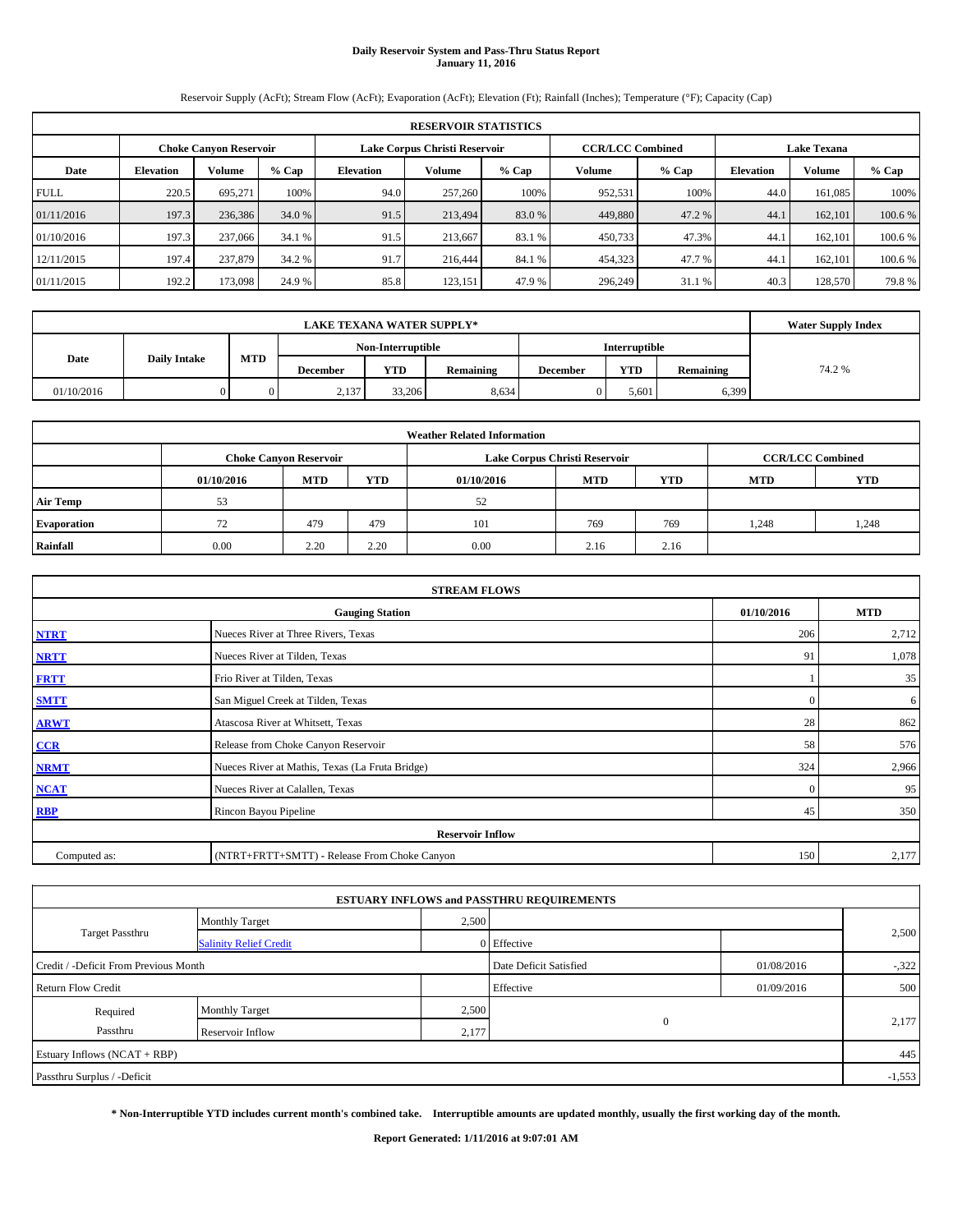# Daily Reservoir System and Pass-Thru Status Report
**January 11, 2016**

Reservoir Supply (AcFt); Stream Flow (AcFt); Evaporation (AcFt); Elevation (Ft); Rainfall (Inches); Temperature (°F); Capacity (Cap)

| RESERVOIR STATISTICS | | | | | | | | | | | |
|---|---|---|---|---|---|---|---|---|---|---|---|
| | Choke Canyon Reservoir | | | Lake Corpus Christi Reservoir | | | CCR/LCC Combined | | Lake Texana | | |
| Date | Elevation | Volume | % Cap | Elevation | Volume | % Cap | Volume | % Cap | Elevation | Volume | % Cap |
| FULL | 220.5 | 695,271 | 100% | 94.0 | 257,260 | 100% | 952,531 | 100% | 44.0 | 161,085 | 100% |
| 01/11/2016 | 197.3 | 236,386 | 34.0 % | 91.5 | 213,494 | 83.0 % | 449,880 | 47.2 % | 44.1 | 162,101 | 100.6 % |
| 01/10/2016 | 197.3 | 237,066 | 34.1 % | 91.5 | 213,667 | 83.1 % | 450,733 | 47.3% | 44.1 | 162,101 | 100.6 % |
| 12/11/2015 | 197.4 | 237,879 | 34.2 % | 91.7 | 216,444 | 84.1 % | 454,323 | 47.7 % | 44.1 | 162,101 | 100.6 % |
| 01/11/2015 | 192.2 | 173,098 | 24.9 % | 85.8 | 123,151 | 47.9 % | 296,249 | 31.1 % | 40.3 | 128,570 | 79.8 % |

| LAKE TEXANA WATER SUPPLY* | | | | | | | | | Water Supply Index |
|---|---|---|---|---|---|---|---|---|---|
| Date | Daily Intake | MTD | Non-Interruptible | | | Interruptible | | | |
| | | | December | YTD | Remaining | December | YTD | Remaining | |
| 01/10/2016 | 0 | 0 | 2,137 | 33,206 | 8,634 | 0 | 5,601 | 6,399 | 74.2 % |

| Weather Related Information | | | | | | | | |
|---|---|---|---|---|---|---|---|---|
| | Choke Canyon Reservoir | | | Lake Corpus Christi Reservoir | | | CCR/LCC Combined | |
| | 01/10/2016 | MTD | YTD | 01/10/2016 | MTD | YTD | MTD | YTD |
| Air Temp | 53 | | | 52 | | | | |
| Evaporation | 72 | 479 | 479 | 101 | 769 | 769 | 1,248 | 1,248 |
| Rainfall | 0.00 | 2.20 | 2.20 | 0.00 | 2.16 | 2.16 | | |

| STREAM FLOWS | | | |
|---|---|---|---|
| | Gauging Station | 01/10/2016 | MTD |
| NTRT | Nueces River at Three Rivers, Texas | 206 | 2,712 |
| NRTT | Nueces River at Tilden, Texas | 91 | 1,078 |
| FRTT | Frio River at Tilden, Texas | 1 | 35 |
| SMTT | San Miguel Creek at Tilden, Texas | 0 | 6 |
| ARWT | Atascosa River at Whitsett, Texas | 28 | 862 |
| CCR | Release from Choke Canyon Reservoir | 58 | 576 |
| NRMT | Nueces River at Mathis, Texas (La Fruta Bridge) | 324 | 2,966 |
| NCAT | Nueces River at Calallen, Texas | 0 | 95 |
| RBP | Rincon Bayou Pipeline | 45 | 350 |
| **Reservoir Inflow** | | | |
| Computed as: | (NTRT+FRTT+SMTT) - Release From Choke Canyon | 150 | 2,177 |

| ESTUARY INFLOWS and PASSTHRU REQUIREMENTS | | | | | |
|---|---|---|---|---|---|
| Target Passthru | Monthly Target | 2,500 | | | 2,500 |
| | Salinity Relief Credit | 0 | Effective | | |
| Credit / -Deficit From Previous Month | | | Date Deficit Satisfied | 01/08/2016 | -,322 |
| Return Flow Credit | | | Effective | 01/09/2016 | 500 |
| Required Passthru | Monthly Target | 2,500 | 0 | | 2,177 |
| | Reservoir Inflow | 2,177 | | | |
| Estuary Inflows (NCAT + RBP) | | | | | 445 |
| Passthru Surplus / -Deficit | | | | | -1,553 |

**\* Non-Interruptible YTD includes current month's combined take. Interruptible amounts are updated monthly, usually the first working day of the month.**

**Report Generated: 1/11/2016 at 9:07:01 AM**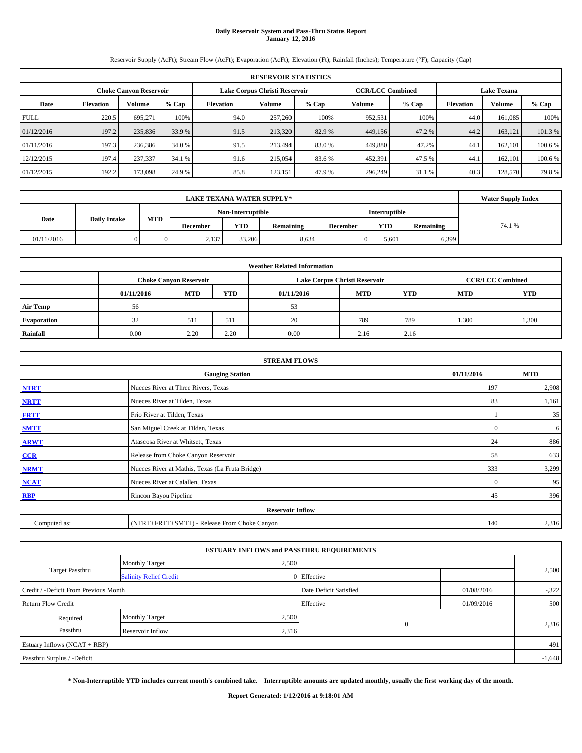# Daily Reservoir System and Pass-Thru Status Report
**January 12, 2016**

Reservoir Supply (AcFt); Stream Flow (AcFt); Evaporation (AcFt); Elevation (Ft); Rainfall (Inches); Temperature (°F); Capacity (Cap)

| RESERVOIR STATISTICS | | | | | | | | | | | |
|---|---|---|---|---|---|---|---|---|---|---|---|
| | Choke Canyon Reservoir | | | Lake Corpus Christi Reservoir | | | CCR/LCC Combined | | Lake Texana | | |
| Date | Elevation | Volume | % Cap | Elevation | Volume | % Cap | Volume | % Cap | Elevation | Volume | % Cap |
| FULL | 220.5 | 695,271 | 100% | 94.0 | 257,260 | 100% | 952,531 | 100% | 44.0 | 161,085 | 100% |
| 01/12/2016 | 197.2 | 235,836 | 33.9 % | 91.5 | 213,320 | 82.9 % | 449,156 | 47.2 % | 44.2 | 163,121 | 101.3 % |
| 01/11/2016 | 197.3 | 236,386 | 34.0 % | 91.5 | 213,494 | 83.0 % | 449,880 | 47.2% | 44.1 | 162,101 | 100.6 % |
| 12/12/2015 | 197.4 | 237,337 | 34.1 % | 91.6 | 215,054 | 83.6 % | 452,391 | 47.5 % | 44.1 | 162,101 | 100.6 % |
| 01/12/2015 | 192.2 | 173,098 | 24.9 % | 85.8 | 123,151 | 47.9 % | 296,249 | 31.1 % | 40.3 | 128,570 | 79.8 % |

| LAKE TEXANA WATER SUPPLY* | | | | | | | | | Water Supply Index |
|---|---|---|---|---|---|---|---|---|---|
| Date | Daily Intake | MTD | Non-Interruptible | | | Interruptible | | | |
| | | | December | YTD | Remaining | December | YTD | Remaining | |
| 01/11/2016 | 0 | 0 | 2,137 | 33,206 | 8,634 | 0 | 5,601 | 6,399 | 74.1 % |

| Weather Related Information | | | | | | | | |
|---|---|---|---|---|---|---|---|---|
| | Choke Canyon Reservoir | | | Lake Corpus Christi Reservoir | | | CCR/LCC Combined | |
| | 01/11/2016 | MTD | YTD | 01/11/2016 | MTD | YTD | MTD | YTD |
| Air Temp | 56 | | | 53 | | | | |
| Evaporation | 32 | 511 | 511 | 20 | 789 | 789 | 1,300 | 1,300 |
| Rainfall | 0.00 | 2.20 | 2.20 | 0.00 | 2.16 | 2.16 | | |

| STREAM FLOWS | | | |
|---|---|---|---|
| | Gauging Station | 01/11/2016 | MTD |
| NTRT | Nueces River at Three Rivers, Texas | 197 | 2,908 |
| NRTT | Nueces River at Tilden, Texas | 83 | 1,161 |
| FRTT | Frio River at Tilden, Texas | 1 | 35 |
| SMTT | San Miguel Creek at Tilden, Texas | 0 | 6 |
| ARWT | Atascosa River at Whitsett, Texas | 24 | 886 |
| CCR | Release from Choke Canyon Reservoir | 58 | 633 |
| NRMT | Nueces River at Mathis, Texas (La Fruta Bridge) | 333 | 3,299 |
| NCAT | Nueces River at Calallen, Texas | 0 | 95 |
| RBP | Rincon Bayou Pipeline | 45 | 396 |
| **Reservoir Inflow** | | | |
| Computed as: | (NTRT+FRTT+SMTT) - Release From Choke Canyon | 140 | 2,316 |

| ESTUARY INFLOWS and PASSTHRU REQUIREMENTS | | | | | |
|---|---|---|---|---|---|
| Target Passthru | Monthly Target | 2,500 | | | 2,500 |
| | Salinity Relief Credit | 0 | Effective | | |
| Credit / -Deficit From Previous Month | | | Date Deficit Satisfied | 01/08/2016 | -,322 |
| Return Flow Credit | | | Effective | 01/09/2016 | 500 |
| Required Passthru | Monthly Target | 2,500 | 0 | | 2,316 |
| | Reservoir Inflow | 2,316 | | | |
| Estuary Inflows (NCAT + RBP) | | | | | 491 |
| Passthru Surplus / -Deficit | | | | | -1,648 |

**\* Non-Interruptible YTD includes current month's combined take. Interruptible amounts are updated monthly, usually the first working day of the month.**

**Report Generated: 1/12/2016 at 9:18:01 AM**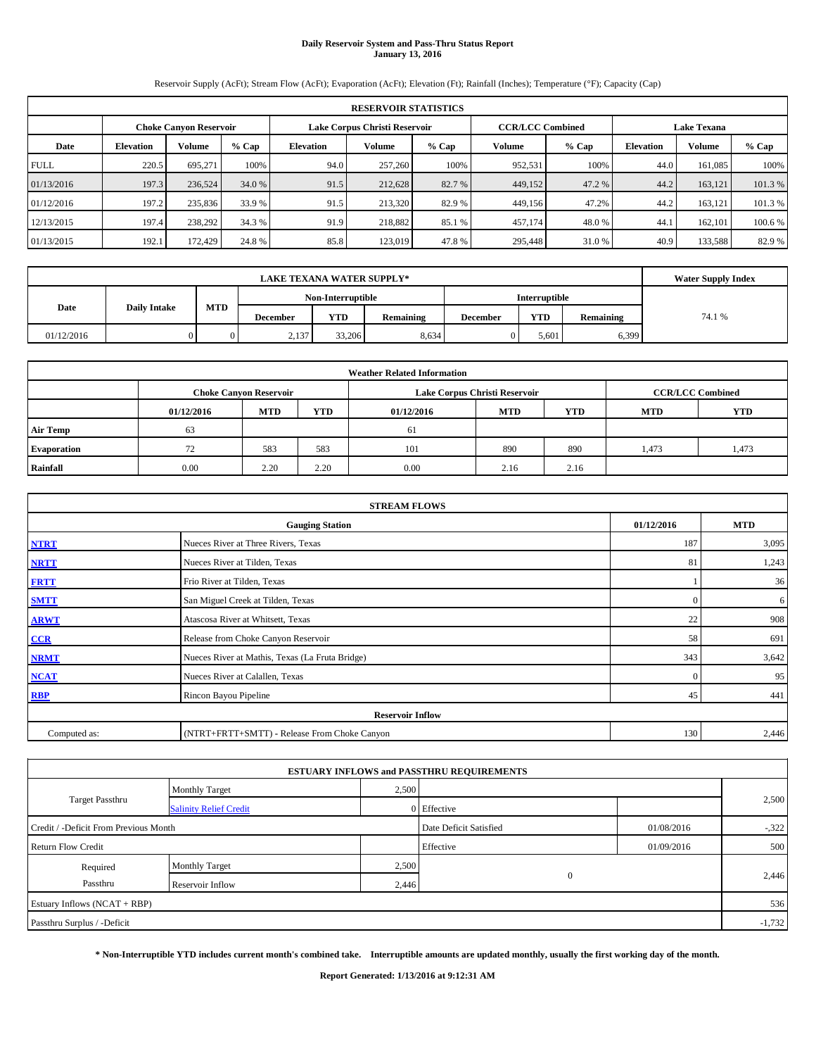# Daily Reservoir System and Pass-Thru Status Report
**January 13, 2016**

Reservoir Supply (AcFt); Stream Flow (AcFt); Evaporation (AcFt); Elevation (Ft); Rainfall (Inches); Temperature (°F); Capacity (Cap)

| RESERVOIR STATISTICS | | | | | | | | | | | |
|---|---|---|---|---|---|---|---|---|---|---|---|
| | Choke Canyon Reservoir | | | Lake Corpus Christi Reservoir | | | CCR/LCC Combined | | Lake Texana | | |
| Date | Elevation | Volume | % Cap | Elevation | Volume | % Cap | Volume | % Cap | Elevation | Volume | % Cap |
| FULL | 220.5 | 695,271 | 100% | 94.0 | 257,260 | 100% | 952,531 | 100% | 44.0 | 161,085 | 100% |
| 01/13/2016 | 197.3 | 236,524 | 34.0 % | 91.5 | 212,628 | 82.7 % | 449,152 | 47.2 % | 44.2 | 163,121 | 101.3 % |
| 01/12/2016 | 197.2 | 235,836 | 33.9 % | 91.5 | 213,320 | 82.9 % | 449,156 | 47.2% | 44.2 | 163,121 | 101.3 % |
| 12/13/2015 | 197.4 | 238,292 | 34.3 % | 91.9 | 218,882 | 85.1 % | 457,174 | 48.0 % | 44.1 | 162,101 | 100.6 % |
| 01/13/2015 | 192.1 | 172,429 | 24.8 % | 85.8 | 123,019 | 47.8 % | 295,448 | 31.0 % | 40.9 | 133,588 | 82.9 % |

| LAKE TEXANA WATER SUPPLY* | | | | | | | | | Water Supply Index |
|---|---|---|---|---|---|---|---|---|---|
| Date | Daily Intake | MTD | Non-Interruptible | | | Interruptible | | | 74.1 % |
| | | | December | YTD | Remaining | December | YTD | Remaining | |
| 01/12/2016 | 0 | 0 | 2,137 | 33,206 | 8,634 | 0 | 5,601 | 6,399 | |

| Weather Related Information | | | | | | | | |
|---|---|---|---|---|---|---|---|---|
| | Choke Canyon Reservoir | | | Lake Corpus Christi Reservoir | | | CCR/LCC Combined | |
| | 01/12/2016 | MTD | YTD | 01/12/2016 | MTD | YTD | MTD | YTD |
| Air Temp | 63 | | | 61 | | | | |
| Evaporation | 72 | 583 | 583 | 101 | 890 | 890 | 1,473 | 1,473 |
| Rainfall | 0.00 | 2.20 | 2.20 | 0.00 | 2.16 | 2.16 | | |

| STREAM FLOWS | | | |
|---|---|---|---|
| | Gauging Station | 01/12/2016 | MTD |
| NTRT | Nueces River at Three Rivers, Texas | 187 | 3,095 |
| NRTT | Nueces River at Tilden, Texas | 81 | 1,243 |
| FRTT | Frio River at Tilden, Texas | 1 | 36 |
| SMTT | San Miguel Creek at Tilden, Texas | 0 | 6 |
| ARWT | Atascosa River at Whitsett, Texas | 22 | 908 |
| CCR | Release from Choke Canyon Reservoir | 58 | 691 |
| NRMT | Nueces River at Mathis, Texas (La Fruta Bridge) | 343 | 3,642 |
| NCAT | Nueces River at Calallen, Texas | 0 | 95 |
| RBP | Rincon Bayou Pipeline | 45 | 441 |
| Reservoir Inflow | | | |
| Computed as: | (NTRT+FRTT+SMTT) - Release From Choke Canyon | 130 | 2,446 |

| ESTUARY INFLOWS and PASSTHRU REQUIREMENTS | | | | | |
|---|---|---|---|---|---|
| Target Passthru | Monthly Target | 2,500 | | | 2,500 |
| | Salinity Relief Credit | 0 | Effective | | |
| Credit / -Deficit From Previous Month | | | Date Deficit Satisfied | 01/08/2016 | -,322 |
| Return Flow Credit | | | Effective | 01/09/2016 | 500 |
| Required Passthru | Monthly Target | 2,500 | 0 | | 2,446 |
| | Reservoir Inflow | 2,446 | | | |
| Estuary Inflows (NCAT + RBP) | | | | | 536 |
| Passthru Surplus / -Deficit | | | | | -1,732 |

**\* Non-Interruptible YTD includes current month's combined take. Interruptible amounts are updated monthly, usually the first working day of the month.**

**Report Generated: 1/13/2016 at 9:12:31 AM**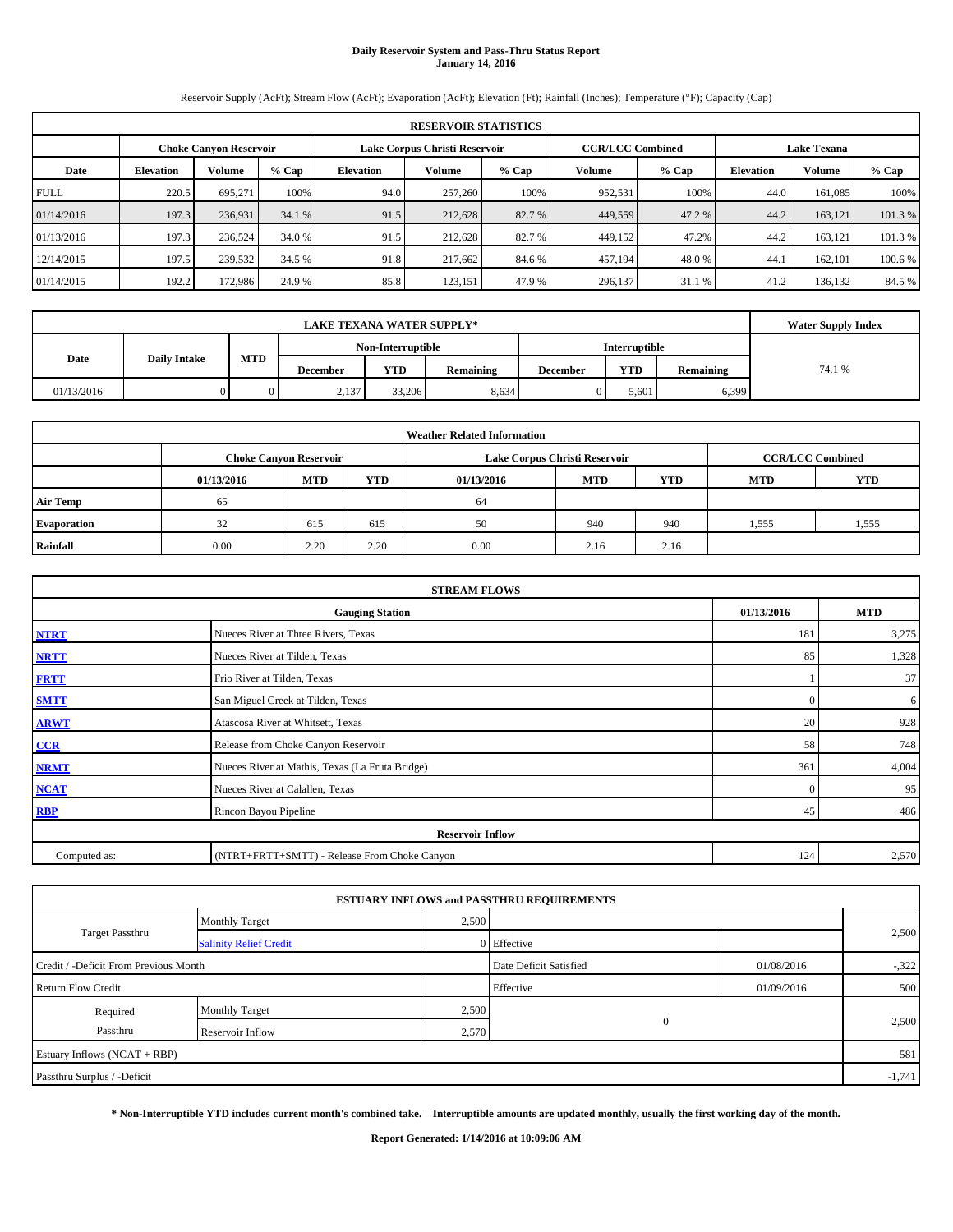# Daily Reservoir System and Pass-Thru Status Report
## January 14, 2016

Reservoir Supply (AcFt); Stream Flow (AcFt); Evaporation (AcFt); Elevation (Ft); Rainfall (Inches); Temperature (°F); Capacity (Cap)

| RESERVOIR STATISTICS | | | | | | | | | | | |
|---|---|---|---|---|---|---|---|---|---|---|---|
| | Choke Canyon Reservoir | | | Lake Corpus Christi Reservoir | | | CCR/LCC Combined | | Lake Texana | | |
| Date | Elevation | Volume | % Cap | Elevation | Volume | % Cap | Volume | % Cap | Elevation | Volume | % Cap |
| FULL | 220.5 | 695,271 | 100% | 94.0 | 257,260 | 100% | 952,531 | 100% | 44.0 | 161,085 | 100% |
| 01/14/2016 | 197.3 | 236,931 | 34.1 % | 91.5 | 212,628 | 82.7 % | 449,559 | 47.2 % | 44.2 | 163,121 | 101.3 % |
| 01/13/2016 | 197.3 | 236,524 | 34.0 % | 91.5 | 212,628 | 82.7 % | 449,152 | 47.2% | 44.2 | 163,121 | 101.3 % |
| 12/14/2015 | 197.5 | 239,532 | 34.5 % | 91.8 | 217,662 | 84.6 % | 457,194 | 48.0 % | 44.1 | 162,101 | 100.6 % |
| 01/14/2015 | 192.2 | 172,986 | 24.9 % | 85.8 | 123,151 | 47.9 % | 296,137 | 31.1 % | 41.2 | 136,132 | 84.5 % |

| LAKE TEXANA WATER SUPPLY* | | | | | | | | | Water Supply Index |
|---|---|---|---|---|---|---|---|---|---|
| Date | Daily Intake | MTD | Non-Interruptible | | | Interruptible | | | |
| | | | December | YTD | Remaining | December | YTD | Remaining | |
| 01/13/2016 | 0 | 0 | 2,137 | 33,206 | 8,634 | 0 | 5,601 | 6,399 | 74.1 % |

| Weather Related Information | | | | | | | | |
|---|---|---|---|---|---|---|---|---|
| | Choke Canyon Reservoir | | | Lake Corpus Christi Reservoir | | | CCR/LCC Combined | |
| | 01/13/2016 | MTD | YTD | 01/13/2016 | MTD | YTD | MTD | YTD |
| Air Temp | 65 | | | 64 | | | | |
| Evaporation | 32 | 615 | 615 | 50 | 940 | 940 | 1,555 | 1,555 |
| Rainfall | 0.00 | 2.20 | 2.20 | 0.00 | 2.16 | 2.16 | | |

| STREAM FLOWS | | | |
|---|---|---|---|
| | Gauging Station | 01/13/2016 | MTD |
| NTRT | Nueces River at Three Rivers, Texas | 181 | 3,275 |
| NRTT | Nueces River at Tilden, Texas | 85 | 1,328 |
| FRTT | Frio River at Tilden, Texas | 1 | 37 |
| SMTT | San Miguel Creek at Tilden, Texas | 0 | 6 |
| ARWT | Atascosa River at Whitsett, Texas | 20 | 928 |
| CCR | Release from Choke Canyon Reservoir | 58 | 748 |
| NRMT | Nueces River at Mathis, Texas (La Fruta Bridge) | 361 | 4,004 |
| NCAT | Nueces River at Calallen, Texas | 0 | 95 |
| RBP | Rincon Bayou Pipeline | 45 | 486 |
| Reservoir Inflow | | | |
| Computed as: | (NTRT+FRTT+SMTT) - Release From Choke Canyon | 124 | 2,570 |

| ESTUARY INFLOWS and PASSTHRU REQUIREMENTS | | | | | |
|---|---|---|---|---|---|
| Target Passthru | Monthly Target | 2,500 | | | 2,500 |
| | Salinity Relief Credit | 0 | Effective | | |
| Credit / -Deficit From Previous Month | | | Date Deficit Satisfied | 01/08/2016 | -,322 |
| Return Flow Credit | | | Effective | 01/09/2016 | 500 |
| Required Passthru | Monthly Target | 2,500 | 0 | | 2,500 |
| | Reservoir Inflow | 2,570 | | | |
| Estuary Inflows (NCAT + RBP) | | | | | 581 |
| Passthru Surplus / -Deficit | | | | | -1,741 |

**\* Non-Interruptible YTD includes current month's combined take. Interruptible amounts are updated monthly, usually the first working day of the month.**

**Report Generated: 1/14/2016 at 10:09:06 AM**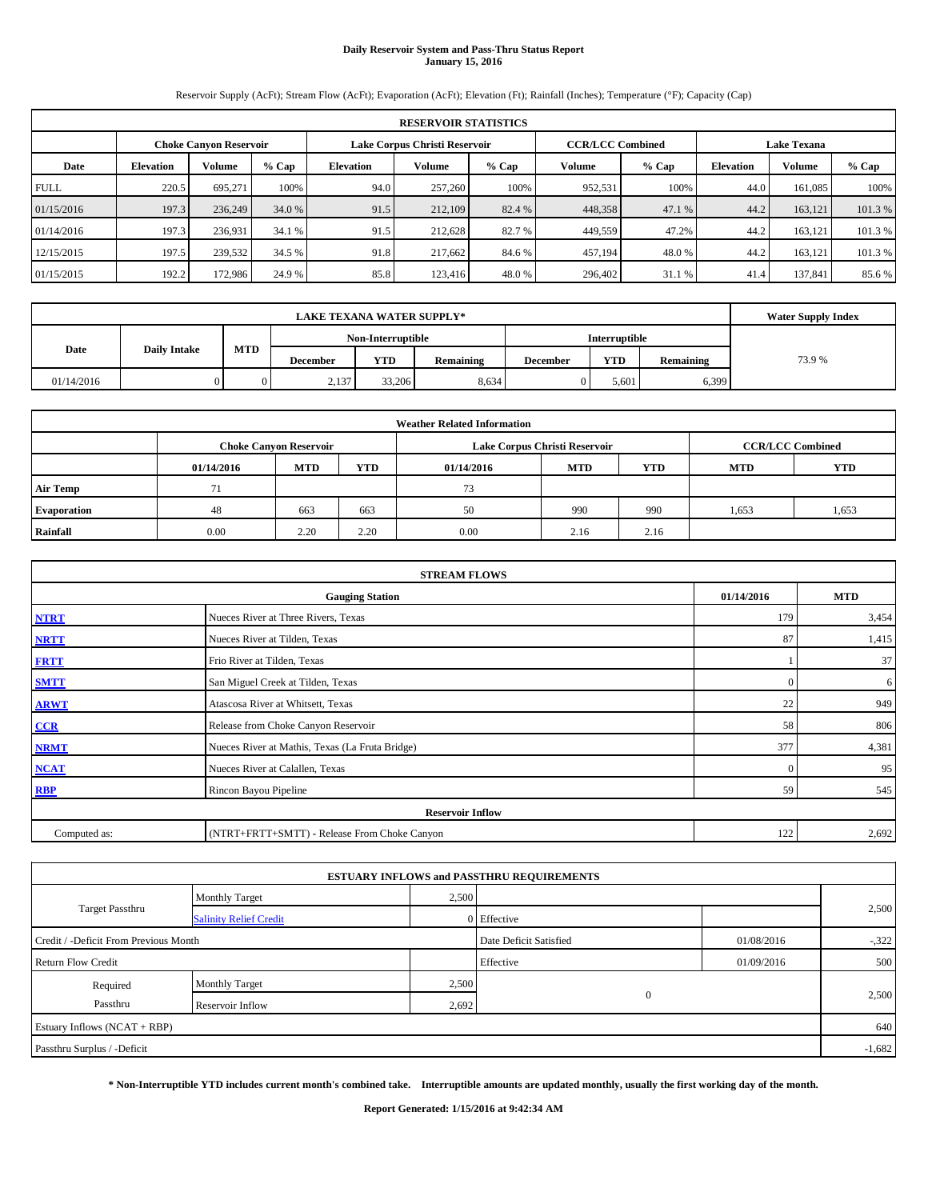# Daily Reservoir System and Pass-Thru Status Report
## January 15, 2016

Reservoir Supply (AcFt); Stream Flow (AcFt); Evaporation (AcFt); Elevation (Ft); Rainfall (Inches); Temperature (°F); Capacity (Cap)

| RESERVOIR STATISTICS | | | | | | | | | | | |
|---|---|---|---|---|---|---|---|---|---|---|---|
| | Choke Canyon Reservoir | | | Lake Corpus Christi Reservoir | | | CCR/LCC Combined | | Lake Texana | | |
| Date | Elevation | Volume | % Cap | Elevation | Volume | % Cap | Volume | % Cap | Elevation | Volume | % Cap |
| FULL | 220.5 | 695,271 | 100% | 94.0 | 257,260 | 100% | 952,531 | 100% | 44.0 | 161,085 | 100% |
| 01/15/2016 | 197.3 | 236,249 | 34.0 % | 91.5 | 212,109 | 82.4 % | 448,358 | 47.1 % | 44.2 | 163,121 | 101.3 % |
| 01/14/2016 | 197.3 | 236,931 | 34.1 % | 91.5 | 212,628 | 82.7 % | 449,559 | 47.2% | 44.2 | 163,121 | 101.3 % |
| 12/15/2015 | 197.5 | 239,532 | 34.5 % | 91.8 | 217,662 | 84.6 % | 457,194 | 48.0 % | 44.2 | 163,121 | 101.3 % |
| 01/15/2015 | 192.2 | 172,986 | 24.9 % | 85.8 | 123,416 | 48.0 % | 296,402 | 31.1 % | 41.4 | 137,841 | 85.6 % |

| LAKE TEXANA WATER SUPPLY* | | | | | | | | | Water Supply Index |
|---|---|---|---|---|---|---|---|---|---|
| Date | Daily Intake | MTD | Non-Interruptible | | | Interruptible | | | |
| | | | December | YTD | Remaining | December | YTD | Remaining | |
| 01/14/2016 | 0 | 0 | 2,137 | 33,206 | 8,634 | 0 | 5,601 | 6,399 | 73.9 % |

| Weather Related Information | | | | | | | | |
|---|---|---|---|---|---|---|---|---|
| | Choke Canyon Reservoir | | | Lake Corpus Christi Reservoir | | | CCR/LCC Combined | |
| | 01/14/2016 | MTD | YTD | 01/14/2016 | MTD | YTD | MTD | YTD |
| Air Temp | 71 | | | 73 | | | | |
| Evaporation | 48 | 663 | 663 | 50 | 990 | 990 | 1,653 | 1,653 |
| Rainfall | 0.00 | 2.20 | 2.20 | 0.00 | 2.16 | 2.16 | | |

| STREAM FLOWS | | | |
|---|---|---|---|
| | Gauging Station | 01/14/2016 | MTD |
| NTRT | Nueces River at Three Rivers, Texas | 179 | 3,454 |
| NRTT | Nueces River at Tilden, Texas | 87 | 1,415 |
| FRTT | Frio River at Tilden, Texas | 1 | 37 |
| SMTT | San Miguel Creek at Tilden, Texas | 0 | 6 |
| ARWT | Atascosa River at Whitsett, Texas | 22 | 949 |
| CCR | Release from Choke Canyon Reservoir | 58 | 806 |
| NRMT | Nueces River at Mathis, Texas (La Fruta Bridge) | 377 | 4,381 |
| NCAT | Nueces River at Calallen, Texas | 0 | 95 |
| RBP | Rincon Bayou Pipeline | 59 | 545 |
| Reservoir Inflow | | | |
| Computed as: | (NTRT+FRTT+SMTT) - Release From Choke Canyon | 122 | 2,692 |

| ESTUARY INFLOWS and PASSTHRU REQUIREMENTS | | | | | |
|---|---|---|---|---|---|
| Target Passthru | Monthly Target | 2,500 | | | 2,500 |
| | Salinity Relief Credit | 0 | Effective | | |
| Credit / -Deficit From Previous Month | | | Date Deficit Satisfied | 01/08/2016 | -,322 |
| Return Flow Credit | | | Effective | 01/09/2016 | 500 |
| Required Passthru | Monthly Target | 2,500 | 0 | | 2,500 |
| | Reservoir Inflow | 2,692 | | | |
| Estuary Inflows (NCAT + RBP) | | | | | 640 |
| Passthru Surplus / -Deficit | | | | | -1,682 |

**\* Non-Interruptible YTD includes current month's combined take. Interruptible amounts are updated monthly, usually the first working day of the month.**

**Report Generated: 1/15/2016 at 9:42:34 AM**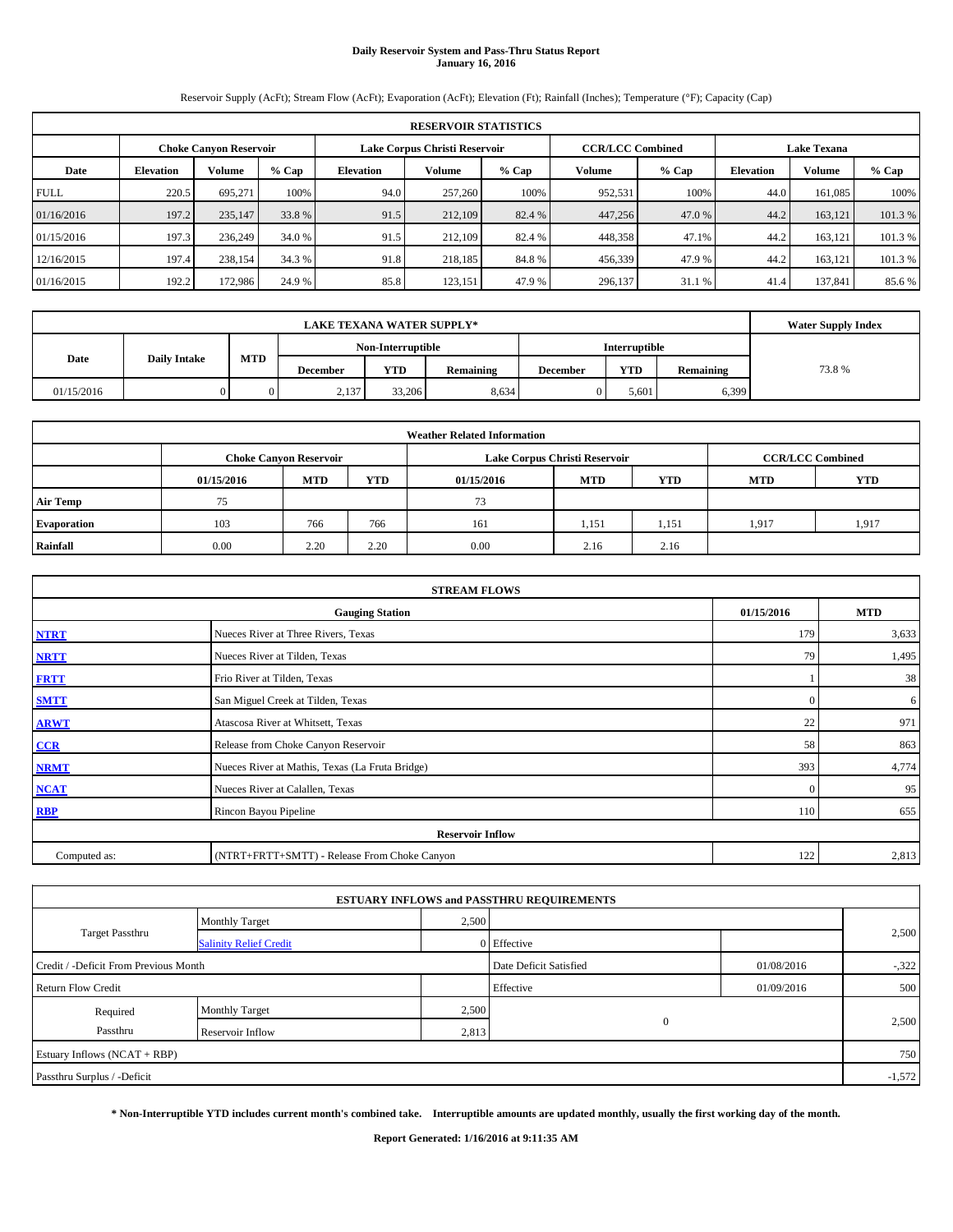# Daily Reservoir System and Pass-Thru Status Report
## January 16, 2016

Reservoir Supply (AcFt); Stream Flow (AcFt); Evaporation (AcFt); Elevation (Ft); Rainfall (Inches); Temperature (°F); Capacity (Cap)

| RESERVOIR STATISTICS | | | | | | | | | | | |
|---|---|---|---|---|---|---|---|---|---|---|---|
| | Choke Canyon Reservoir | | | Lake Corpus Christi Reservoir | | | CCR/LCC Combined | | Lake Texana | | |
| Date | Elevation | Volume | % Cap | Elevation | Volume | % Cap | Volume | % Cap | Elevation | Volume | % Cap |
| FULL | 220.5 | 695,271 | 100% | 94.0 | 257,260 | 100% | 952,531 | 100% | 44.0 | 161,085 | 100% |
| 01/16/2016 | 197.2 | 235,147 | 33.8 % | 91.5 | 212,109 | 82.4 % | 447,256 | 47.0 % | 44.2 | 163,121 | 101.3 % |
| 01/15/2016 | 197.3 | 236,249 | 34.0 % | 91.5 | 212,109 | 82.4 % | 448,358 | 47.1% | 44.2 | 163,121 | 101.3 % |
| 12/16/2015 | 197.4 | 238,154 | 34.3 % | 91.8 | 218,185 | 84.8 % | 456,339 | 47.9 % | 44.2 | 163,121 | 101.3 % |
| 01/16/2015 | 192.2 | 172,986 | 24.9 % | 85.8 | 123,151 | 47.9 % | 296,137 | 31.1 % | 41.4 | 137,841 | 85.6 % |

| LAKE TEXANA WATER SUPPLY* | | | | | | | | | Water Supply Index |
|---|---|---|---|---|---|---|---|---|---|
| Date | Daily Intake | MTD | Non-Interruptible | | | Interruptible | | | |
| | | | December | YTD | Remaining | December | YTD | Remaining | |
| 01/15/2016 | 0 | 0 | 2,137 | 33,206 | 8,634 | 0 | 5,601 | 6,399 | 73.8 % |

| Weather Related Information | | | | | | | | |
|---|---|---|---|---|---|---|---|---|
| | Choke Canyon Reservoir | | | Lake Corpus Christi Reservoir | | | CCR/LCC Combined | |
| | 01/15/2016 | MTD | YTD | 01/15/2016 | MTD | YTD | MTD | YTD |
| Air Temp | 75 | | | 73 | | | | |
| Evaporation | 103 | 766 | 766 | 161 | 1,151 | 1,151 | 1,917 | 1,917 |
| Rainfall | 0.00 | 2.20 | 2.20 | 0.00 | 2.16 | 2.16 | | |

| STREAM FLOWS | | | |
|---|---|---|---|
| | Gauging Station | 01/15/2016 | MTD |
| NTRT | Nueces River at Three Rivers, Texas | 179 | 3,633 |
| NRTT | Nueces River at Tilden, Texas | 79 | 1,495 |
| FRTT | Frio River at Tilden, Texas | 1 | 38 |
| SMTT | San Miguel Creek at Tilden, Texas | 0 | 6 |
| ARWT | Atascosa River at Whitsett, Texas | 22 | 971 |
| CCR | Release from Choke Canyon Reservoir | 58 | 863 |
| NRMT | Nueces River at Mathis, Texas (La Fruta Bridge) | 393 | 4,774 |
| NCAT | Nueces River at Calallen, Texas | 0 | 95 |
| RBP | Rincon Bayou Pipeline | 110 | 655 |
| | Reservoir Inflow | | |
| Computed as: | (NTRT+FRTT+SMTT) - Release From Choke Canyon | 122 | 2,813 |

| ESTUARY INFLOWS and PASSTHRU REQUIREMENTS | | | | | |
|---|---|---|---|---|---|
| Target Passthru | Monthly Target | 2,500 | | | 2,500 |
| | Salinity Relief Credit | 0 | Effective | | |
| Credit / -Deficit From Previous Month | | | Date Deficit Satisfied | 01/08/2016 | -,322 |
| Return Flow Credit | | | Effective | 01/09/2016 | 500 |
| Required Passthru | Monthly Target | 2,500 | 0 | | 2,500 |
| | Reservoir Inflow | 2,813 | | | |
| Estuary Inflows (NCAT + RBP) | | | | | 750 |
| Passthru Surplus / -Deficit | | | | | -1,572 |

**\* Non-Interruptible YTD includes current month's combined take. Interruptible amounts are updated monthly, usually the first working day of the month.**

**Report Generated: 1/16/2016 at 9:11:35 AM**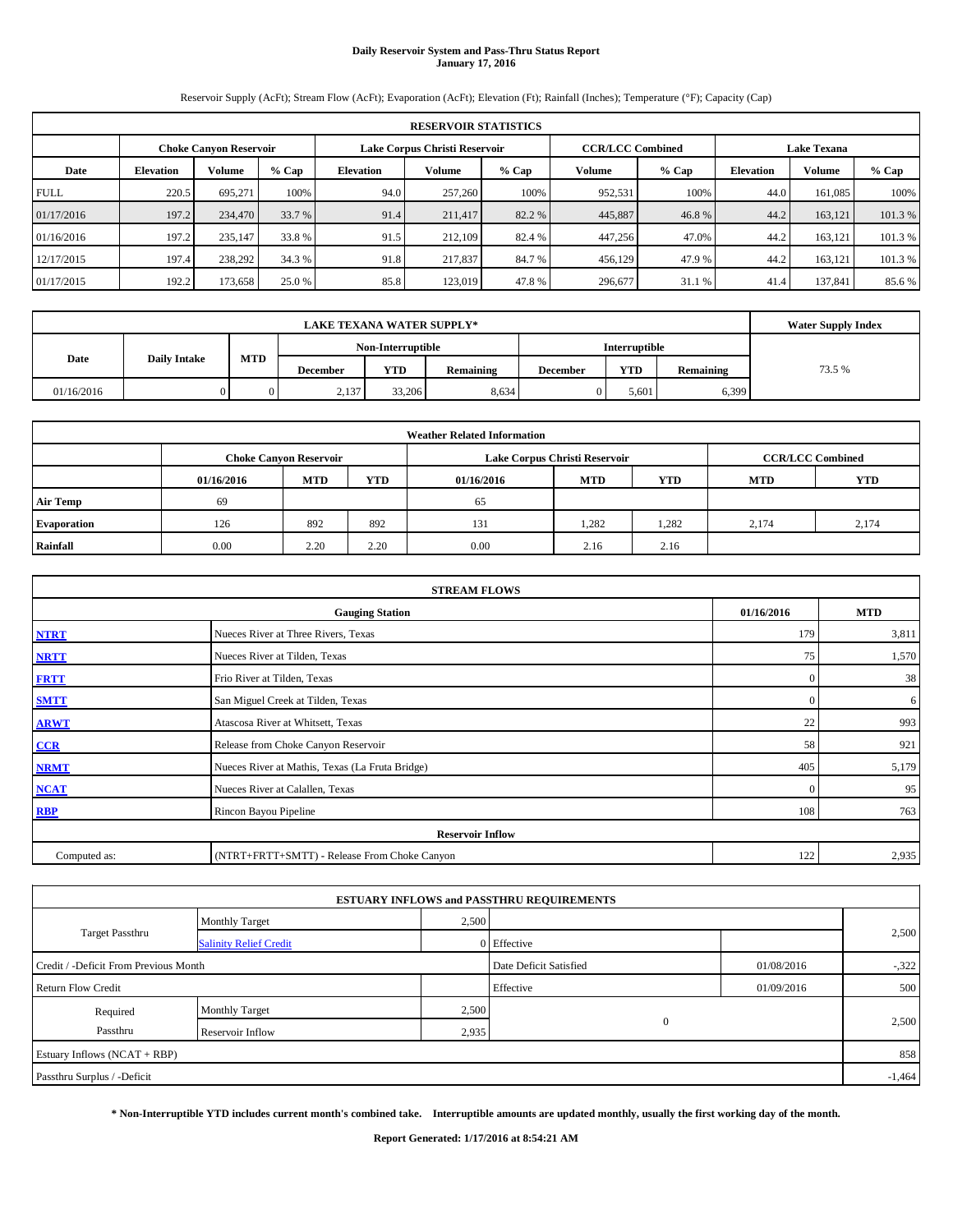# Daily Reservoir System and Pass-Thru Status Report
## January 17, 2016

Reservoir Supply (AcFt); Stream Flow (AcFt); Evaporation (AcFt); Elevation (Ft); Rainfall (Inches); Temperature (°F); Capacity (Cap)

| RESERVOIR STATISTICS | | | | | | | | | | | |
|---|---|---|---|---|---|---|---|---|---|---|---|
| | Choke Canyon Reservoir | | | Lake Corpus Christi Reservoir | | | CCR/LCC Combined | | Lake Texana | | |
| Date | Elevation | Volume | % Cap | Elevation | Volume | % Cap | Volume | % Cap | Elevation | Volume | % Cap |
| FULL | 220.5 | 695,271 | 100% | 94.0 | 257,260 | 100% | 952,531 | 100% | 44.0 | 161,085 | 100% |
| 01/17/2016 | 197.2 | 234,470 | 33.7 % | 91.4 | 211,417 | 82.2 % | 445,887 | 46.8 % | 44.2 | 163,121 | 101.3 % |
| 01/16/2016 | 197.2 | 235,147 | 33.8 % | 91.5 | 212,109 | 82.4 % | 447,256 | 47.0% | 44.2 | 163,121 | 101.3 % |
| 12/17/2015 | 197.4 | 238,292 | 34.3 % | 91.8 | 217,837 | 84.7 % | 456,129 | 47.9 % | 44.2 | 163,121 | 101.3 % |
| 01/17/2015 | 192.2 | 173,658 | 25.0 % | 85.8 | 123,019 | 47.8 % | 296,677 | 31.1 % | 41.4 | 137,841 | 85.6 % |

| LAKE TEXANA WATER SUPPLY* | | | | | | | | | Water Supply Index |
|---|---|---|---|---|---|---|---|---|---|
| Date | Daily Intake | MTD | Non-Interruptible | | | Interruptible | | | |
| | | | December | YTD | Remaining | December | YTD | Remaining | |
| 01/16/2016 | 0 | 0 | 2,137 | 33,206 | 8,634 | 0 | 5,601 | 6,399 | 73.5 % |

| Weather Related Information | | | | | | | | |
|---|---|---|---|---|---|---|---|---|
| | Choke Canyon Reservoir | | | Lake Corpus Christi Reservoir | | | CCR/LCC Combined | |
| | 01/16/2016 | MTD | YTD | 01/16/2016 | MTD | YTD | MTD | YTD |
| Air Temp | 69 | | | 65 | | | | |
| Evaporation | 126 | 892 | 892 | 131 | 1,282 | 1,282 | 2,174 | 2,174 |
| Rainfall | 0.00 | 2.20 | 2.20 | 0.00 | 2.16 | 2.16 | | |

| STREAM FLOWS | | | |
|---|---|---|---|
| | Gauging Station | 01/16/2016 | MTD |
| NTRT | Nueces River at Three Rivers, Texas | 179 | 3,811 |
| NRTT | Nueces River at Tilden, Texas | 75 | 1,570 |
| FRTT | Frio River at Tilden, Texas | 0 | 38 |
| SMTT | San Miguel Creek at Tilden, Texas | 0 | 6 |
| ARWT | Atascosa River at Whitsett, Texas | 22 | 993 |
| CCR | Release from Choke Canyon Reservoir | 58 | 921 |
| NRMT | Nueces River at Mathis, Texas (La Fruta Bridge) | 405 | 5,179 |
| NCAT | Nueces River at Calallen, Texas | 0 | 95 |
| RBP | Rincon Bayou Pipeline | 108 | 763 |
| Reservoir Inflow | | | |
| Computed as: | (NTRT+FRTT+SMTT) - Release From Choke Canyon | 122 | 2,935 |

| ESTUARY INFLOWS and PASSTHRU REQUIREMENTS | | | | | |
|---|---|---|---|---|---|
| Target Passthru | Monthly Target | 2,500 | | | 2,500 |
| | Salinity Relief Credit | 0 | Effective | | |
| Credit / -Deficit From Previous Month | | | Date Deficit Satisfied | 01/08/2016 | -,322 |
| Return Flow Credit | | | Effective | 01/09/2016 | 500 |
| Required Passthru | Monthly Target | 2,500 | 0 | | 2,500 |
| | Reservoir Inflow | 2,935 | | | |
| Estuary Inflows (NCAT + RBP) | | | | | 858 |
| Passthru Surplus / -Deficit | | | | | -1,464 |

**\* Non-Interruptible YTD includes current month's combined take. Interruptible amounts are updated monthly, usually the first working day of the month.**

**Report Generated: 1/17/2016 at 8:54:21 AM**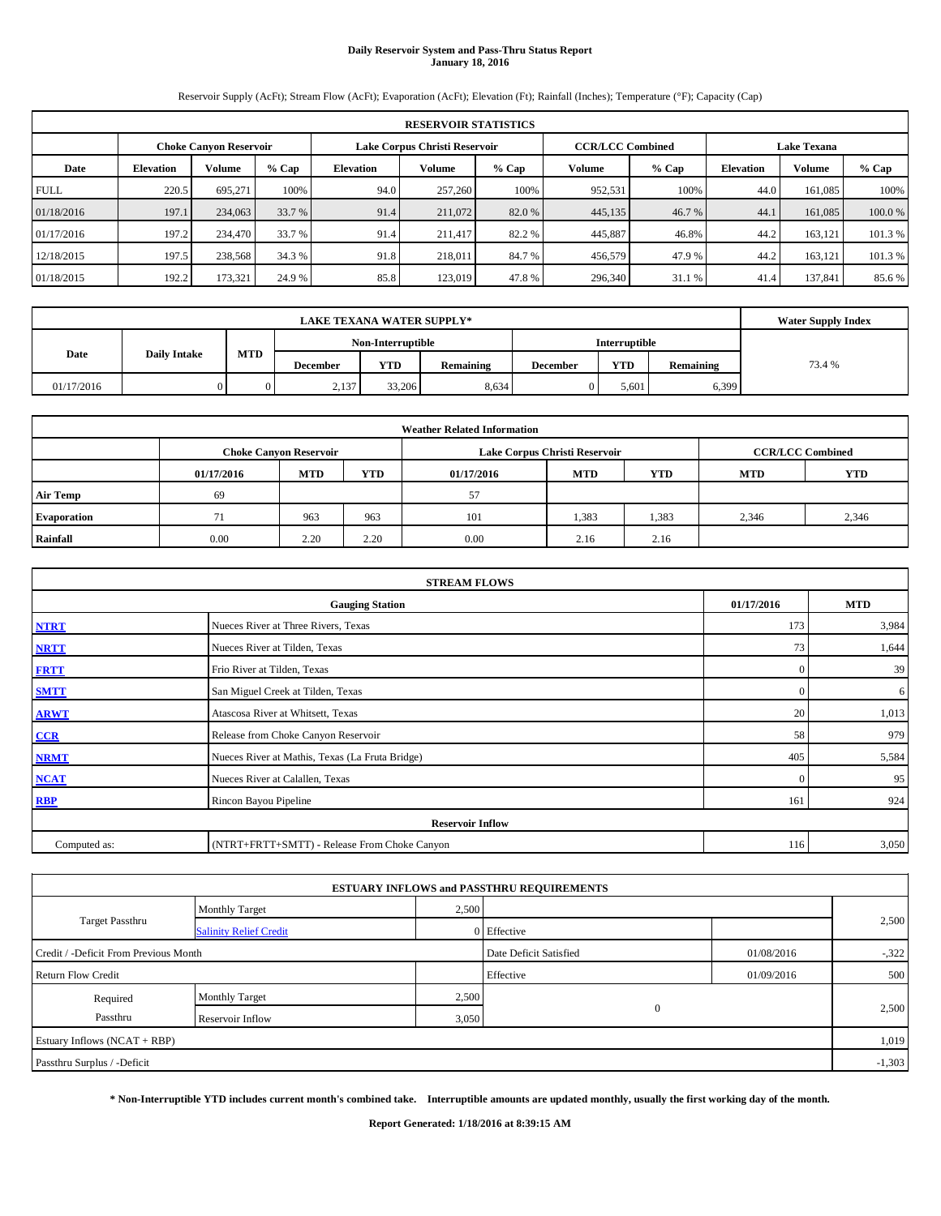# Daily Reservoir System and Pass-Thru Status Report
## January 18, 2016

Reservoir Supply (AcFt); Stream Flow (AcFt); Evaporation (AcFt); Elevation (Ft); Rainfall (Inches); Temperature (°F); Capacity (Cap)

| RESERVOIR STATISTICS | | | | | | | | | | | |
|---|---|---|---|---|---|---|---|---|---|---|---|
| | Choke Canyon Reservoir | | | Lake Corpus Christi Reservoir | | | CCR/LCC Combined | | Lake Texana | | |
| Date | Elevation | Volume | % Cap | Elevation | Volume | % Cap | Volume | % Cap | Elevation | Volume | % Cap |
| FULL | 220.5 | 695,271 | 100% | 94.0 | 257,260 | 100% | 952,531 | 100% | 44.0 | 161,085 | 100% |
| 01/18/2016 | 197.1 | 234,063 | 33.7 % | 91.4 | 211,072 | 82.0 % | 445,135 | 46.7 % | 44.1 | 161,085 | 100.0 % |
| 01/17/2016 | 197.2 | 234,470 | 33.7 % | 91.4 | 211,417 | 82.2 % | 445,887 | 46.8% | 44.2 | 163,121 | 101.3 % |
| 12/18/2015 | 197.5 | 238,568 | 34.3 % | 91.8 | 218,011 | 84.7 % | 456,579 | 47.9 % | 44.2 | 163,121 | 101.3 % |
| 01/18/2015 | 192.2 | 173,321 | 24.9 % | 85.8 | 123,019 | 47.8 % | 296,340 | 31.1 % | 41.4 | 137,841 | 85.6 % |

| LAKE TEXANA WATER SUPPLY* | | | | | | | | | Water Supply Index |
|---|---|---|---|---|---|---|---|---|---|
| Date | Daily Intake | MTD | Non-Interruptible | | | Interruptible | | | |
| | | | December | YTD | Remaining | December | YTD | Remaining | |
| 01/17/2016 | 0 | 0 | 2,137 | 33,206 | 8,634 | 0 | 5,601 | 6,399 | 73.4 % |

| Weather Related Information | | | | | | | | |
|---|---|---|---|---|---|---|---|---|
| | Choke Canyon Reservoir | | | Lake Corpus Christi Reservoir | | | CCR/LCC Combined | |
| | 01/17/2016 | MTD | YTD | 01/17/2016 | MTD | YTD | MTD | YTD |
| Air Temp | 69 | | | 57 | | | | |
| Evaporation | 71 | 963 | 963 | 101 | 1,383 | 1,383 | 2,346 | 2,346 |
| Rainfall | 0.00 | 2.20 | 2.20 | 0.00 | 2.16 | 2.16 | | |

| STREAM FLOWS | | | |
|---|---|---|---|
| | Gauging Station | 01/17/2016 | MTD |
| NTRT | Nueces River at Three Rivers, Texas | 173 | 3,984 |
| NRTT | Nueces River at Tilden, Texas | 73 | 1,644 |
| FRTT | Frio River at Tilden, Texas | 0 | 39 |
| SMTT | San Miguel Creek at Tilden, Texas | 0 | 6 |
| ARWT | Atascosa River at Whitsett, Texas | 20 | 1,013 |
| CCR | Release from Choke Canyon Reservoir | 58 | 979 |
| NRMT | Nueces River at Mathis, Texas (La Fruta Bridge) | 405 | 5,584 |
| NCAT | Nueces River at Calallen, Texas | 0 | 95 |
| RBP | Rincon Bayou Pipeline | 161 | 924 |
| Reservoir Inflow | | | |
| Computed as: | (NTRT+FRTT+SMTT) - Release From Choke Canyon | 116 | 3,050 |

| ESTUARY INFLOWS and PASSTHRU REQUIREMENTS | | | | | |
|---|---|---|---|---|---|
| Target Passthru | Monthly Target | 2,500 | | | 2,500 |
| | Salinity Relief Credit | 0 | Effective | | |
| Credit / -Deficit From Previous Month | | | Date Deficit Satisfied | 01/08/2016 | -322 |
| Return Flow Credit | | | Effective | 01/09/2016 | 500 |
| Required Passthru | Monthly Target | 2,500 | 0 | | 2,500 |
| | Reservoir Inflow | 3,050 | | | |
| Estuary Inflows (NCAT + RBP) | | | | | 1,019 |
| Passthru Surplus / -Deficit | | | | | -1,303 |

**\* Non-Interruptible YTD includes current month's combined take. Interruptible amounts are updated monthly, usually the first working day of the month.**

**Report Generated: 1/18/2016 at 8:39:15 AM**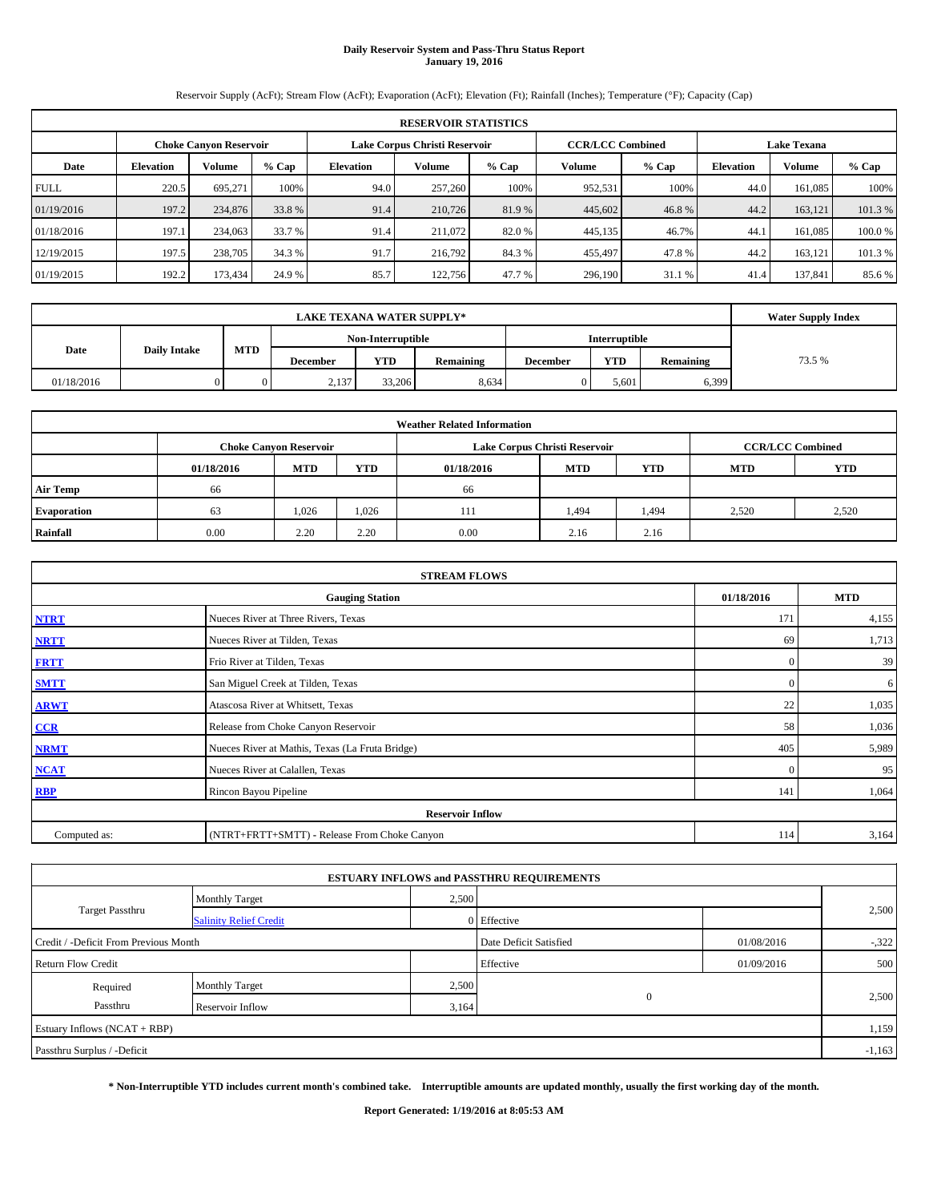# Daily Reservoir System and Pass-Thru Status Report
## January 19, 2016

Reservoir Supply (AcFt); Stream Flow (AcFt); Evaporation (AcFt); Elevation (Ft); Rainfall (Inches); Temperature (°F); Capacity (Cap)

| RESERVOIR STATISTICS | | | | | | | | | | | |
|---|---|---|---|---|---|---|---|---|---|---|---|
| | Choke Canyon Reservoir | | | Lake Corpus Christi Reservoir | | | CCR/LCC Combined | | Lake Texana | | |
| Date | Elevation | Volume | % Cap | Elevation | Volume | % Cap | Volume | % Cap | Elevation | Volume | % Cap |
| FULL | 220.5 | 695,271 | 100% | 94.0 | 257,260 | 100% | 952,531 | 100% | 44.0 | 161,085 | 100% |
| 01/19/2016 | 197.2 | 234,876 | 33.8 % | 91.4 | 210,726 | 81.9 % | 445,602 | 46.8 % | 44.2 | 163,121 | 101.3 % |
| 01/18/2016 | 197.1 | 234,063 | 33.7 % | 91.4 | 211,072 | 82.0 % | 445,135 | 46.7% | 44.1 | 161,085 | 100.0 % |
| 12/19/2015 | 197.5 | 238,705 | 34.3 % | 91.7 | 216,792 | 84.3 % | 455,497 | 47.8 % | 44.2 | 163,121 | 101.3 % |
| 01/19/2015 | 192.2 | 173,434 | 24.9 % | 85.7 | 122,756 | 47.7 % | 296,190 | 31.1 % | 41.4 | 137,841 | 85.6 % |

| LAKE TEXANA WATER SUPPLY* | | | | | | | | | Water Supply Index |
|---|---|---|---|---|---|---|---|---|---|
| Date | Daily Intake | MTD | Non-Interruptible | | | Interruptible | | | |
| | | | December | YTD | Remaining | December | YTD | Remaining | |
| 01/18/2016 | 0 | 0 | 2,137 | 33,206 | 8,634 | 0 | 5,601 | 6,399 | 73.5 % |

| Weather Related Information | | | | | | | | |
|---|---|---|---|---|---|---|---|---|
| | Choke Canyon Reservoir | | | Lake Corpus Christi Reservoir | | | CCR/LCC Combined | |
| | 01/18/2016 | MTD | YTD | 01/18/2016 | MTD | YTD | MTD | YTD |
| Air Temp | 66 | | | 66 | | | | |
| Evaporation | 63 | 1,026 | 1,026 | 111 | 1,494 | 1,494 | 2,520 | 2,520 |
| Rainfall | 0.00 | 2.20 | 2.20 | 0.00 | 2.16 | 2.16 | | |

| STREAM FLOWS | | | |
|---|---|---|---|
| | Gauging Station | 01/18/2016 | MTD |
| NTRT | Nueces River at Three Rivers, Texas | 171 | 4,155 |
| NRTT | Nueces River at Tilden, Texas | 69 | 1,713 |
| FRTT | Frio River at Tilden, Texas | 0 | 39 |
| SMTT | San Miguel Creek at Tilden, Texas | 0 | 6 |
| ARWT | Atascosa River at Whitsett, Texas | 22 | 1,035 |
| CCR | Release from Choke Canyon Reservoir | 58 | 1,036 |
| NRMT | Nueces River at Mathis, Texas (La Fruta Bridge) | 405 | 5,989 |
| NCAT | Nueces River at Calallen, Texas | 0 | 95 |
| RBP | Rincon Bayou Pipeline | 141 | 1,064 |
| Reservoir Inflow | | | |
| Computed as: | (NTRT+FRTT+SMTT) - Release From Choke Canyon | 114 | 3,164 |

| ESTUARY INFLOWS and PASSTHRU REQUIREMENTS | | | | | |
|---|---|---|---|---|---|
| Target Passthru | Monthly Target | 2,500 | | | 2,500 |
| | Salinity Relief Credit | 0 | Effective | | |
| Credit / -Deficit From Previous Month | | | Date Deficit Satisfied | 01/08/2016 | -,322 |
| Return Flow Credit | | | Effective | 01/09/2016 | 500 |
| Required Passthru | Monthly Target | 2,500 | 0 | | 2,500 |
| | Reservoir Inflow | 3,164 | | | |
| Estuary Inflows (NCAT + RBP) | | | | | 1,159 |
| Passthru Surplus / -Deficit | | | | | -1,163 |

**\* Non-Interruptible YTD includes current month's combined take. Interruptible amounts are updated monthly, usually the first working day of the month.**

**Report Generated: 1/19/2016 at 8:05:53 AM**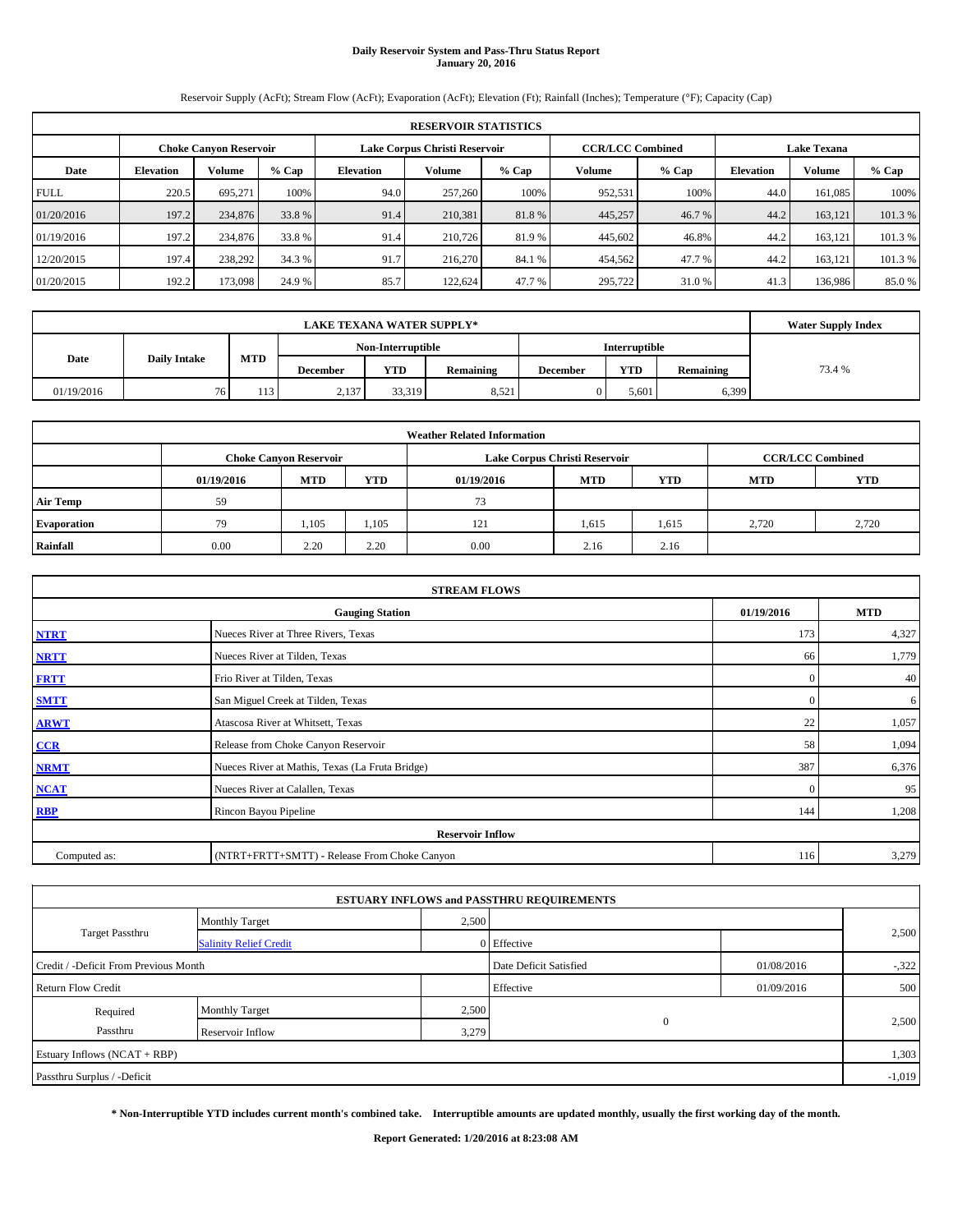# Daily Reservoir System and Pass-Thru Status Report
## January 20, 2016

Reservoir Supply (AcFt); Stream Flow (AcFt); Evaporation (AcFt); Elevation (Ft); Rainfall (Inches); Temperature (°F); Capacity (Cap)

| RESERVOIR STATISTICS | | | | | | | | | | |
|---|---|---|---|---|---|---|---|---|---|---|
| | Choke Canyon Reservoir | | | Lake Corpus Christi Reservoir | | | CCR/LCC Combined | | Lake Texana | | |
| Date | Elevation | Volume | % Cap | Elevation | Volume | % Cap | Volume | % Cap | Elevation | Volume | % Cap |
| FULL | 220.5 | 695,271 | 100% | 94.0 | 257,260 | 100% | 952,531 | 100% | 44.0 | 161,085 | 100% |
| 01/20/2016 | 197.2 | 234,876 | 33.8 % | 91.4 | 210,381 | 81.8 % | 445,257 | 46.7 % | 44.2 | 163,121 | 101.3 % |
| 01/19/2016 | 197.2 | 234,876 | 33.8 % | 91.4 | 210,726 | 81.9 % | 445,602 | 46.8% | 44.2 | 163,121 | 101.3 % |
| 12/20/2015 | 197.4 | 238,292 | 34.3 % | 91.7 | 216,270 | 84.1 % | 454,562 | 47.7 % | 44.2 | 163,121 | 101.3 % |
| 01/20/2015 | 192.2 | 173,098 | 24.9 % | 85.7 | 122,624 | 47.7 % | 295,722 | 31.0 % | 41.3 | 136,986 | 85.0 % |

| LAKE TEXANA WATER SUPPLY* | | | | | | | | | Water Supply Index |
|---|---|---|---|---|---|---|---|---|---|
| Date | Daily Intake | MTD | Non-Interruptible | | | Interruptible | | | |
| | | | December | YTD | Remaining | December | YTD | Remaining | |
| 01/19/2016 | 76 | 113 | 2,137 | 33,319 | 8,521 | 0 | 5,601 | 6,399 | 73.4 % |

| Weather Related Information | | | | | | | | |
|---|---|---|---|---|---|---|---|---|
| | Choke Canyon Reservoir | | | Lake Corpus Christi Reservoir | | | CCR/LCC Combined | |
| | 01/19/2016 | MTD | YTD | 01/19/2016 | MTD | YTD | MTD | YTD |
| Air Temp | 59 | | | 73 | | | | |
| Evaporation | 79 | 1,105 | 1,105 | 121 | 1,615 | 1,615 | 2,720 | 2,720 |
| Rainfall | 0.00 | 2.20 | 2.20 | 0.00 | 2.16 | 2.16 | | |

| STREAM FLOWS | | | |
|---|---|---|---|
| | Gauging Station | 01/19/2016 | MTD |
| NTRT | Nueces River at Three Rivers, Texas | 173 | 4,327 |
| NRTT | Nueces River at Tilden, Texas | 66 | 1,779 |
| FRTT | Frio River at Tilden, Texas | 0 | 40 |
| SMTT | San Miguel Creek at Tilden, Texas | 0 | 6 |
| ARWT | Atascosa River at Whitsett, Texas | 22 | 1,057 |
| CCR | Release from Choke Canyon Reservoir | 58 | 1,094 |
| NRMT | Nueces River at Mathis, Texas (La Fruta Bridge) | 387 | 6,376 |
| NCAT | Nueces River at Calallen, Texas | 0 | 95 |
| RBP | Rincon Bayou Pipeline | 144 | 1,208 |
| **Reservoir Inflow** | | | |
| Computed as: | (NTRT+FRTT+SMTT) - Release From Choke Canyon | 116 | 3,279 |

| ESTUARY INFLOWS and PASSTHRU REQUIREMENTS | | | | | |
|---|---|---|---|---|---|
| Target Passthru | Monthly Target | 2,500 | | | 2,500 |
| | Salinity Relief Credit | 0 | Effective | | |
| Credit / -Deficit From Previous Month | | | Date Deficit Satisfied | 01/08/2016 | -,322 |
| Return Flow Credit | | | Effective | 01/09/2016 | 500 |
| Required Passthru | Monthly Target | 2,500 | 0 | | 2,500 |
| | Reservoir Inflow | 3,279 | | | |
| Estuary Inflows (NCAT + RBP) | | | | | 1,303 |
| Passthru Surplus / -Deficit | | | | | -1,019 |

**\* Non-Interruptible YTD includes current month's combined take. Interruptible amounts are updated monthly, usually the first working day of the month.**

**Report Generated: 1/20/2016 at 8:23:08 AM**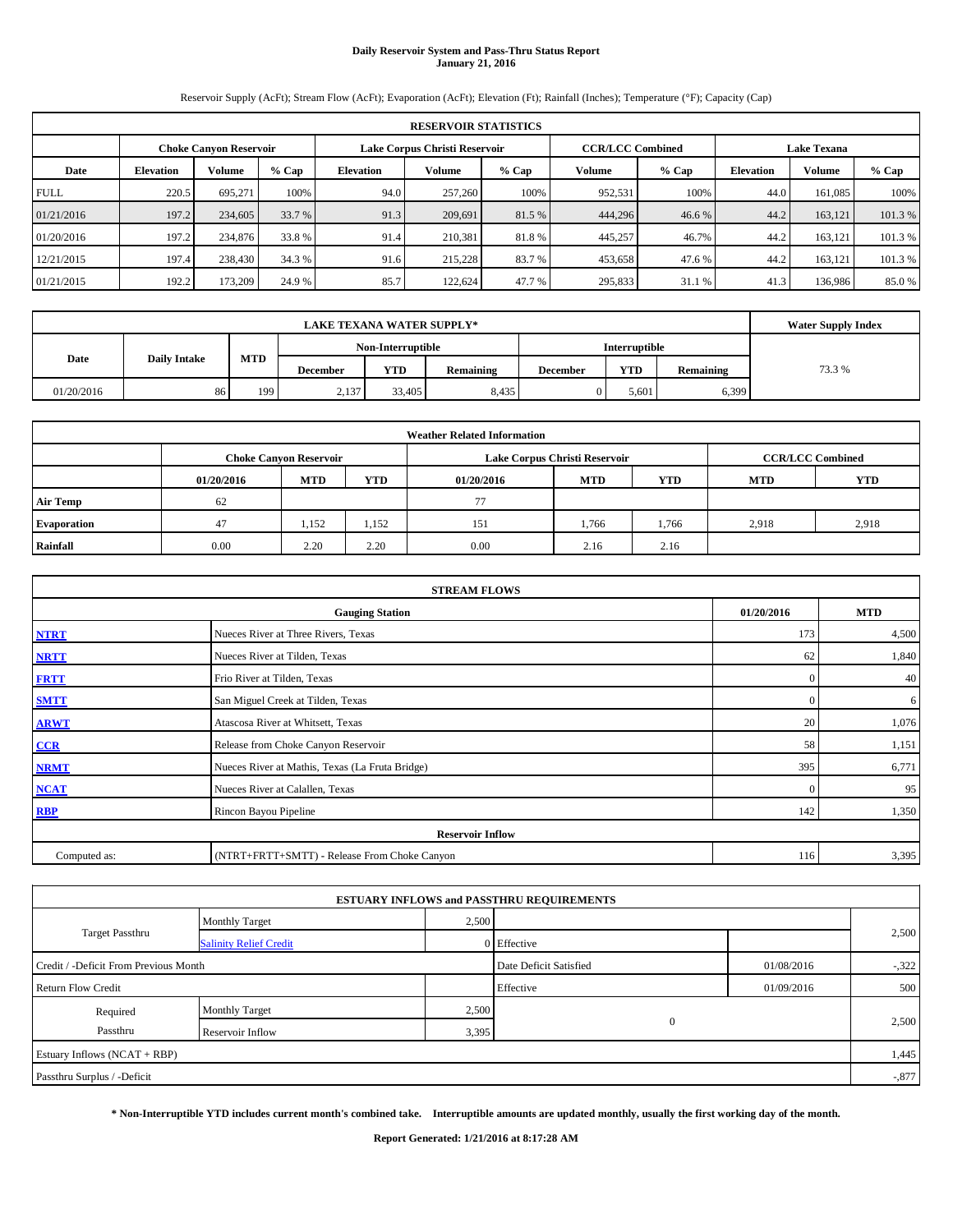# Daily Reservoir System and Pass-Thru Status Report
**January 21, 2016**

Reservoir Supply (AcFt); Stream Flow (AcFt); Evaporation (AcFt); Elevation (Ft); Rainfall (Inches); Temperature (°F); Capacity (Cap)

| RESERVOIR STATISTICS | | | | | | | | | | | |
|---|---|---|---|---|---|---|---|---|---|---|---|
| | Choke Canyon Reservoir | | | Lake Corpus Christi Reservoir | | | CCR/LCC Combined | | Lake Texana | | |
| Date | Elevation | Volume | % Cap | Elevation | Volume | % Cap | Volume | % Cap | Elevation | Volume | % Cap |
| FULL | 220.5 | 695,271 | 100% | 94.0 | 257,260 | 100% | 952,531 | 100% | 44.0 | 161,085 | 100% |
| 01/21/2016 | 197.2 | 234,605 | 33.7 % | 91.3 | 209,691 | 81.5 % | 444,296 | 46.6 % | 44.2 | 163,121 | 101.3 % |
| 01/20/2016 | 197.2 | 234,876 | 33.8 % | 91.4 | 210,381 | 81.8 % | 445,257 | 46.7% | 44.2 | 163,121 | 101.3 % |
| 12/21/2015 | 197.4 | 238,430 | 34.3 % | 91.6 | 215,228 | 83.7 % | 453,658 | 47.6 % | 44.2 | 163,121 | 101.3 % |
| 01/21/2015 | 192.2 | 173,209 | 24.9 % | 85.7 | 122,624 | 47.7 % | 295,833 | 31.1 % | 41.3 | 136,986 | 85.0 % |

| LAKE TEXANA WATER SUPPLY* | | | | | | | | | Water Supply Index |
|---|---|---|---|---|---|---|---|---|---|
| Date | Daily Intake | MTD | Non-Interruptible | | | Interruptible | | | |
| | | | December | YTD | Remaining | December | YTD | Remaining | |
| 01/20/2016 | 86 | 199 | 2,137 | 33,405 | 8,435 | 0 | 5,601 | 6,399 | 73.3 % |

| Weather Related Information | | | | | | | | |
|---|---|---|---|---|---|---|---|---|
| | Choke Canyon Reservoir | | | Lake Corpus Christi Reservoir | | | CCR/LCC Combined | |
| | 01/20/2016 | MTD | YTD | 01/20/2016 | MTD | YTD | MTD | YTD |
| Air Temp | 62 | | | 77 | | | | |
| Evaporation | 47 | 1,152 | 1,152 | 151 | 1,766 | 1,766 | 2,918 | 2,918 |
| Rainfall | 0.00 | 2.20 | 2.20 | 0.00 | 2.16 | 2.16 | | |

| STREAM FLOWS | | | |
|---|---|---|---|
| | Gauging Station | 01/20/2016 | MTD |
| NTRT | Nueces River at Three Rivers, Texas | 173 | 4,500 |
| NRTT | Nueces River at Tilden, Texas | 62 | 1,840 |
| FRTT | Frio River at Tilden, Texas | 0 | 40 |
| SMTT | San Miguel Creek at Tilden, Texas | 0 | 6 |
| ARWT | Atascosa River at Whitsett, Texas | 20 | 1,076 |
| CCR | Release from Choke Canyon Reservoir | 58 | 1,151 |
| NRMT | Nueces River at Mathis, Texas (La Fruta Bridge) | 395 | 6,771 |
| NCAT | Nueces River at Calallen, Texas | 0 | 95 |
| RBP | Rincon Bayou Pipeline | 142 | 1,350 |
| | Reservoir Inflow | | |
| Computed as: | (NTRT+FRTT+SMTT) - Release From Choke Canyon | 116 | 3,395 |

| ESTUARY INFLOWS and PASSTHRU REQUIREMENTS | | | | | |
|---|---|---|---|---|---|
| Target Passthru | Monthly Target | 2,500 | | | 2,500 |
| | Salinity Relief Credit | 0 | Effective | | |
| Credit / -Deficit From Previous Month | | | Date Deficit Satisfied | 01/08/2016 | -,322 |
| Return Flow Credit | | | Effective | 01/09/2016 | 500 |
| Required Passthru | Monthly Target | 2,500 | 0 | | 2,500 |
| | Reservoir Inflow | 3,395 | | | |
| Estuary Inflows (NCAT + RBP) | | | | | 1,445 |
| Passthru Surplus / -Deficit | | | | | -,877 |

**\* Non-Interruptible YTD includes current month's combined take. Interruptible amounts are updated monthly, usually the first working day of the month.**

**Report Generated: 1/21/2016 at 8:17:28 AM**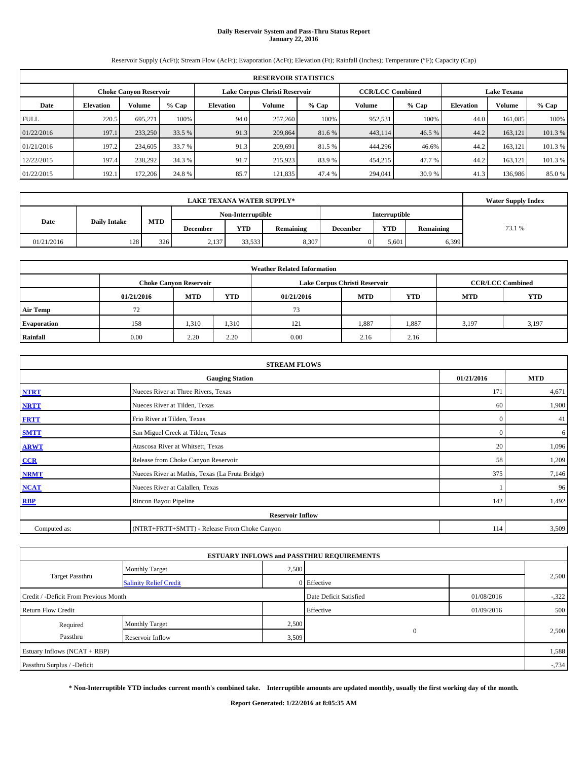# Daily Reservoir System and Pass-Thru Status Report
## January 22, 2016

Reservoir Supply (AcFt); Stream Flow (AcFt); Evaporation (AcFt); Elevation (Ft); Rainfall (Inches); Temperature (°F); Capacity (Cap)

| RESERVOIR STATISTICS | | | | | | | | | | | |
|---|---|---|---|---|---|---|---|---|---|---|---|
| | Choke Canyon Reservoir | | | Lake Corpus Christi Reservoir | | | CCR/LCC Combined | | Lake Texana | | |
| Date | Elevation | Volume | % Cap | Elevation | Volume | % Cap | Volume | % Cap | Elevation | Volume | % Cap |
| FULL | 220.5 | 695,271 | 100% | 94.0 | 257,260 | 100% | 952,531 | 100% | 44.0 | 161,085 | 100% |
| 01/22/2016 | 197.1 | 233,250 | 33.5 % | 91.3 | 209,864 | 81.6 % | 443,114 | 46.5 % | 44.2 | 163,121 | 101.3 % |
| 01/21/2016 | 197.2 | 234,605 | 33.7 % | 91.3 | 209,691 | 81.5 % | 444,296 | 46.6% | 44.2 | 163,121 | 101.3 % |
| 12/22/2015 | 197.4 | 238,292 | 34.3 % | 91.7 | 215,923 | 83.9 % | 454,215 | 47.7 % | 44.2 | 163,121 | 101.3 % |
| 01/22/2015 | 192.1 | 172,206 | 24.8 % | 85.7 | 121,835 | 47.4 % | 294,041 | 30.9 % | 41.3 | 136,986 | 85.0 % |

| LAKE TEXANA WATER SUPPLY* | | | | | | | | | Water Supply Index |
|---|---|---|---|---|---|---|---|---|---|
| Date | Daily Intake | MTD | Non-Interruptible | | | Interruptible | | | |
| | | | December | YTD | Remaining | December | YTD | Remaining | |
| 01/21/2016 | 128 | 326 | 2,137 | 33,533 | 8,307 | 0 | 5,601 | 6,399 | 73.1 % |

| Weather Related Information | | | | | | | | |
|---|---|---|---|---|---|---|---|---|
| | Choke Canyon Reservoir | | | Lake Corpus Christi Reservoir | | | CCR/LCC Combined | |
| | 01/21/2016 | MTD | YTD | 01/21/2016 | MTD | YTD | MTD | YTD |
| Air Temp | 72 | | | 73 | | | | |
| Evaporation | 158 | 1,310 | 1,310 | 121 | 1,887 | 1,887 | 3,197 | 3,197 |
| Rainfall | 0.00 | 2.20 | 2.20 | 0.00 | 2.16 | 2.16 | | |

| STREAM FLOWS | | | |
|---|---|---|---|
| | Gauging Station | 01/21/2016 | MTD |
| NTRT | Nueces River at Three Rivers, Texas | 171 | 4,671 |
| NRTT | Nueces River at Tilden, Texas | 60 | 1,900 |
| FRTT | Frio River at Tilden, Texas | 0 | 41 |
| SMTT | San Miguel Creek at Tilden, Texas | 0 | 6 |
| ARWT | Atascosa River at Whitsett, Texas | 20 | 1,096 |
| CCR | Release from Choke Canyon Reservoir | 58 | 1,209 |
| NRMT | Nueces River at Mathis, Texas (La Fruta Bridge) | 375 | 7,146 |
| NCAT | Nueces River at Calallen, Texas | 1 | 96 |
| RBP | Rincon Bayou Pipeline | 142 | 1,492 |
| Reservoir Inflow | | | |
| Computed as: | (NTRT+FRTT+SMTT) - Release From Choke Canyon | 114 | 3,509 |

| ESTUARY INFLOWS and PASSTHRU REQUIREMENTS | | | | | |
|---|---|---|---|---|---|
| Target Passthru | Monthly Target | 2,500 | | | 2,500 |
| | Salinity Relief Credit | 0 | Effective | | |
| Credit / -Deficit From Previous Month | | | Date Deficit Satisfied | 01/08/2016 | -,322 |
| Return Flow Credit | | | Effective | 01/09/2016 | 500 |
| Required Passthru | Monthly Target | 2,500 | 0 | | 2,500 |
| | Reservoir Inflow | 3,509 | | | |
| Estuary Inflows (NCAT + RBP) | | | | | 1,588 |
| Passthru Surplus / -Deficit | | | | | -,734 |

**\* Non-Interruptible YTD includes current month's combined take. Interruptible amounts are updated monthly, usually the first working day of the month.**

**Report Generated: 1/22/2016 at 8:05:35 AM**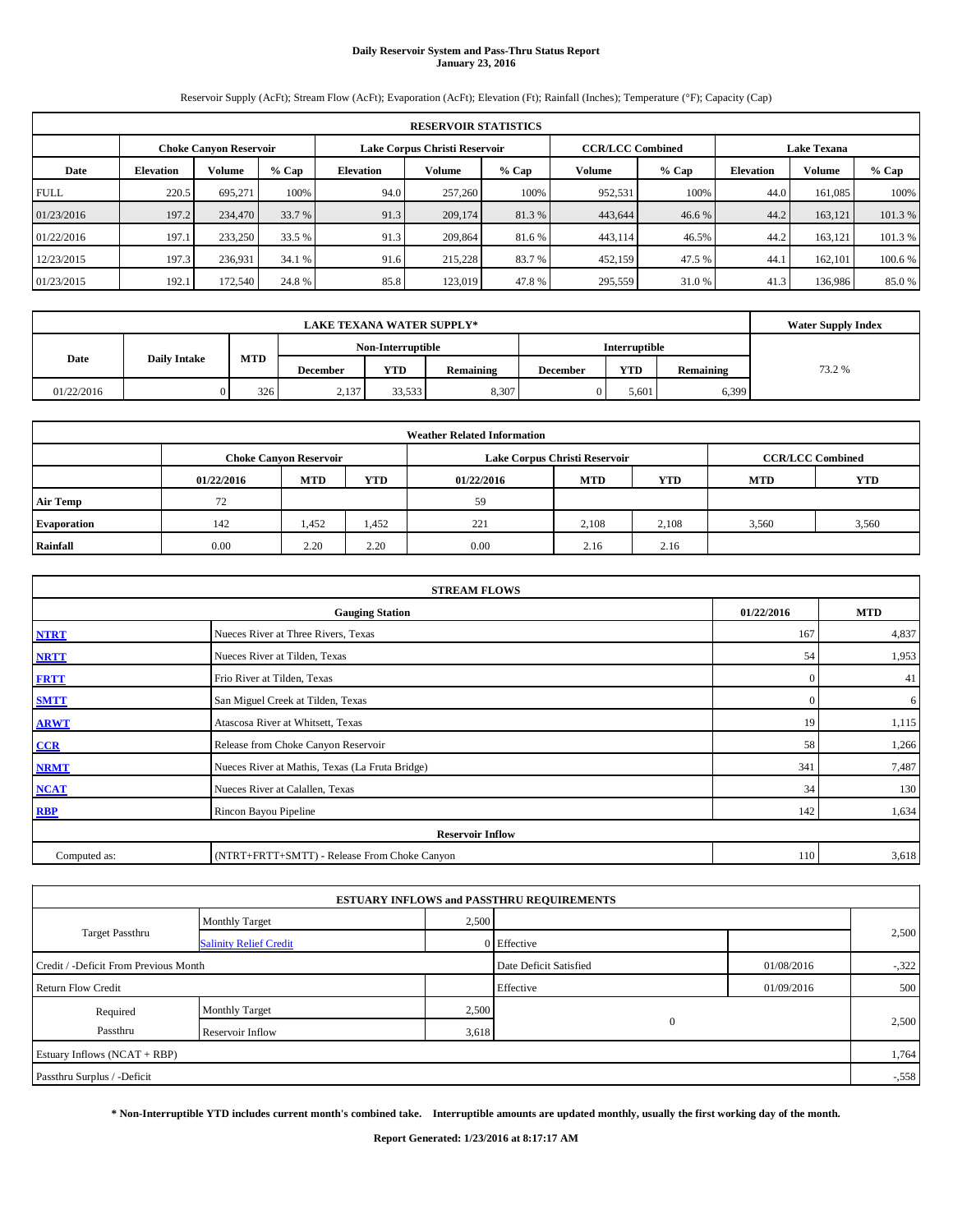# Daily Reservoir System and Pass-Thru Status Report
## January 23, 2016

Reservoir Supply (AcFt); Stream Flow (AcFt); Evaporation (AcFt); Elevation (Ft); Rainfall (Inches); Temperature (°F); Capacity (Cap)

| RESERVOIR STATISTICS | | | | | | | | | | | |
|---|---|---|---|---|---|---|---|---|---|---|---|
| | Choke Canyon Reservoir | | | Lake Corpus Christi Reservoir | | | CCR/LCC Combined | | Lake Texana | | |
| Date | Elevation | Volume | % Cap | Elevation | Volume | % Cap | Volume | % Cap | Elevation | Volume | % Cap |
| FULL | 220.5 | 695,271 | 100% | 94.0 | 257,260 | 100% | 952,531 | 100% | 44.0 | 161,085 | 100% |
| 01/23/2016 | 197.2 | 234,470 | 33.7 % | 91.3 | 209,174 | 81.3 % | 443,644 | 46.6 % | 44.2 | 163,121 | 101.3 % |
| 01/22/2016 | 197.1 | 233,250 | 33.5 % | 91.3 | 209,864 | 81.6 % | 443,114 | 46.5% | 44.2 | 163,121 | 101.3 % |
| 12/23/2015 | 197.3 | 236,931 | 34.1 % | 91.6 | 215,228 | 83.7 % | 452,159 | 47.5 % | 44.1 | 162,101 | 100.6 % |
| 01/23/2015 | 192.1 | 172,540 | 24.8 % | 85.8 | 123,019 | 47.8 % | 295,559 | 31.0 % | 41.3 | 136,986 | 85.0 % |

| LAKE TEXANA WATER SUPPLY* | | | | | | | | | Water Supply Index |
|---|---|---|---|---|---|---|---|---|---|
| Date | Daily Intake | MTD | Non-Interruptible | | | Interruptible | | | |
| | | | December | YTD | Remaining | December | YTD | Remaining | |
| 01/22/2016 | 0 | 326 | 2,137 | 33,533 | 8,307 | 0 | 5,601 | 6,399 | 73.2 % |

| Weather Related Information | | | | | | | | |
|---|---|---|---|---|---|---|---|---|
| | Choke Canyon Reservoir | | | Lake Corpus Christi Reservoir | | | CCR/LCC Combined | |
| | 01/22/2016 | MTD | YTD | 01/22/2016 | MTD | YTD | MTD | YTD |
| Air Temp | 72 | | | 59 | | | | |
| Evaporation | 142 | 1,452 | 1,452 | 221 | 2,108 | 2,108 | 3,560 | 3,560 |
| Rainfall | 0.00 | 2.20 | 2.20 | 0.00 | 2.16 | 2.16 | | |

| STREAM FLOWS | | | |
|---|---|---|---|
| | Gauging Station | 01/22/2016 | MTD |
| NTRT | Nueces River at Three Rivers, Texas | 167 | 4,837 |
| NRTT | Nueces River at Tilden, Texas | 54 | 1,953 |
| FRTT | Frio River at Tilden, Texas | 0 | 41 |
| SMTT | San Miguel Creek at Tilden, Texas | 0 | 6 |
| ARWT | Atascosa River at Whitsett, Texas | 19 | 1,115 |
| CCR | Release from Choke Canyon Reservoir | 58 | 1,266 |
| NRMT | Nueces River at Mathis, Texas (La Fruta Bridge) | 341 | 7,487 |
| NCAT | Nueces River at Calallen, Texas | 34 | 130 |
| RBP | Rincon Bayou Pipeline | 142 | 1,634 |
| Reservoir Inflow | | | |
| Computed as: | (NTRT+FRTT+SMTT) - Release From Choke Canyon | 110 | 3,618 |

| ESTUARY INFLOWS and PASSTHRU REQUIREMENTS | | | | | |
|---|---|---|---|---|---|
| Target Passthru | Monthly Target | 2,500 | | | 2,500 |
| | Salinity Relief Credit | 0 | Effective | | |
| Credit / -Deficit From Previous Month | | | Date Deficit Satisfied | 01/08/2016 | -,322 |
| Return Flow Credit | | | Effective | 01/09/2016 | 500 |
| Required Passthru | Monthly Target | 2,500 | 0 | | 2,500 |
| | Reservoir Inflow | 3,618 | | | |
| Estuary Inflows (NCAT + RBP) | | | | | 1,764 |
| Passthru Surplus / -Deficit | | | | | -,558 |

**\* Non-Interruptible YTD includes current month's combined take. Interruptible amounts are updated monthly, usually the first working day of the month.**

**Report Generated: 1/23/2016 at 8:17:17 AM**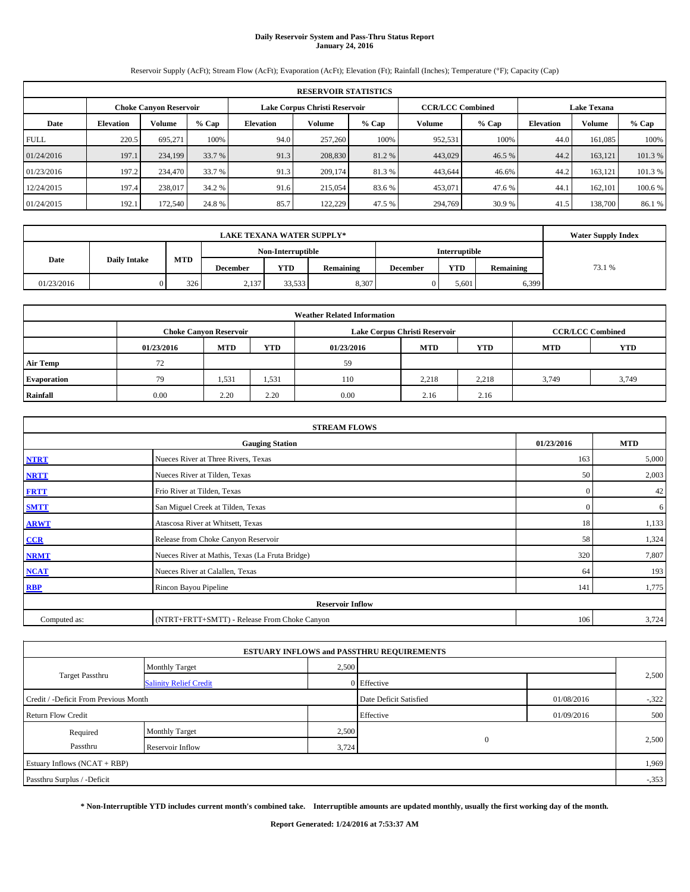# Daily Reservoir System and Pass-Thru Status Report
## January 24, 2016

Reservoir Supply (AcFt); Stream Flow (AcFt); Evaporation (AcFt); Elevation (Ft); Rainfall (Inches); Temperature (°F); Capacity (Cap)

| RESERVOIR STATISTICS | | | | | | | | | | | |
|---|---|---|---|---|---|---|---|---|---|---|---|
| | Choke Canyon Reservoir | | | Lake Corpus Christi Reservoir | | | CCR/LCC Combined | | Lake Texana | | |
| Date | Elevation | Volume | % Cap | Elevation | Volume | % Cap | Volume | % Cap | Elevation | Volume | % Cap |
| FULL | 220.5 | 695,271 | 100% | 94.0 | 257,260 | 100% | 952,531 | 100% | 44.0 | 161,085 | 100% |
| 01/24/2016 | 197.1 | 234,199 | 33.7 % | 91.3 | 208,830 | 81.2 % | 443,029 | 46.5 % | 44.2 | 163,121 | 101.3 % |
| 01/23/2016 | 197.2 | 234,470 | 33.7 % | 91.3 | 209,174 | 81.3 % | 443,644 | 46.6% | 44.2 | 163,121 | 101.3 % |
| 12/24/2015 | 197.4 | 238,017 | 34.2 % | 91.6 | 215,054 | 83.6 % | 453,071 | 47.6 % | 44.1 | 162,101 | 100.6 % |
| 01/24/2015 | 192.1 | 172,540 | 24.8 % | 85.7 | 122,229 | 47.5 % | 294,769 | 30.9 % | 41.5 | 138,700 | 86.1 % |

| LAKE TEXANA WATER SUPPLY* | | | | | | | | | Water Supply Index |
|---|---|---|---|---|---|---|---|---|---|
| Date | Daily Intake | MTD | Non-Interruptible | | | Interruptible | | | |
| | | | December | YTD | Remaining | December | YTD | Remaining | |
| 01/23/2016 | 0 | 326 | 2,137 | 33,533 | 8,307 | 0 | 5,601 | 6,399 | 73.1 % |

| Weather Related Information | | | | | | | | |
|---|---|---|---|---|---|---|---|---|
| | Choke Canyon Reservoir | | | Lake Corpus Christi Reservoir | | | CCR/LCC Combined | |
| | 01/23/2016 | MTD | YTD | 01/23/2016 | MTD | YTD | MTD | YTD |
| Air Temp | 72 | | | 59 | | | | |
| Evaporation | 79 | 1,531 | 1,531 | 110 | 2,218 | 2,218 | 3,749 | 3,749 |
| Rainfall | 0.00 | 2.20 | 2.20 | 0.00 | 2.16 | 2.16 | | |

| STREAM FLOWS | | | |
|---|---|---|---|
| | Gauging Station | 01/23/2016 | MTD |
| NTRT | Nueces River at Three Rivers, Texas | 163 | 5,000 |
| NRTT | Nueces River at Tilden, Texas | 50 | 2,003 |
| FRTT | Frio River at Tilden, Texas | 0 | 42 |
| SMTT | San Miguel Creek at Tilden, Texas | 0 | 6 |
| ARWT | Atascosa River at Whitsett, Texas | 18 | 1,133 |
| CCR | Release from Choke Canyon Reservoir | 58 | 1,324 |
| NRMT | Nueces River at Mathis, Texas (La Fruta Bridge) | 320 | 7,807 |
| NCAT | Nueces River at Calallen, Texas | 64 | 193 |
| RBP | Rincon Bayou Pipeline | 141 | 1,775 |
| Reservoir Inflow | | | |
| Computed as: | (NTRT+FRTT+SMTT) - Release From Choke Canyon | 106 | 3,724 |

| ESTUARY INFLOWS and PASSTHRU REQUIREMENTS | | | | | |
|---|---|---|---|---|---|
| Target Passthru | Monthly Target | 2,500 | | | 2,500 |
| | Salinity Relief Credit | 0 | Effective | | |
| Credit / -Deficit From Previous Month | | | Date Deficit Satisfied | 01/08/2016 | -,322 |
| Return Flow Credit | | | Effective | 01/09/2016 | 500 |
| Required Passthru | Monthly Target | 2,500 | 0 | | 2,500 |
| | Reservoir Inflow | 3,724 | | | |
| Estuary Inflows (NCAT + RBP) | | | | | 1,969 |
| Passthru Surplus / -Deficit | | | | | -,353 |

**\* Non-Interruptible YTD includes current month's combined take. Interruptible amounts are updated monthly, usually the first working day of the month.**

**Report Generated: 1/24/2016 at 7:53:37 AM**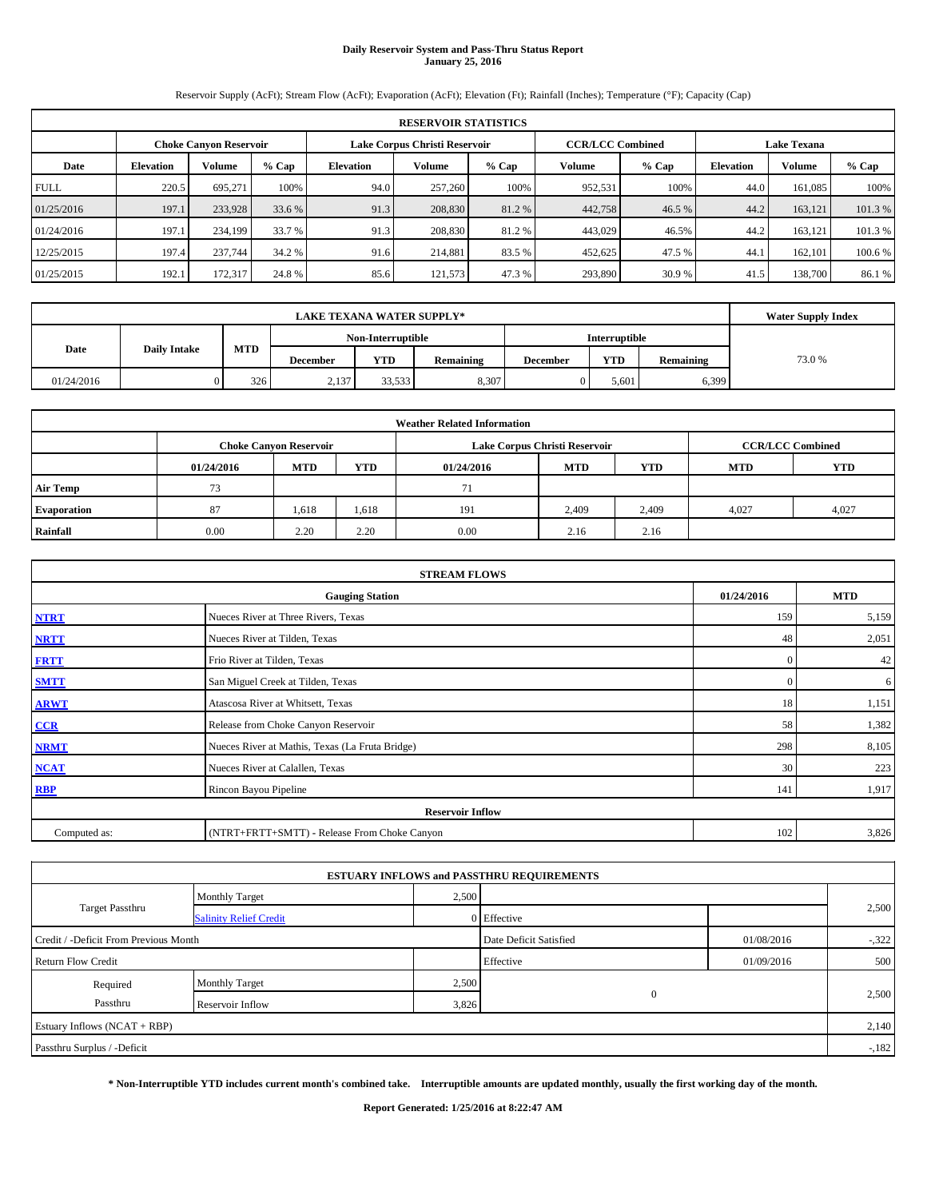# Daily Reservoir System and Pass-Thru Status Report
## January 25, 2016

Reservoir Supply (AcFt); Stream Flow (AcFt); Evaporation (AcFt); Elevation (Ft); Rainfall (Inches); Temperature (°F); Capacity (Cap)

| RESERVOIR STATISTICS | | | | | | | | | | | |
|---|---|---|---|---|---|---|---|---|---|---|---|
| | Choke Canyon Reservoir | | | Lake Corpus Christi Reservoir | | | CCR/LCC Combined | | Lake Texana | | |
| Date | Elevation | Volume | % Cap | Elevation | Volume | % Cap | Volume | % Cap | Elevation | Volume | % Cap |
| FULL | 220.5 | 695,271 | 100% | 94.0 | 257,260 | 100% | 952,531 | 100% | 44.0 | 161,085 | 100% |
| 01/25/2016 | 197.1 | 233,928 | 33.6 % | 91.3 | 208,830 | 81.2 % | 442,758 | 46.5 % | 44.2 | 163,121 | 101.3 % |
| 01/24/2016 | 197.1 | 234,199 | 33.7 % | 91.3 | 208,830 | 81.2 % | 443,029 | 46.5% | 44.2 | 163,121 | 101.3 % |
| 12/25/2015 | 197.4 | 237,744 | 34.2 % | 91.6 | 214,881 | 83.5 % | 452,625 | 47.5 % | 44.1 | 162,101 | 100.6 % |
| 01/25/2015 | 192.1 | 172,317 | 24.8 % | 85.6 | 121,573 | 47.3 % | 293,890 | 30.9 % | 41.5 | 138,700 | 86.1 % |

| LAKE TEXANA WATER SUPPLY* | | | | | | | | | Water Supply Index |
|---|---|---|---|---|---|---|---|---|---|
| Date | Daily Intake | MTD | Non-Interruptible | | | Interruptible | | | 73.0 % |
| | | | December | YTD | Remaining | December | YTD | Remaining | |
| 01/24/2016 | 0 | 326 | 2,137 | 33,533 | 8,307 | 0 | 5,601 | 6,399 | |

| Weather Related Information | | | | | | | | |
|---|---|---|---|---|---|---|---|---|
| | Choke Canyon Reservoir | | | Lake Corpus Christi Reservoir | | | CCR/LCC Combined | |
| | 01/24/2016 | MTD | YTD | 01/24/2016 | MTD | YTD | MTD | YTD |
| Air Temp | 73 | | | 71 | | | | |
| Evaporation | 87 | 1,618 | 1,618 | 191 | 2,409 | 2,409 | 4,027 | 4,027 |
| Rainfall | 0.00 | 2.20 | 2.20 | 0.00 | 2.16 | 2.16 | | |

| STREAM FLOWS | | | |
|---|---|---|---|
| | Gauging Station | 01/24/2016 | MTD |
| NTRT | Nueces River at Three Rivers, Texas | 159 | 5,159 |
| NRTT | Nueces River at Tilden, Texas | 48 | 2,051 |
| FRTT | Frio River at Tilden, Texas | 0 | 42 |
| SMTT | San Miguel Creek at Tilden, Texas | 0 | 6 |
| ARWT | Atascosa River at Whitsett, Texas | 18 | 1,151 |
| CCR | Release from Choke Canyon Reservoir | 58 | 1,382 |
| NRMT | Nueces River at Mathis, Texas (La Fruta Bridge) | 298 | 8,105 |
| NCAT | Nueces River at Calallen, Texas | 30 | 223 |
| RBP | Rincon Bayou Pipeline | 141 | 1,917 |
| Reservoir Inflow | | | |
| Computed as: | (NTRT+FRTT+SMTT) - Release From Choke Canyon | 102 | 3,826 |

| ESTUARY INFLOWS and PASSTHRU REQUIREMENTS | | | | | |
|---|---|---|---|---|---|
| Target Passthru | Monthly Target | 2,500 | | | 2,500 |
| | Salinity Relief Credit | 0 | Effective | | |
| Credit / -Deficit From Previous Month | | | Date Deficit Satisfied | 01/08/2016 | -,322 |
| Return Flow Credit | | | Effective | 01/09/2016 | 500 |
| Required Passthru | Monthly Target | 2,500 | 0 | | 2,500 |
| | Reservoir Inflow | 3,826 | | | |
| Estuary Inflows (NCAT + RBP) | | | | | 2,140 |
| Passthru Surplus / -Deficit | | | | | -,182 |

**\* Non-Interruptible YTD includes current month's combined take. Interruptible amounts are updated monthly, usually the first working day of the month.**

**Report Generated: 1/25/2016 at 8:22:47 AM**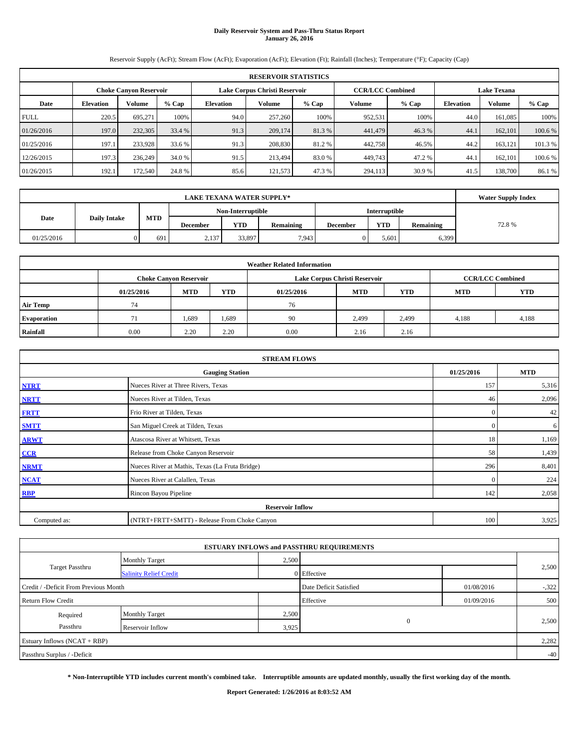# Daily Reservoir System and Pass-Thru Status Report
## January 26, 2016

Reservoir Supply (AcFt); Stream Flow (AcFt); Evaporation (AcFt); Elevation (Ft); Rainfall (Inches); Temperature (°F); Capacity (Cap)

| RESERVOIR STATISTICS | | | | | | | | | | | |
|---|---|---|---|---|---|---|---|---|---|---|---|
| | Choke Canyon Reservoir | | | Lake Corpus Christi Reservoir | | | CCR/LCC Combined | | Lake Texana | | |
| Date | Elevation | Volume | % Cap | Elevation | Volume | % Cap | Volume | % Cap | Elevation | Volume | % Cap |
| FULL | 220.5 | 695,271 | 100% | 94.0 | 257,260 | 100% | 952,531 | 100% | 44.0 | 161,085 | 100% |
| 01/26/2016 | 197.0 | 232,305 | 33.4 % | 91.3 | 209,174 | 81.3 % | 441,479 | 46.3 % | 44.1 | 162,101 | 100.6 % |
| 01/25/2016 | 197.1 | 233,928 | 33.6 % | 91.3 | 208,830 | 81.2 % | 442,758 | 46.5% | 44.2 | 163,121 | 101.3 % |
| 12/26/2015 | 197.3 | 236,249 | 34.0 % | 91.5 | 213,494 | 83.0 % | 449,743 | 47.2 % | 44.1 | 162,101 | 100.6 % |
| 01/26/2015 | 192.1 | 172,540 | 24.8 % | 85.6 | 121,573 | 47.3 % | 294,113 | 30.9 % | 41.5 | 138,700 | 86.1 % |

| LAKE TEXANA WATER SUPPLY* | | | | | | | | | Water Supply Index |
|---|---|---|---|---|---|---|---|---|---|
| Date | Daily Intake | MTD | Non-Interruptible | | | Interruptible | | | |
| | | | December | YTD | Remaining | December | YTD | Remaining | |
| 01/25/2016 | 0 | 691 | 2,137 | 33,897 | 7,943 | 0 | 5,601 | 6,399 | 72.8 % |

| Weather Related Information | | | | | | | | |
|---|---|---|---|---|---|---|---|---|
| | Choke Canyon Reservoir | | | Lake Corpus Christi Reservoir | | | CCR/LCC Combined | |
| | 01/25/2016 | MTD | YTD | 01/25/2016 | MTD | YTD | MTD | YTD |
| Air Temp | 74 | | | 76 | | | | |
| Evaporation | 71 | 1,689 | 1,689 | 90 | 2,499 | 2,499 | 4,188 | 4,188 |
| Rainfall | 0.00 | 2.20 | 2.20 | 0.00 | 2.16 | 2.16 | | |

| STREAM FLOWS | | | |
|---|---|---|---|
| | Gauging Station | 01/25/2016 | MTD |
| NTRT | Nueces River at Three Rivers, Texas | 157 | 5,316 |
| NRTT | Nueces River at Tilden, Texas | 46 | 2,096 |
| FRTT | Frio River at Tilden, Texas | 0 | 42 |
| SMTT | San Miguel Creek at Tilden, Texas | 0 | 6 |
| ARWT | Atascosa River at Whitsett, Texas | 18 | 1,169 |
| CCR | Release from Choke Canyon Reservoir | 58 | 1,439 |
| NRMT | Nueces River at Mathis, Texas (La Fruta Bridge) | 296 | 8,401 |
| NCAT | Nueces River at Calallen, Texas | 0 | 224 |
| RBP | Rincon Bayou Pipeline | 142 | 2,058 |
| **Reservoir Inflow** | | | |
| Computed as: | (NTRT+FRTT+SMTT) - Release From Choke Canyon | 100 | 3,925 |

| ESTUARY INFLOWS and PASSTHRU REQUIREMENTS | | | | | |
|---|---|---|---|---|---|
| Target Passthru | Monthly Target | 2,500 | | | 2,500 |
| | Salinity Relief Credit | 0 | Effective | | |
| Credit / -Deficit From Previous Month | | | Date Deficit Satisfied | 01/08/2016 | -,322 |
| Return Flow Credit | | | Effective | 01/09/2016 | 500 |
| Required Passthru | Monthly Target | 2,500 | 0 | | 2,500 |
| | Reservoir Inflow | 3,925 | | | |
| Estuary Inflows (NCAT + RBP) | | | | | 2,282 |
| Passthru Surplus / -Deficit | | | | | -40 |

**\* Non-Interruptible YTD includes current month's combined take. Interruptible amounts are updated monthly, usually the first working day of the month.**

**Report Generated: 1/26/2016 at 8:03:52 AM**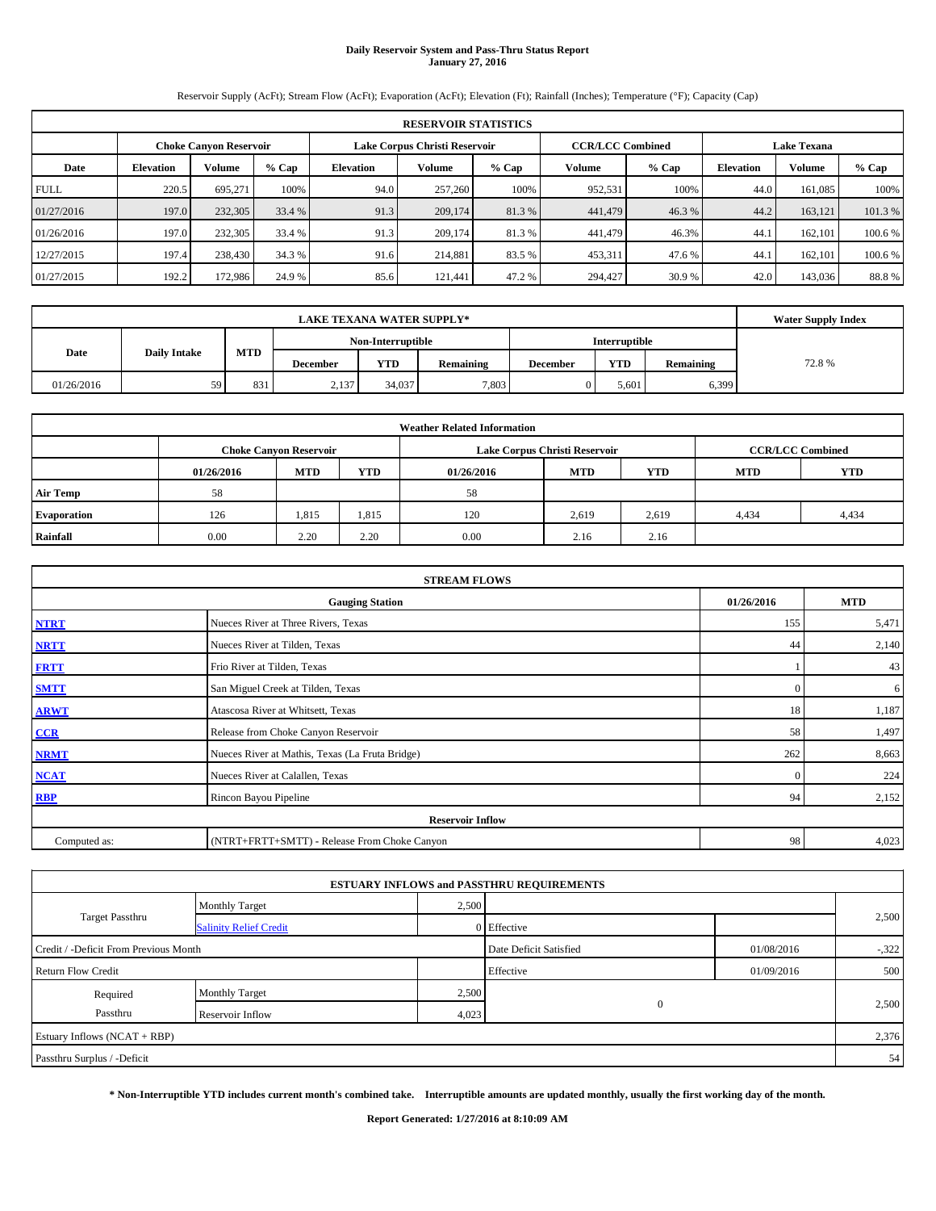# Daily Reservoir System and Pass-Thru Status Report
## January 27, 2016

Reservoir Supply (AcFt); Stream Flow (AcFt); Evaporation (AcFt); Elevation (Ft); Rainfall (Inches); Temperature (°F); Capacity (Cap)

| RESERVOIR STATISTICS | | | | | | | | | | | |
|---|---|---|---|---|---|---|---|---|---|---|---|
| | Choke Canyon Reservoir | | | Lake Corpus Christi Reservoir | | | CCR/LCC Combined | | Lake Texana | | |
| Date | Elevation | Volume | % Cap | Elevation | Volume | % Cap | Volume | % Cap | Elevation | Volume | % Cap |
| FULL | 220.5 | 695,271 | 100% | 94.0 | 257,260 | 100% | 952,531 | 100% | 44.0 | 161,085 | 100% |
| 01/27/2016 | 197.0 | 232,305 | 33.4 % | 91.3 | 209,174 | 81.3 % | 441,479 | 46.3 % | 44.2 | 163,121 | 101.3 % |
| 01/26/2016 | 197.0 | 232,305 | 33.4 % | 91.3 | 209,174 | 81.3 % | 441,479 | 46.3% | 44.1 | 162,101 | 100.6 % |
| 12/27/2015 | 197.4 | 238,430 | 34.3 % | 91.6 | 214,881 | 83.5 % | 453,311 | 47.6 % | 44.1 | 162,101 | 100.6 % |
| 01/27/2015 | 192.2 | 172,986 | 24.9 % | 85.6 | 121,441 | 47.2 % | 294,427 | 30.9 % | 42.0 | 143,036 | 88.8 % |

| LAKE TEXANA WATER SUPPLY* | | | | | | | | | Water Supply Index |
|---|---|---|---|---|---|---|---|---|---|
| Date | Daily Intake | MTD | Non-Interruptible | | | Interruptible | | | |
| | | | December | YTD | Remaining | December | YTD | Remaining | |
| 01/26/2016 | 59 | 831 | 2,137 | 34,037 | 7,803 | 0 | 5,601 | 6,399 | 72.8 % |

| Weather Related Information | | | | | | | | |
|---|---|---|---|---|---|---|---|---|
| | Choke Canyon Reservoir | | | Lake Corpus Christi Reservoir | | | CCR/LCC Combined | |
| | 01/26/2016 | MTD | YTD | 01/26/2016 | MTD | YTD | MTD | YTD |
| Air Temp | 58 | | | 58 | | | | |
| Evaporation | 126 | 1,815 | 1,815 | 120 | 2,619 | 2,619 | 4,434 | 4,434 |
| Rainfall | 0.00 | 2.20 | 2.20 | 0.00 | 2.16 | 2.16 | | |

| STREAM FLOWS | | | |
|---|---|---|---|
| | Gauging Station | 01/26/2016 | MTD |
| NTRT | Nueces River at Three Rivers, Texas | 155 | 5,471 |
| NRTT | Nueces River at Tilden, Texas | 44 | 2,140 |
| FRTT | Frio River at Tilden, Texas | 1 | 43 |
| SMTT | San Miguel Creek at Tilden, Texas | 0 | 6 |
| ARWT | Atascosa River at Whitsett, Texas | 18 | 1,187 |
| CCR | Release from Choke Canyon Reservoir | 58 | 1,497 |
| NRMT | Nueces River at Mathis, Texas (La Fruta Bridge) | 262 | 8,663 |
| NCAT | Nueces River at Calallen, Texas | 0 | 224 |
| RBP | Rincon Bayou Pipeline | 94 | 2,152 |
| Reservoir Inflow | | | |
| Computed as: | (NTRT+FRTT+SMTT) - Release From Choke Canyon | 98 | 4,023 |

| ESTUARY INFLOWS and PASSTHRU REQUIREMENTS | | | | | |
|---|---|---|---|---|---|
| Target Passthru | Monthly Target | 2,500 | | | 2,500 |
| | Salinity Relief Credit | 0 | Effective | | |
| Credit / -Deficit From Previous Month | | | Date Deficit Satisfied | 01/08/2016 | -,322 |
| Return Flow Credit | | | Effective | 01/09/2016 | 500 |
| Required Passthru | Monthly Target | 2,500 | 0 | | 2,500 |
| | Reservoir Inflow | 4,023 | | | |
| Estuary Inflows (NCAT + RBP) | | | | | 2,376 |
| Passthru Surplus / -Deficit | | | | | 54 |

**\* Non-Interruptible YTD includes current month's combined take. Interruptible amounts are updated monthly, usually the first working day of the month.**

**Report Generated: 1/27/2016 at 8:10:09 AM**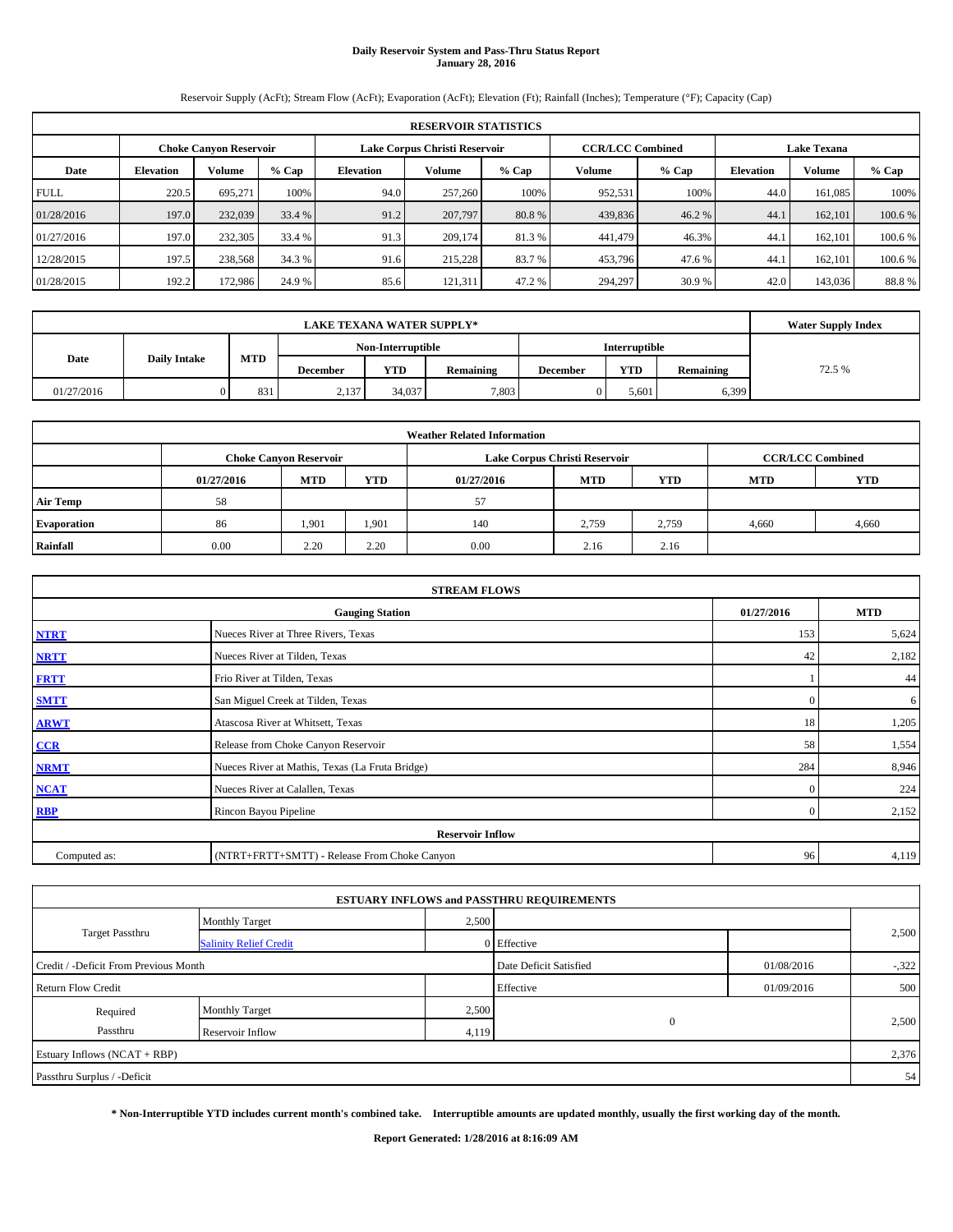# Daily Reservoir System and Pass-Thru Status Report
## January 28, 2016

Reservoir Supply (AcFt); Stream Flow (AcFt); Evaporation (AcFt); Elevation (Ft); Rainfall (Inches); Temperature (°F); Capacity (Cap)

| RESERVOIR STATISTICS | | | | | | | | | | | |
|---|---|---|---|---|---|---|---|---|---|---|---|
| | Choke Canyon Reservoir | | | Lake Corpus Christi Reservoir | | | CCR/LCC Combined | | Lake Texana | | |
| Date | Elevation | Volume | % Cap | Elevation | Volume | % Cap | Volume | % Cap | Elevation | Volume | % Cap |
| FULL | 220.5 | 695,271 | 100% | 94.0 | 257,260 | 100% | 952,531 | 100% | 44.0 | 161,085 | 100% |
| 01/28/2016 | 197.0 | 232,039 | 33.4 % | 91.2 | 207,797 | 80.8 % | 439,836 | 46.2 % | 44.1 | 162,101 | 100.6 % |
| 01/27/2016 | 197.0 | 232,305 | 33.4 % | 91.3 | 209,174 | 81.3 % | 441,479 | 46.3% | 44.1 | 162,101 | 100.6 % |
| 12/28/2015 | 197.5 | 238,568 | 34.3 % | 91.6 | 215,228 | 83.7 % | 453,796 | 47.6 % | 44.1 | 162,101 | 100.6 % |
| 01/28/2015 | 192.2 | 172,986 | 24.9 % | 85.6 | 121,311 | 47.2 % | 294,297 | 30.9 % | 42.0 | 143,036 | 88.8 % |

| LAKE TEXANA WATER SUPPLY* | | | | | | | | | Water Supply Index |
|---|---|---|---|---|---|---|---|---|---|
| Date | Daily Intake | MTD | Non-Interruptible | | | Interruptible | | | |
| | | | December | YTD | Remaining | December | YTD | Remaining | |
| 01/27/2016 | 0 | 831 | 2,137 | 34,037 | 7,803 | 0 | 5,601 | 6,399 | 72.5 % |

| Weather Related Information | | | | | | | |
|---|---|---|---|---|---|---|---|
| | Choke Canyon Reservoir | | | Lake Corpus Christi Reservoir | | | CCR/LCC Combined | |
| | 01/27/2016 | MTD | YTD | 01/27/2016 | MTD | YTD | MTD | YTD |
| Air Temp | 58 | | | 57 | | | | |
| Evaporation | 86 | 1,901 | 1,901 | 140 | 2,759 | 2,759 | 4,660 | 4,660 |
| Rainfall | 0.00 | 2.20 | 2.20 | 0.00 | 2.16 | 2.16 | | |

| STREAM FLOWS | | | |
|---|---|---|---|
| | Gauging Station | 01/27/2016 | MTD |
| NTRT | Nueces River at Three Rivers, Texas | 153 | 5,624 |
| NRTT | Nueces River at Tilden, Texas | 42 | 2,182 |
| FRTT | Frio River at Tilden, Texas | 1 | 44 |
| SMTT | San Miguel Creek at Tilden, Texas | 0 | 6 |
| ARWT | Atascosa River at Whitsett, Texas | 18 | 1,205 |
| CCR | Release from Choke Canyon Reservoir | 58 | 1,554 |
| NRMT | Nueces River at Mathis, Texas (La Fruta Bridge) | 284 | 8,946 |
| NCAT | Nueces River at Calallen, Texas | 0 | 224 |
| RBP | Rincon Bayou Pipeline | 0 | 2,152 |
| Reservoir Inflow | | | |
| Computed as: | (NTRT+FRTT+SMTT) - Release From Choke Canyon | 96 | 4,119 |

| ESTUARY INFLOWS and PASSTHRU REQUIREMENTS | | | | | |
|---|---|---|---|---|---|
| Target Passthru | Monthly Target | 2,500 | | | 2,500 |
| | Salinity Relief Credit | 0 | Effective | | |
| Credit / -Deficit From Previous Month | | | Date Deficit Satisfied | 01/08/2016 | -,322 |
| Return Flow Credit | | | Effective | 01/09/2016 | 500 |
| Required Passthru | Monthly Target | 2,500 | 0 | | 2,500 |
| | Reservoir Inflow | 4,119 | | | |
| Estuary Inflows (NCAT + RBP) | | | | | 2,376 |
| Passthru Surplus / -Deficit | | | | | 54 |

**\* Non-Interruptible YTD includes current month's combined take. Interruptible amounts are updated monthly, usually the first working day of the month.**

**Report Generated: 1/28/2016 at 8:16:09 AM**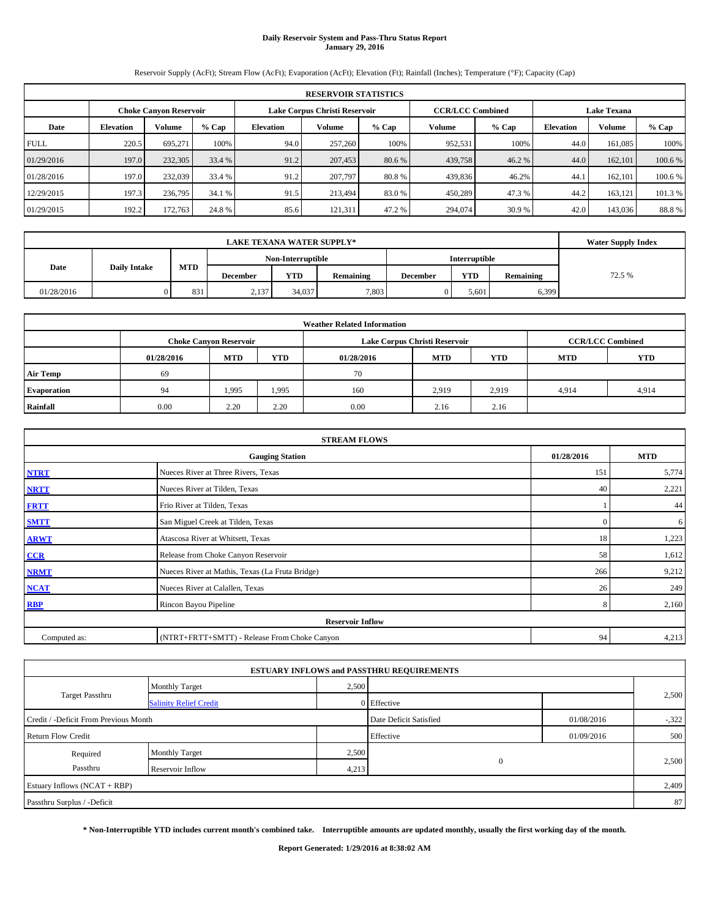# Daily Reservoir System and Pass-Thru Status Report
**January 29, 2016**

Reservoir Supply (AcFt); Stream Flow (AcFt); Evaporation (AcFt); Elevation (Ft); Rainfall (Inches); Temperature (°F); Capacity (Cap)

| RESERVOIR STATISTICS | | | | | | | | | | | |
|---|---|---|---|---|---|---|---|---|---|---|---|
| | Choke Canyon Reservoir | | | Lake Corpus Christi Reservoir | | | CCR/LCC Combined | | Lake Texana | | |
| Date | Elevation | Volume | % Cap | Elevation | Volume | % Cap | Volume | % Cap | Elevation | Volume | % Cap |
| FULL | 220.5 | 695,271 | 100% | 94.0 | 257,260 | 100% | 952,531 | 100% | 44.0 | 161,085 | 100% |
| 01/29/2016 | 197.0 | 232,305 | 33.4 % | 91.2 | 207,453 | 80.6 % | 439,758 | 46.2 % | 44.0 | 162,101 | 100.6 % |
| 01/28/2016 | 197.0 | 232,039 | 33.4 % | 91.2 | 207,797 | 80.8 % | 439,836 | 46.2% | 44.1 | 162,101 | 100.6 % |
| 12/29/2015 | 197.3 | 236,795 | 34.1 % | 91.5 | 213,494 | 83.0 % | 450,289 | 47.3 % | 44.2 | 163,121 | 101.3 % |
| 01/29/2015 | 192.2 | 172,763 | 24.8 % | 85.6 | 121,311 | 47.2 % | 294,074 | 30.9 % | 42.0 | 143,036 | 88.8 % |

| LAKE TEXANA WATER SUPPLY* | | | | | | | | | Water Supply Index |
|---|---|---|---|---|---|---|---|---|---|
| Date | Daily Intake | MTD | Non-Interruptible | | | Interruptible | | | |
| | | | December | YTD | Remaining | December | YTD | Remaining | |
| 01/28/2016 | 0 | 831 | 2,137 | 34,037 | 7,803 | 0 | 5,601 | 6,399 | 72.5 % |

| Weather Related Information | | | | | | | | |
|---|---|---|---|---|---|---|---|---|
| | Choke Canyon Reservoir | | | Lake Corpus Christi Reservoir | | | CCR/LCC Combined | |
| | 01/28/2016 | MTD | YTD | 01/28/2016 | MTD | YTD | MTD | YTD |
| Air Temp | 69 | | | 70 | | | | |
| Evaporation | 94 | 1,995 | 1,995 | 160 | 2,919 | 2,919 | 4,914 | 4,914 |
| Rainfall | 0.00 | 2.20 | 2.20 | 0.00 | 2.16 | 2.16 | | |

| STREAM FLOWS | | | |
|---|---|---|---|
| | Gauging Station | 01/28/2016 | MTD |
| NTRT | Nueces River at Three Rivers, Texas | 151 | 5,774 |
| NRTT | Nueces River at Tilden, Texas | 40 | 2,221 |
| FRTT | Frio River at Tilden, Texas | 1 | 44 |
| SMTT | San Miguel Creek at Tilden, Texas | 0 | 6 |
| ARWT | Atascosa River at Whitsett, Texas | 18 | 1,223 |
| CCR | Release from Choke Canyon Reservoir | 58 | 1,612 |
| NRMT | Nueces River at Mathis, Texas (La Fruta Bridge) | 266 | 9,212 |
| NCAT | Nueces River at Calallen, Texas | 26 | 249 |
| RBP | Rincon Bayou Pipeline | 8 | 2,160 |
| Reservoir Inflow | | | |
| Computed as: | (NTRT+FRTT+SMTT) - Release From Choke Canyon | 94 | 4,213 |

| ESTUARY INFLOWS and PASSTHRU REQUIREMENTS | | | | | |
|---|---|---|---|---|---|
| Target Passthru | Monthly Target | 2,500 | | | 2,500 |
| | Salinity Relief Credit | 0 | Effective | | |
| Credit / -Deficit From Previous Month | | | Date Deficit Satisfied | 01/08/2016 | -,322 |
| Return Flow Credit | | | Effective | 01/09/2016 | 500 |
| Required Passthru | Monthly Target | 2,500 | 0 | | 2,500 |
| | Reservoir Inflow | 4,213 | | | |
| Estuary Inflows (NCAT + RBP) | | | | | 2,409 |
| Passthru Surplus / -Deficit | | | | | 87 |

**\* Non-Interruptible YTD includes current month's combined take. Interruptible amounts are updated monthly, usually the first working day of the month.**

**Report Generated: 1/29/2016 at 8:38:02 AM**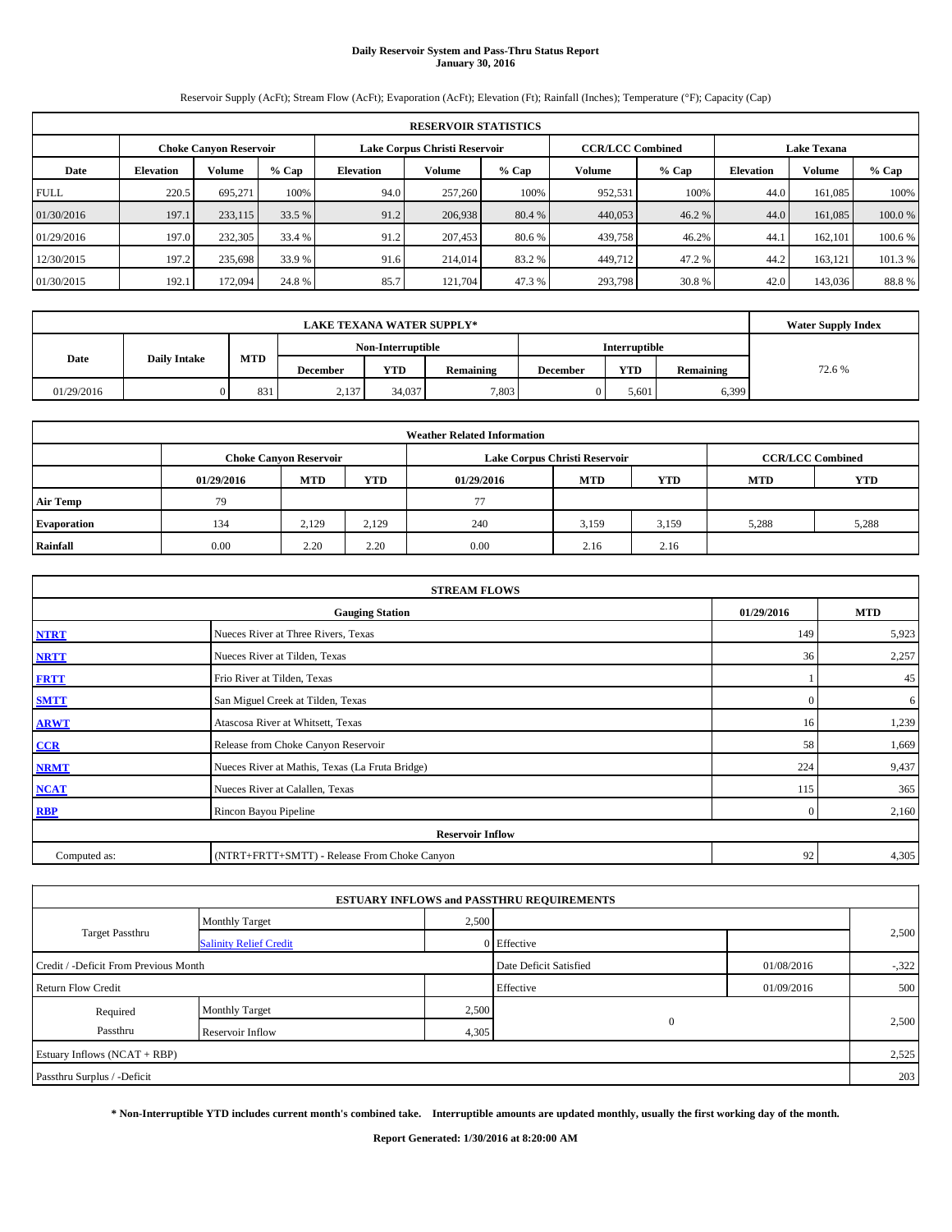# Daily Reservoir System and Pass-Thru Status Report
**January 30, 2016**

Reservoir Supply (AcFt); Stream Flow (AcFt); Evaporation (AcFt); Elevation (Ft); Rainfall (Inches); Temperature (°F); Capacity (Cap)

| RESERVOIR STATISTICS | | | | | | | | | | | |
|---|---|---|---|---|---|---|---|---|---|---|---|
| | Choke Canyon Reservoir | | | Lake Corpus Christi Reservoir | | | CCR/LCC Combined | | Lake Texana | | |
| Date | Elevation | Volume | % Cap | Elevation | Volume | % Cap | Volume | % Cap | Elevation | Volume | % Cap |
| FULL | 220.5 | 695,271 | 100% | 94.0 | 257,260 | 100% | 952,531 | 100% | 44.0 | 161,085 | 100% |
| 01/30/2016 | 197.1 | 233,115 | 33.5 % | 91.2 | 206,938 | 80.4 % | 440,053 | 46.2 % | 44.0 | 161,085 | 100.0 % |
| 01/29/2016 | 197.0 | 232,305 | 33.4 % | 91.2 | 207,453 | 80.6 % | 439,758 | 46.2% | 44.1 | 162,101 | 100.6 % |
| 12/30/2015 | 197.2 | 235,698 | 33.9 % | 91.6 | 214,014 | 83.2 % | 449,712 | 47.2 % | 44.2 | 163,121 | 101.3 % |
| 01/30/2015 | 192.1 | 172,094 | 24.8 % | 85.7 | 121,704 | 47.3 % | 293,798 | 30.8 % | 42.0 | 143,036 | 88.8 % |

| LAKE TEXANA WATER SUPPLY* | | | | | | | | | Water Supply Index |
|---|---|---|---|---|---|---|---|---|---|
| Date | Daily Intake | MTD | Non-Interruptible | | | Interruptible | | | |
| | | | December | YTD | Remaining | December | YTD | Remaining | |
| 01/29/2016 | 0 | 831 | 2,137 | 34,037 | 7,803 | 0 | 5,601 | 6,399 | 72.6 % |

| Weather Related Information | | | | | | | | |
|---|---|---|---|---|---|---|---|---|
| | Choke Canyon Reservoir | | | Lake Corpus Christi Reservoir | | | CCR/LCC Combined | |
| | 01/29/2016 | MTD | YTD | 01/29/2016 | MTD | YTD | MTD | YTD |
| Air Temp | 79 | | | 77 | | | | |
| Evaporation | 134 | 2,129 | 2,129 | 240 | 3,159 | 3,159 | 5,288 | 5,288 |
| Rainfall | 0.00 | 2.20 | 2.20 | 0.00 | 2.16 | 2.16 | | |

| STREAM FLOWS | | | |
|---|---|---|---|
| | Gauging Station | 01/29/2016 | MTD |
| NTRT | Nueces River at Three Rivers, Texas | 149 | 5,923 |
| NRTT | Nueces River at Tilden, Texas | 36 | 2,257 |
| FRTT | Frio River at Tilden, Texas | 1 | 45 |
| SMTT | San Miguel Creek at Tilden, Texas | 0 | 6 |
| ARWT | Atascosa River at Whitsett, Texas | 16 | 1,239 |
| CCR | Release from Choke Canyon Reservoir | 58 | 1,669 |
| NRMT | Nueces River at Mathis, Texas (La Fruta Bridge) | 224 | 9,437 |
| NCAT | Nueces River at Calallen, Texas | 115 | 365 |
| RBP | Rincon Bayou Pipeline | 0 | 2,160 |
| Reservoir Inflow | | | |
| Computed as: | (NTRT+FRTT+SMTT) - Release From Choke Canyon | 92 | 4,305 |

| ESTUARY INFLOWS and PASSTHRU REQUIREMENTS | | | | | |
|---|---|---|---|---|---|
| Target Passthru | Monthly Target | 2,500 | | | 2,500 |
| | Salinity Relief Credit | 0 | Effective | | |
| Credit / -Deficit From Previous Month | | | Date Deficit Satisfied | 01/08/2016 | -,322 |
| Return Flow Credit | | | Effective | 01/09/2016 | 500 |
| Required Passthru | Monthly Target | 2,500 | 0 | | 2,500 |
| | Reservoir Inflow | 4,305 | | | |
| Estuary Inflows (NCAT + RBP) | | | | | 2,525 |
| Passthru Surplus / -Deficit | | | | | 203 |

**\* Non-Interruptible YTD includes current month's combined take. Interruptible amounts are updated monthly, usually the first working day of the month.**

**Report Generated: 1/30/2016 at 8:20:00 AM**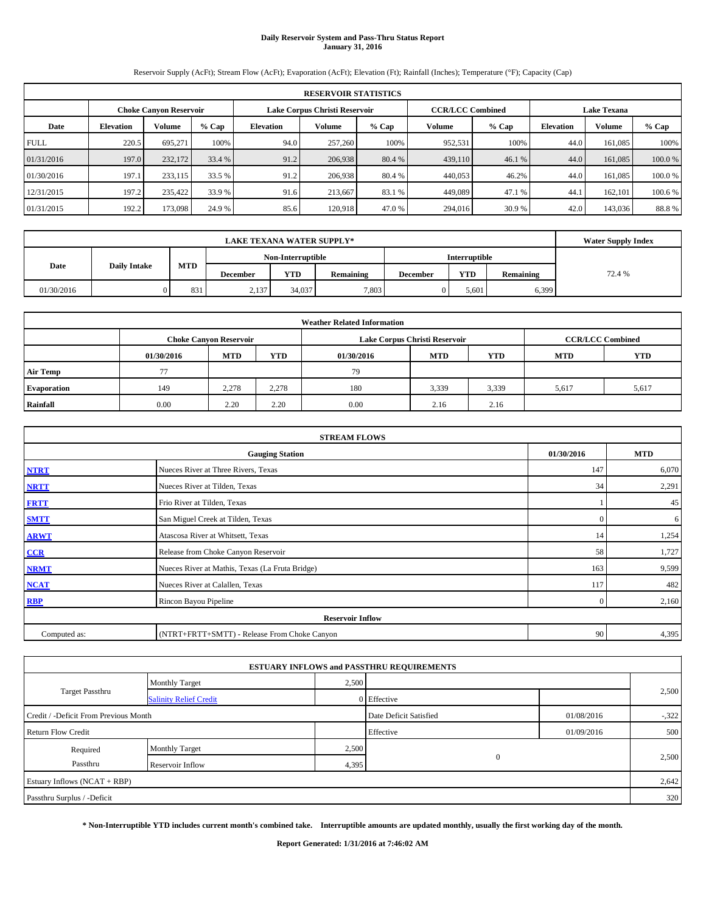# Daily Reservoir System and Pass-Thru Status Report
**January 31, 2016**

Reservoir Supply (AcFt); Stream Flow (AcFt); Evaporation (AcFt); Elevation (Ft); Rainfall (Inches); Temperature (°F); Capacity (Cap)

| RESERVOIR STATISTICS | | | | | | | | | | | |
|---|---|---|---|---|---|---|---|---|---|---|---|
| | Choke Canyon Reservoir | | | Lake Corpus Christi Reservoir | | | CCR/LCC Combined | | Lake Texana | | |
| Date | Elevation | Volume | % Cap | Elevation | Volume | % Cap | Volume | % Cap | Elevation | Volume | % Cap |
| FULL | 220.5 | 695,271 | 100% | 94.0 | 257,260 | 100% | 952,531 | 100% | 44.0 | 161,085 | 100% |
| 01/31/2016 | 197.0 | 232,172 | 33.4 % | 91.2 | 206,938 | 80.4 % | 439,110 | 46.1 % | 44.0 | 161,085 | 100.0 % |
| 01/30/2016 | 197.1 | 233,115 | 33.5 % | 91.2 | 206,938 | 80.4 % | 440,053 | 46.2% | 44.0 | 161,085 | 100.0 % |
| 12/31/2015 | 197.2 | 235,422 | 33.9 % | 91.6 | 213,667 | 83.1 % | 449,089 | 47.1 % | 44.1 | 162,101 | 100.6 % |
| 01/31/2015 | 192.2 | 173,098 | 24.9 % | 85.6 | 120,918 | 47.0 % | 294,016 | 30.9 % | 42.0 | 143,036 | 88.8 % |

| LAKE TEXANA WATER SUPPLY* | | | | | | | | | Water Supply Index |
|---|---|---|---|---|---|---|---|---|---|
| Date | Daily Intake | MTD | Non-Interruptible | | | Interruptible | | | |
| | | | December | YTD | Remaining | December | YTD | Remaining | |
| 01/30/2016 | 0 | 831 | 2,137 | 34,037 | 7,803 | 0 | 5,601 | 6,399 | 72.4 % |

| Weather Related Information | | | | | | | |
|---|---|---|---|---|---|---|---|
| | Choke Canyon Reservoir | | | Lake Corpus Christi Reservoir | | | CCR/LCC Combined | |
| | 01/30/2016 | MTD | YTD | 01/30/2016 | MTD | YTD | MTD | YTD |
| Air Temp | 77 | | | 79 | | | | |
| Evaporation | 149 | 2,278 | 2,278 | 180 | 3,339 | 3,339 | 5,617 | 5,617 |
| Rainfall | 0.00 | 2.20 | 2.20 | 0.00 | 2.16 | 2.16 | | |

| STREAM FLOWS | | | |
|---|---|---|---|
| | Gauging Station | 01/30/2016 | MTD |
| NTRT | Nueces River at Three Rivers, Texas | 147 | 6,070 |
| NRTT | Nueces River at Tilden, Texas | 34 | 2,291 |
| FRTT | Frio River at Tilden, Texas | 1 | 45 |
| SMTT | San Miguel Creek at Tilden, Texas | 0 | 6 |
| ARWT | Atascosa River at Whitsett, Texas | 14 | 1,254 |
| CCR | Release from Choke Canyon Reservoir | 58 | 1,727 |
| NRMT | Nueces River at Mathis, Texas (La Fruta Bridge) | 163 | 9,599 |
| NCAT | Nueces River at Calallen, Texas | 117 | 482 |
| RBP | Rincon Bayou Pipeline | 0 | 2,160 |
| **Reservoir Inflow** | | | |
| Computed as: | (NTRT+FRTT+SMTT) - Release From Choke Canyon | 90 | 4,395 |

| ESTUARY INFLOWS and PASSTHRU REQUIREMENTS | | | | | |
|---|---|---|---|---|---|
| Target Passthru | Monthly Target | 2,500 | | | 2,500 |
| | Salinity Relief Credit | 0 | Effective | | |
| Credit / -Deficit From Previous Month | | | Date Deficit Satisfied | 01/08/2016 | -,322 |
| Return Flow Credit | | | Effective | 01/09/2016 | 500 |
| Required Passthru | Monthly Target | 2,500 | 0 | | 2,500 |
| | Reservoir Inflow | 4,395 | | | |
| Estuary Inflows (NCAT + RBP) | | | | | 2,642 |
| Passthru Surplus / -Deficit | | | | | 320 |

**\* Non-Interruptible YTD includes current month's combined take. Interruptible amounts are updated monthly, usually the first working day of the month.**

**Report Generated: 1/31/2016 at 7:46:02 AM**